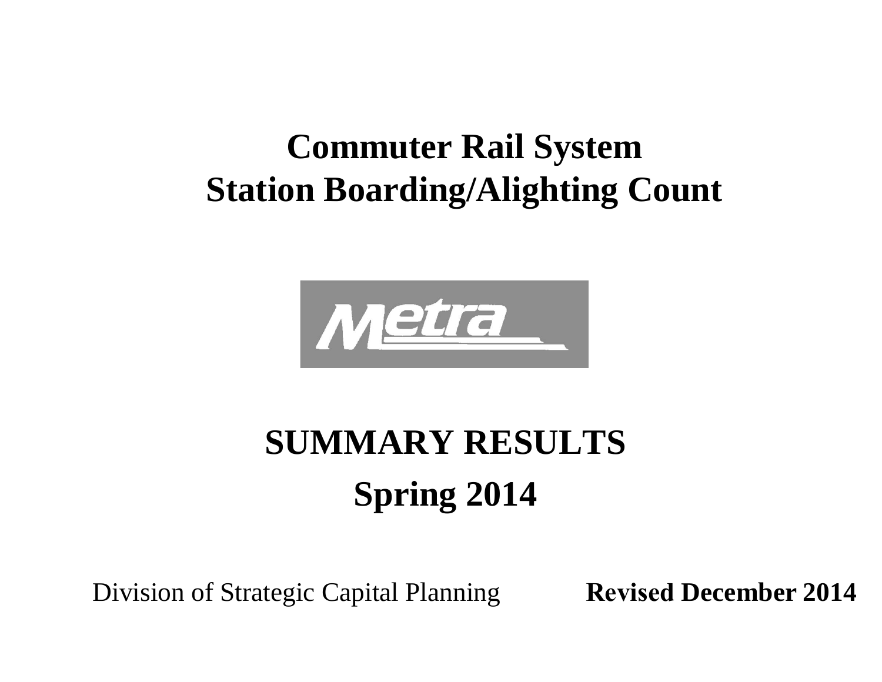# Commuter Rail System
# Station Boarding/Alighting Count

Metra

## SUMMARY RESULTS
## Spring 2014

Division of Strategic Capital Planning **Revised December 2014**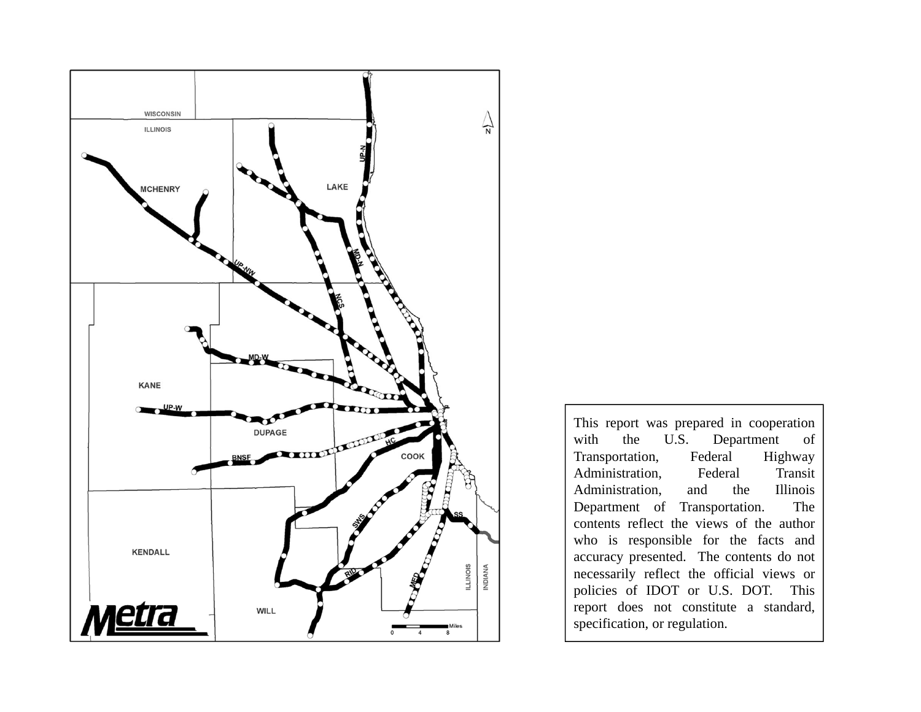WISCONSIN

ILLINOIS

MCHENRY

LAKE

UP-N

UP-NW

MD-N

NCS

KANE

MD-W

UP-W

DUPAGE

HC

BNSF

COOK

SWS

SS

KENDALL

RID

ME

ILLINOIS

INDIANA

WILL

Metra

Miles

0 4 8

This report was prepared in cooperation with the U.S. Department of Transportation, Federal Highway Administration, Federal Transit Administration, and the Illinois Department of Transportation. The contents reflect the views of the author who is responsible for the facts and accuracy presented. The contents do not necessarily reflect the official views or policies of IDOT or U.S. DOT. This report does not constitute a standard, specification, or regulation.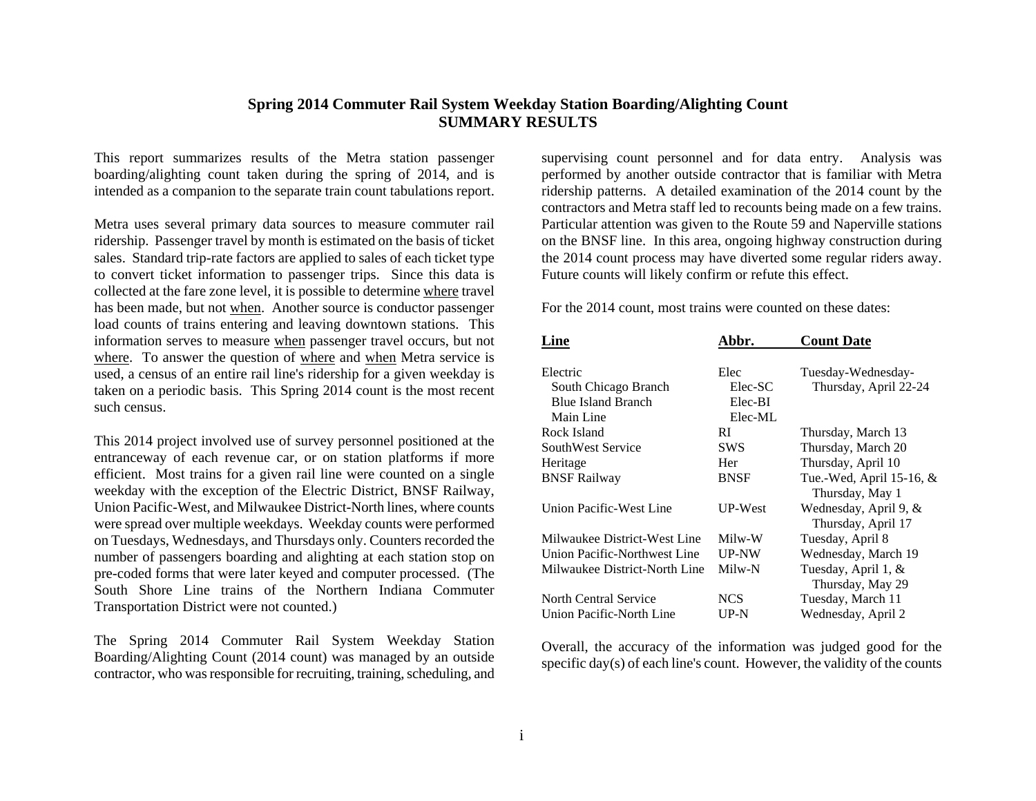# Spring 2014 Commuter Rail System Weekday Station Boarding/Alighting Count
## SUMMARY RESULTS

This report summarizes results of the Metra station passenger boarding/alighting count taken during the spring of 2014, and is intended as a companion to the separate train count tabulations report.

Metra uses several primary data sources to measure commuter rail ridership. Passenger travel by month is estimated on the basis of ticket sales. Standard trip-rate factors are applied to sales of each ticket type to convert ticket information to passenger trips. Since this data is collected at the fare zone level, it is possible to determine where travel has been made, but not when. Another source is conductor passenger load counts of trains entering and leaving downtown stations. This information serves to measure when passenger travel occurs, but not where. To answer the question of where and when Metra service is used, a census of an entire rail line's ridership for a given weekday is taken on a periodic basis. This Spring 2014 count is the most recent such census.

This 2014 project involved use of survey personnel positioned at the entranceway of each revenue car, or on station platforms if more efficient. Most trains for a given rail line were counted on a single weekday with the exception of the Electric District, BNSF Railway, Union Pacific-West, and Milwaukee District-North lines, where counts were spread over multiple weekdays. Weekday counts were performed on Tuesdays, Wednesdays, and Thursdays only. Counters recorded the number of passengers boarding and alighting at each station stop on pre-coded forms that were later keyed and computer processed. (The South Shore Line trains of the Northern Indiana Commuter Transportation District were not counted.)

The Spring 2014 Commuter Rail System Weekday Station Boarding/Alighting Count (2014 count) was managed by an outside contractor, who was responsible for recruiting, training, scheduling, and supervising count personnel and for data entry. Analysis was performed by another outside contractor that is familiar with Metra ridership patterns. A detailed examination of the 2014 count by the contractors and Metra staff led to recounts being made on a few trains. Particular attention was given to the Route 59 and Naperville stations on the BNSF line. In this area, ongoing highway construction during the 2014 count process may have diverted some regular riders away. Future counts will likely confirm or refute this effect.

For the 2014 count, most trains were counted on these dates:

| Line | Abbr. | Count Date |
|---|---|---|
| Electric | Elec | Tuesday-Wednesday-Thursday, April 22-24 |
| South Chicago Branch | Elec-SC | |
| Blue Island Branch | Elec-BI | |
| Main Line | Elec-ML | |
| Rock Island | RI | Thursday, March 13 |
| SouthWest Service | SWS | Thursday, March 20 |
| Heritage | Her | Thursday, April 10 |
| BNSF Railway | BNSF | Tue.-Wed, April 15-16, & Thursday, May 1 |
| Union Pacific-West Line | UP-West | Wednesday, April 9, & Thursday, April 17 |
| Milwaukee District-West Line | Milw-W | Tuesday, April 8 |
| Union Pacific-Northwest Line | UP-NW | Wednesday, March 19 |
| Milwaukee District-North Line | Milw-N | Tuesday, April 1, & Thursday, May 29 |
| North Central Service | NCS | Tuesday, March 11 |
| Union Pacific-North Line | UP-N | Wednesday, April 2 |

Overall, the accuracy of the information was judged good for the specific day(s) of each line's count. However, the validity of the counts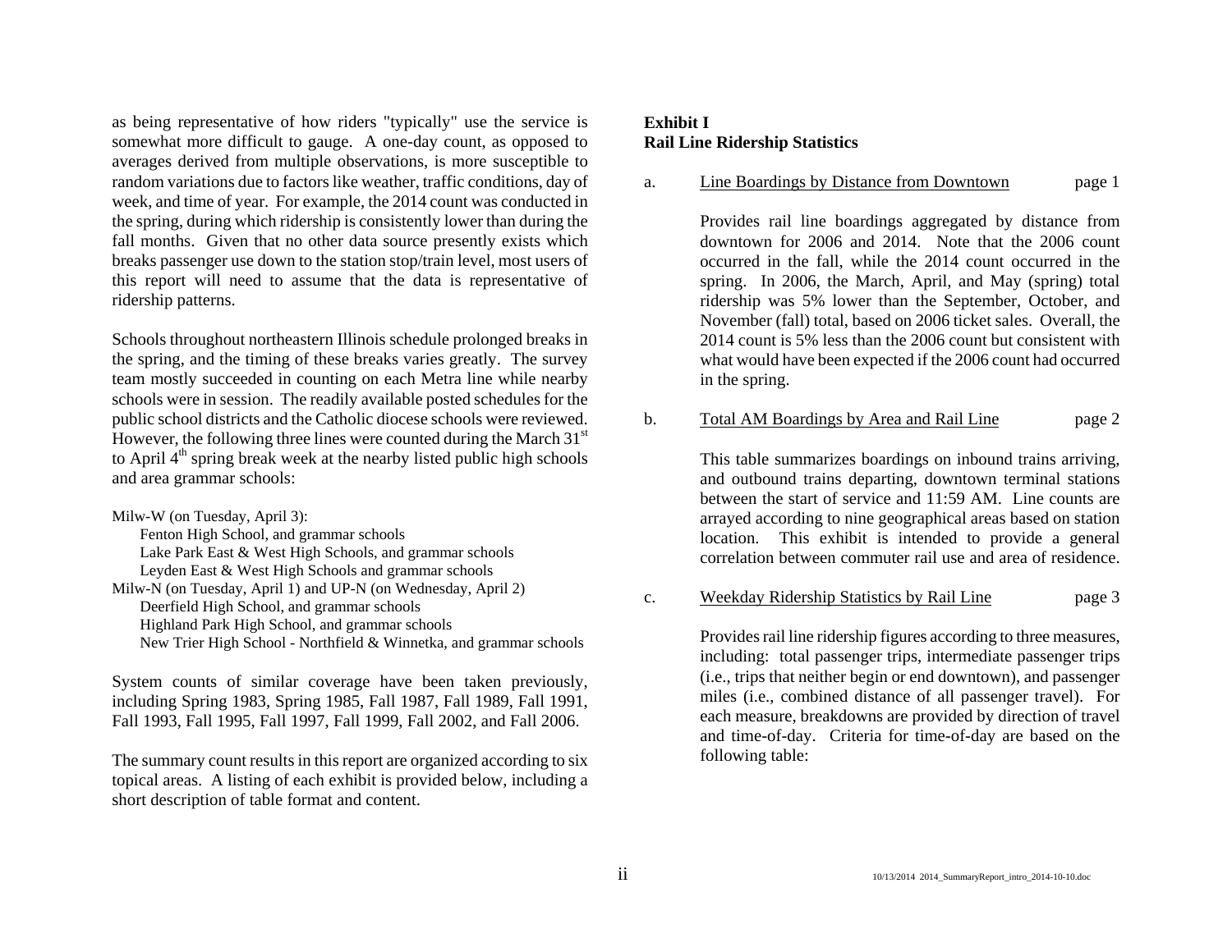as being representative of how riders "typically" use the service is somewhat more difficult to gauge. A one-day count, as opposed to averages derived from multiple observations, is more susceptible to random variations due to factors like weather, traffic conditions, day of week, and time of year. For example, the 2014 count was conducted in the spring, during which ridership is consistently lower than during the fall months. Given that no other data source presently exists which breaks passenger use down to the station stop/train level, most users of this report will need to assume that the data is representative of ridership patterns.

Schools throughout northeastern Illinois schedule prolonged breaks in the spring, and the timing of these breaks varies greatly. The survey team mostly succeeded in counting on each Metra line while nearby schools were in session. The readily available posted schedules for the public school districts and the Catholic diocese schools were reviewed. However, the following three lines were counted during the March 31st to April 4th spring break week at the nearby listed public high schools and area grammar schools:

Milw-W (on Tuesday, April 3):
- Fenton High School, and grammar schools
- Lake Park East & West High Schools, and grammar schools
- Leyden East & West High Schools and grammar schools

Milw-N (on Tuesday, April 1) and UP-N (on Wednesday, April 2)
- Deerfield High School, and grammar schools
- Highland Park High School, and grammar schools
- New Trier High School - Northfield & Winnetka, and grammar schools

System counts of similar coverage have been taken previously, including Spring 1983, Spring 1985, Fall 1987, Fall 1989, Fall 1991, Fall 1993, Fall 1995, Fall 1997, Fall 1999, Fall 2002, and Fall 2006.

The summary count results in this report are organized according to six topical areas. A listing of each exhibit is provided below, including a short description of table format and content.

**Exhibit I**
**Rail Line Ridership Statistics**

a. Line Boardings by Distance from Downtown — page 1

Provides rail line boardings aggregated by distance from downtown for 2006 and 2014. Note that the 2006 count occurred in the fall, while the 2014 count occurred in the spring. In 2006, the March, April, and May (spring) total ridership was 5% lower than the September, October, and November (fall) total, based on 2006 ticket sales. Overall, the 2014 count is 5% less than the 2006 count but consistent with what would have been expected if the 2006 count had occurred in the spring.

b. Total AM Boardings by Area and Rail Line — page 2

This table summarizes boardings on inbound trains arriving, and outbound trains departing, downtown terminal stations between the start of service and 11:59 AM. Line counts are arrayed according to nine geographical areas based on station location. This exhibit is intended to provide a general correlation between commuter rail use and area of residence.

c. Weekday Ridership Statistics by Rail Line — page 3

Provides rail line ridership figures according to three measures, including: total passenger trips, intermediate passenger trips (i.e., trips that neither begin or end downtown), and passenger miles (i.e., combined distance of all passenger travel). For each measure, breakdowns are provided by direction of travel and time-of-day. Criteria for time-of-day are based on the following table: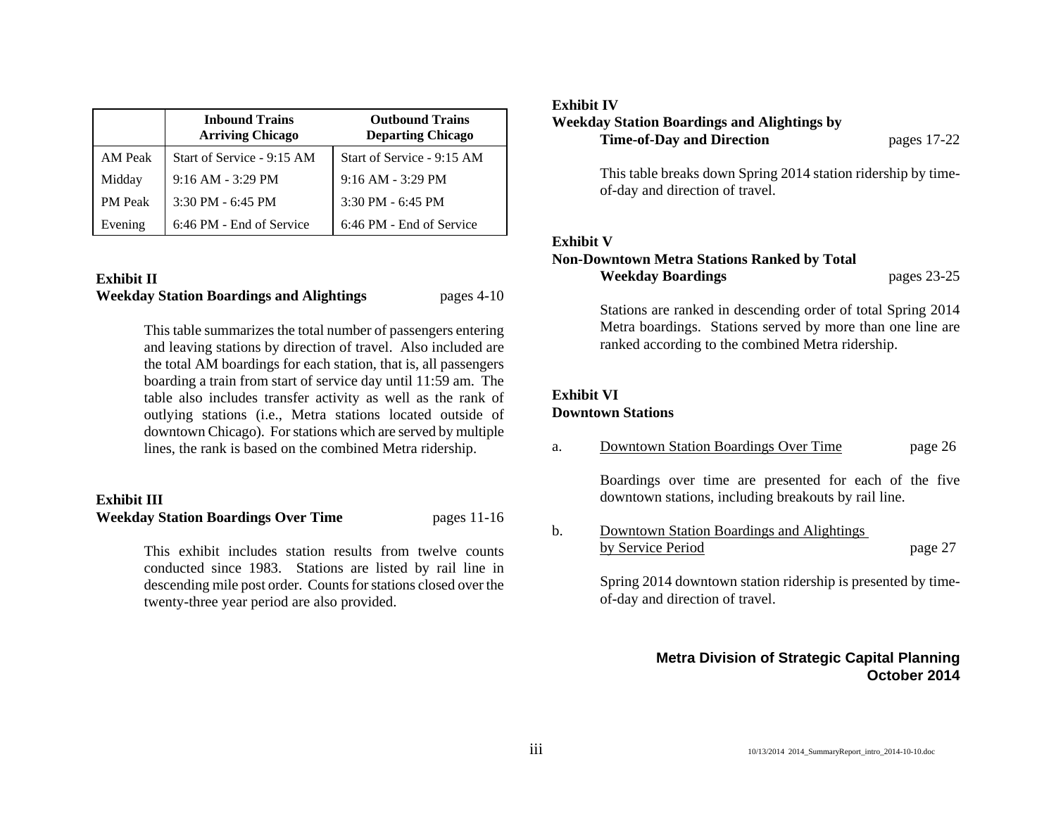| | Inbound Trains Arriving Chicago | Outbound Trains Departing Chicago |
|---|---|---|
| AM Peak | Start of Service - 9:15 AM | Start of Service - 9:15 AM |
| Midday | 9:16 AM - 3:29 PM | 9:16 AM - 3:29 PM |
| PM Peak | 3:30 PM - 6:45 PM | 3:30 PM - 6:45 PM |
| Evening | 6:46 PM - End of Service | 6:46 PM - End of Service |

**Exhibit II**
**Weekday Station Boardings and Alightings** pages 4-10

This table summarizes the total number of passengers entering and leaving stations by direction of travel. Also included are the total AM boardings for each station, that is, all passengers boarding a train from start of service day until 11:59 am. The table also includes transfer activity as well as the rank of outlying stations (i.e., Metra stations located outside of downtown Chicago). For stations which are served by multiple lines, the rank is based on the combined Metra ridership.

**Exhibit III**
**Weekday Station Boardings Over Time** pages 11-16

This exhibit includes station results from twelve counts conducted since 1983. Stations are listed by rail line in descending mile post order. Counts for stations closed over the twenty-three year period are also provided.

**Exhibit IV**
**Weekday Station Boardings and Alightings by Time-of-Day and Direction** pages 17-22

This table breaks down Spring 2014 station ridership by time-of-day and direction of travel.

**Exhibit V**
**Non-Downtown Metra Stations Ranked by Total Weekday Boardings** pages 23-25

Stations are ranked in descending order of total Spring 2014 Metra boardings. Stations served by more than one line are ranked according to the combined Metra ridership.

**Exhibit VI**
**Downtown Stations**

a. Downtown Station Boardings Over Time page 26

Boardings over time are presented for each of the five downtown stations, including breakouts by rail line.

b. Downtown Station Boardings and Alightings by Service Period page 27

Spring 2014 downtown station ridership is presented by time-of-day and direction of travel.

**Metra Division of Strategic Capital Planning**
**October 2014**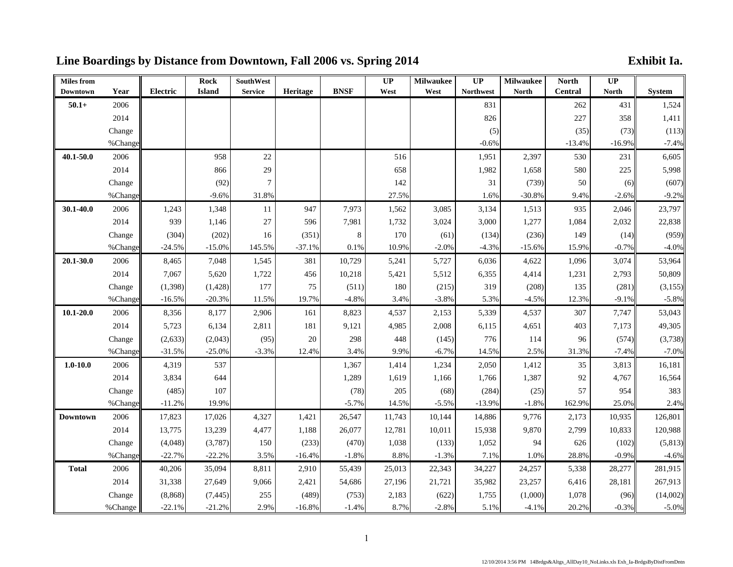# Line Boardings by Distance from Downtown, Fall 2006 vs. Spring 2014

**Exhibit Ia.**

| Miles from Downtown | Year | Electric | Rock Island | SouthWest Service | Heritage | BNSF | UP West | Milwaukee West | UP Northwest | Milwaukee North | North Central | UP North | System |
|---|---|---|---|---|---|---|---|---|---|---|---|---|---|
| **50.1+** | 2006 | | | | | | | | 831 | | 262 | 431 | 1,524 |
| | 2014 | | | | | | | | 826 | | 227 | 358 | 1,411 |
| | Change | | | | | | | | (5) | | (35) | (73) | (113) |
| | %Change | | | | | | | | -0.6% | | -13.4% | -16.9% | -7.4% |
| **40.1-50.0** | 2006 | | 958 | 22 | | | 516 | | 1,951 | 2,397 | 530 | 231 | 6,605 |
| | 2014 | | 866 | 29 | | | 658 | | 1,982 | 1,658 | 580 | 225 | 5,998 |
| | Change | | (92) | 7 | | | 142 | | 31 | (739) | 50 | (6) | (607) |
| | %Change | | -9.6% | 31.8% | | | 27.5% | | 1.6% | -30.8% | 9.4% | -2.6% | -9.2% |
| **30.1-40.0** | 2006 | 1,243 | 1,348 | 11 | 947 | 7,973 | 1,562 | 3,085 | 3,134 | 1,513 | 935 | 2,046 | 23,797 |
| | 2014 | 939 | 1,146 | 27 | 596 | 7,981 | 1,732 | 3,024 | 3,000 | 1,277 | 1,084 | 2,032 | 22,838 |
| | Change | (304) | (202) | 16 | (351) | 8 | 170 | (61) | (134) | (236) | 149 | (14) | (959) |
| | %Change | -24.5% | -15.0% | 145.5% | -37.1% | 0.1% | 10.9% | -2.0% | -4.3% | -15.6% | 15.9% | -0.7% | -4.0% |
| **20.1-30.0** | 2006 | 8,465 | 7,048 | 1,545 | 381 | 10,729 | 5,241 | 5,727 | 6,036 | 4,622 | 1,096 | 3,074 | 53,964 |
| | 2014 | 7,067 | 5,620 | 1,722 | 456 | 10,218 | 5,421 | 5,512 | 6,355 | 4,414 | 1,231 | 2,793 | 50,809 |
| | Change | (1,398) | (1,428) | 177 | 75 | (511) | 180 | (215) | 319 | (208) | 135 | (281) | (3,155) |
| | %Change | -16.5% | -20.3% | 11.5% | 19.7% | -4.8% | 3.4% | -3.8% | 5.3% | -4.5% | 12.3% | -9.1% | -5.8% |
| **10.1-20.0** | 2006 | 8,356 | 8,177 | 2,906 | 161 | 8,823 | 4,537 | 2,153 | 5,339 | 4,537 | 307 | 7,747 | 53,043 |
| | 2014 | 5,723 | 6,134 | 2,811 | 181 | 9,121 | 4,985 | 2,008 | 6,115 | 4,651 | 403 | 7,173 | 49,305 |
| | Change | (2,633) | (2,043) | (95) | 20 | 298 | 448 | (145) | 776 | 114 | 96 | (574) | (3,738) |
| | %Change | -31.5% | -25.0% | -3.3% | 12.4% | 3.4% | 9.9% | -6.7% | 14.5% | 2.5% | 31.3% | -7.4% | -7.0% |
| **1.0-10.0** | 2006 | 4,319 | 537 | | | 1,367 | 1,414 | 1,234 | 2,050 | 1,412 | 35 | 3,813 | 16,181 |
| | 2014 | 3,834 | 644 | | | 1,289 | 1,619 | 1,166 | 1,766 | 1,387 | 92 | 4,767 | 16,564 |
| | Change | (485) | 107 | | | (78) | 205 | (68) | (284) | (25) | 57 | 954 | 383 |
| | %Change | -11.2% | 19.9% | | | -5.7% | 14.5% | -5.5% | -13.9% | -1.8% | 162.9% | 25.0% | 2.4% |
| **Downtown** | 2006 | 17,823 | 17,026 | 4,327 | 1,421 | 26,547 | 11,743 | 10,144 | 14,886 | 9,776 | 2,173 | 10,935 | 126,801 |
| | 2014 | 13,775 | 13,239 | 4,477 | 1,188 | 26,077 | 12,781 | 10,011 | 15,938 | 9,870 | 2,799 | 10,833 | 120,988 |
| | Change | (4,048) | (3,787) | 150 | (233) | (470) | 1,038 | (133) | 1,052 | 94 | 626 | (102) | (5,813) |
| | %Change | -22.7% | -22.2% | 3.5% | -16.4% | -1.8% | 8.8% | -1.3% | 7.1% | 1.0% | 28.8% | -0.9% | -4.6% |
| **Total** | 2006 | 40,206 | 35,094 | 8,811 | 2,910 | 55,439 | 25,013 | 22,343 | 34,227 | 24,257 | 5,338 | 28,277 | 281,915 |
| | 2014 | 31,338 | 27,649 | 9,066 | 2,421 | 54,686 | 27,196 | 21,721 | 35,982 | 23,257 | 6,416 | 28,181 | 267,913 |
| | Change | (8,868) | (7,445) | 255 | (489) | (753) | 2,183 | (622) | 1,755 | (1,000) | 1,078 | (96) | (14,002) |
| | %Change | -22.1% | -21.2% | 2.9% | -16.8% | -1.4% | 8.7% | -2.8% | 5.1% | -4.1% | 20.2% | -0.3% | -5.0% |

12/10/2014 3:56 PM 14Brdgs&Altgs_AllDay10_NoLinks.xls Exh_Ia-BrdgsByDistFromDntn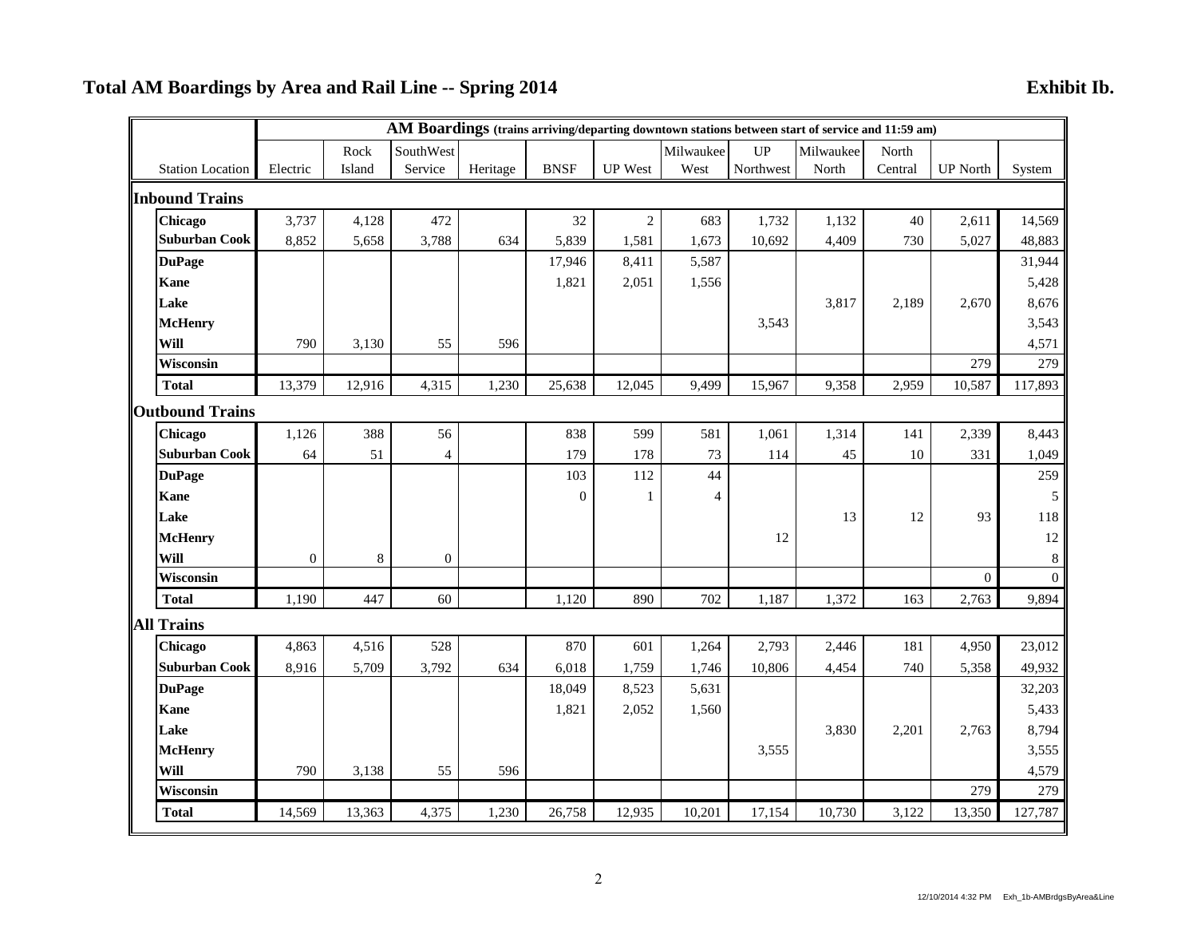# Total AM Boardings by Area and Rail Line -- Spring 2014

**Exhibit Ib.**

| | AM Boardings (trains arriving/departing downtown stations between start of service and 11:59 am) | | | | | | | | | | | |
|---|---|---|---|---|---|---|---|---|---|---|---|---|
| Station Location | Electric | Rock Island | SouthWest Service | Heritage | BNSF | UP West | Milwaukee West | UP Northwest | Milwaukee North | North Central | UP North | System |
| **Inbound Trains** | | | | | | | | | | | | |
| **Chicago** | 3,737 | 4,128 | 472 | | 32 | 2 | 683 | 1,732 | 1,132 | 40 | 2,611 | 14,569 |
| **Suburban Cook** | 8,852 | 5,658 | 3,788 | 634 | 5,839 | 1,581 | 1,673 | 10,692 | 4,409 | 730 | 5,027 | 48,883 |
| **DuPage** | | | | | 17,946 | 8,411 | 5,587 | | | | | 31,944 |
| **Kane** | | | | | 1,821 | 2,051 | 1,556 | | | | | 5,428 |
| **Lake** | | | | | | | | | 3,817 | 2,189 | 2,670 | 8,676 |
| **McHenry** | | | | | | | | 3,543 | | | | 3,543 |
| **Will** | 790 | 3,130 | 55 | 596 | | | | | | | | 4,571 |
| **Wisconsin** | | | | | | | | | | | 279 | 279 |
| **Total** | 13,379 | 12,916 | 4,315 | 1,230 | 25,638 | 12,045 | 9,499 | 15,967 | 9,358 | 2,959 | 10,587 | 117,893 |
| **Outbound Trains** | | | | | | | | | | | | |
| **Chicago** | 1,126 | 388 | 56 | | 838 | 599 | 581 | 1,061 | 1,314 | 141 | 2,339 | 8,443 |
| **Suburban Cook** | 64 | 51 | 4 | | 179 | 178 | 73 | 114 | 45 | 10 | 331 | 1,049 |
| **DuPage** | | | | | 103 | 112 | 44 | | | | | 259 |
| **Kane** | | | | | 0 | 1 | 4 | | | | | 5 |
| **Lake** | | | | | | | | | 13 | 12 | 93 | 118 |
| **McHenry** | | | | | | | | 12 | | | | 12 |
| **Will** | 0 | 8 | 0 | | | | | | | | | 8 |
| **Wisconsin** | | | | | | | | | | | 0 | 0 |
| **Total** | 1,190 | 447 | 60 | | 1,120 | 890 | 702 | 1,187 | 1,372 | 163 | 2,763 | 9,894 |
| **All Trains** | | | | | | | | | | | | |
| **Chicago** | 4,863 | 4,516 | 528 | | 870 | 601 | 1,264 | 2,793 | 2,446 | 181 | 4,950 | 23,012 |
| **Suburban Cook** | 8,916 | 5,709 | 3,792 | 634 | 6,018 | 1,759 | 1,746 | 10,806 | 4,454 | 740 | 5,358 | 49,932 |
| **DuPage** | | | | | 18,049 | 8,523 | 5,631 | | | | | 32,203 |
| **Kane** | | | | | 1,821 | 2,052 | 1,560 | | | | | 5,433 |
| **Lake** | | | | | | | | | 3,830 | 2,201 | 2,763 | 8,794 |
| **McHenry** | | | | | | | | 3,555 | | | | 3,555 |
| **Will** | 790 | 3,138 | 55 | 596 | | | | | | | | 4,579 |
| **Wisconsin** | | | | | | | | | | | 279 | 279 |
| **Total** | 14,569 | 13,363 | 4,375 | 1,230 | 26,758 | 12,935 | 10,201 | 17,154 | 10,730 | 3,122 | 13,350 | 127,787 |

12/10/2014 4:32 PM Exh_1b-AMBrdgsByArea&Line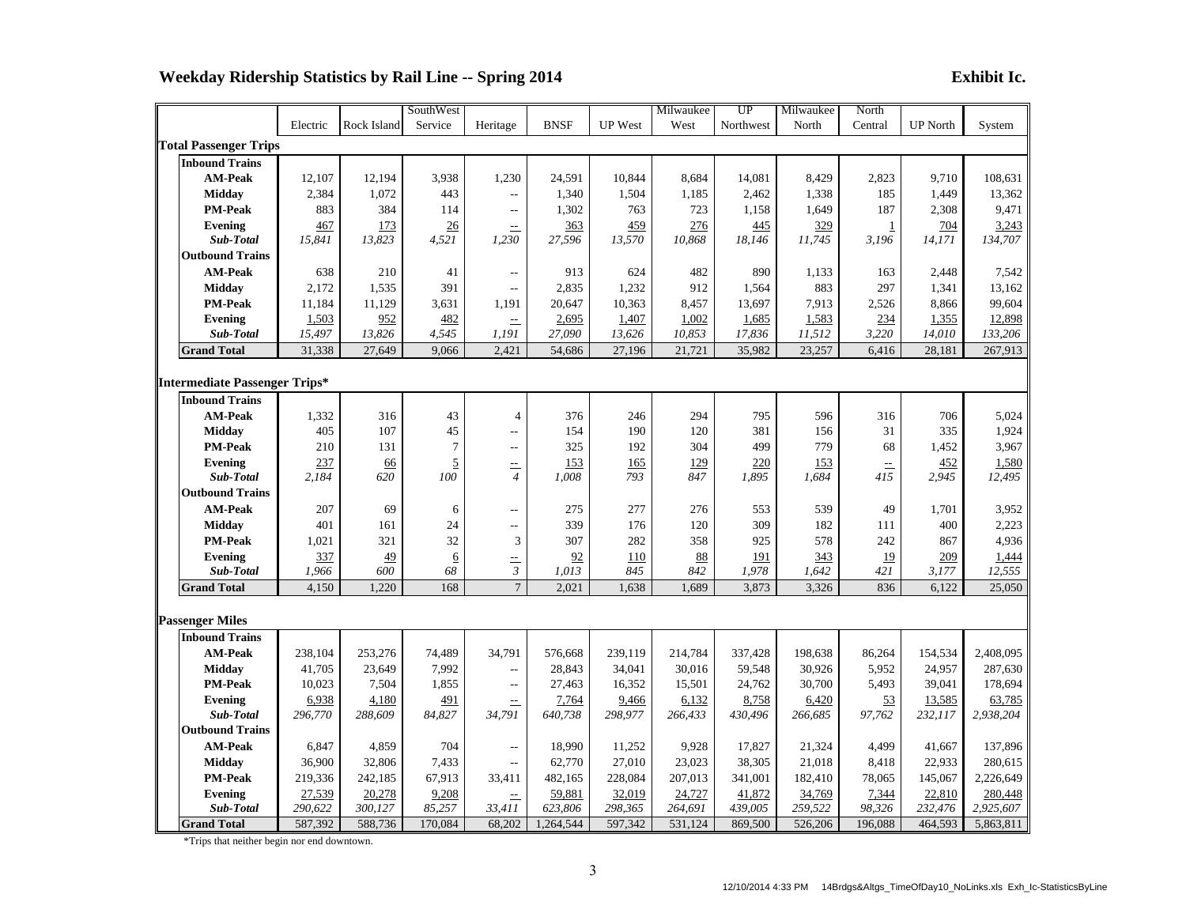## Weekday Ridership Statistics by Rail Line -- Spring 2014

**Exhibit Ic.**

| | Electric | Rock Island | SouthWest Service | Heritage | BNSF | UP West | Milwaukee West | UP Northwest | Milwaukee North | North Central | UP North | System |
|---|---|---|---|---|---|---|---|---|---|---|---|---|
| **Total Passenger Trips** | | | | | | | | | | | | |
| **Inbound Trains** | | | | | | | | | | | | |
| **AM-Peak** | 12,107 | 12,194 | 3,938 | 1,230 | 24,591 | 10,844 | 8,684 | 14,081 | 8,429 | 2,823 | 9,710 | 108,631 |
| **Midday** | 2,384 | 1,072 | 443 | -- | 1,340 | 1,504 | 1,185 | 2,462 | 1,338 | 185 | 1,449 | 13,362 |
| **PM-Peak** | 883 | 384 | 114 | -- | 1,302 | 763 | 723 | 1,158 | 1,649 | 187 | 2,308 | 9,471 |
| **Evening** | 467 | 173 | 26 | -- | 363 | 459 | 276 | 445 | 329 | 1 | 704 | 3,243 |
| ***Sub-Total*** | *15,841* | *13,823* | *4,521* | *1,230* | *27,596* | *13,570* | *10,868* | *18,146* | *11,745* | *3,196* | *14,171* | *134,707* |
| **Outbound Trains** | | | | | | | | | | | | |
| **AM-Peak** | 638 | 210 | 41 | -- | 913 | 624 | 482 | 890 | 1,133 | 163 | 2,448 | 7,542 |
| **Midday** | 2,172 | 1,535 | 391 | -- | 2,835 | 1,232 | 912 | 1,564 | 883 | 297 | 1,341 | 13,162 |
| **PM-Peak** | 11,184 | 11,129 | 3,631 | 1,191 | 20,647 | 10,363 | 8,457 | 13,697 | 7,913 | 2,526 | 8,866 | 99,604 |
| **Evening** | 1,503 | 952 | 482 | -- | 2,695 | 1,407 | 1,002 | 1,685 | 1,583 | 234 | 1,355 | 12,898 |
| ***Sub-Total*** | *15,497* | *13,826* | *4,545* | *1,191* | *27,090* | *13,626* | *10,853* | *17,836* | *11,512* | *3,220* | *14,010* | *133,206* |
| **Grand Total** | 31,338 | 27,649 | 9,066 | 2,421 | 54,686 | 27,196 | 21,721 | 35,982 | 23,257 | 6,416 | 28,181 | 267,913 |
| **Intermediate Passenger Trips*** | | | | | | | | | | | | |
| **Inbound Trains** | | | | | | | | | | | | |
| **AM-Peak** | 1,332 | 316 | 43 | 4 | 376 | 246 | 294 | 795 | 596 | 316 | 706 | 5,024 |
| **Midday** | 405 | 107 | 45 | -- | 154 | 190 | 120 | 381 | 156 | 31 | 335 | 1,924 |
| **PM-Peak** | 210 | 131 | 7 | -- | 325 | 192 | 304 | 499 | 779 | 68 | 1,452 | 3,967 |
| **Evening** | 237 | 66 | 5 | -- | 153 | 165 | 129 | 220 | 153 | -- | 452 | 1,580 |
| ***Sub-Total*** | *2,184* | *620* | *100* | *4* | *1,008* | *793* | *847* | *1,895* | *1,684* | *415* | *2,945* | *12,495* |
| **Outbound Trains** | | | | | | | | | | | | |
| **AM-Peak** | 207 | 69 | 6 | -- | 275 | 277 | 276 | 553 | 539 | 49 | 1,701 | 3,952 |
| **Midday** | 401 | 161 | 24 | -- | 339 | 176 | 120 | 309 | 182 | 111 | 400 | 2,223 |
| **PM-Peak** | 1,021 | 321 | 32 | 3 | 307 | 282 | 358 | 925 | 578 | 242 | 867 | 4,936 |
| **Evening** | 337 | 49 | 6 | -- | 92 | 110 | 88 | 191 | 343 | 19 | 209 | 1,444 |
| ***Sub-Total*** | *1,966* | *600* | *68* | *3* | *1,013* | *845* | *842* | *1,978* | *1,642* | *421* | *3,177* | *12,555* |
| **Grand Total** | 4,150 | 1,220 | 168 | 7 | 2,021 | 1,638 | 1,689 | 3,873 | 3,326 | 836 | 6,122 | 25,050 |
| **Passenger Miles** | | | | | | | | | | | | |
| **Inbound Trains** | | | | | | | | | | | | |
| **AM-Peak** | 238,104 | 253,276 | 74,489 | 34,791 | 576,668 | 239,119 | 214,784 | 337,428 | 198,638 | 86,264 | 154,534 | 2,408,095 |
| **Midday** | 41,705 | 23,649 | 7,992 | -- | 28,843 | 34,041 | 30,016 | 59,548 | 30,926 | 5,952 | 24,957 | 287,630 |
| **PM-Peak** | 10,023 | 7,504 | 1,855 | -- | 27,463 | 16,352 | 15,501 | 24,762 | 30,700 | 5,493 | 39,041 | 178,694 |
| **Evening** | 6,938 | 4,180 | 491 | -- | 7,764 | 9,466 | 6,132 | 8,758 | 6,420 | 53 | 13,585 | 63,785 |
| ***Sub-Total*** | *296,770* | *288,609* | *84,827* | *34,791* | *640,738* | *298,977* | *266,433* | *430,496* | *266,685* | *97,762* | *232,117* | *2,938,204* |
| **Outbound Trains** | | | | | | | | | | | | |
| **AM-Peak** | 6,847 | 4,859 | 704 | -- | 18,990 | 11,252 | 9,928 | 17,827 | 21,324 | 4,499 | 41,667 | 137,896 |
| **Midday** | 36,900 | 32,806 | 7,433 | -- | 62,770 | 27,010 | 23,023 | 38,305 | 21,018 | 8,418 | 22,933 | 280,615 |
| **PM-Peak** | 219,336 | 242,185 | 67,913 | 33,411 | 482,165 | 228,084 | 207,013 | 341,001 | 182,410 | 78,065 | 145,067 | 2,226,649 |
| **Evening** | 27,539 | 20,278 | 9,208 | -- | 59,881 | 32,019 | 24,727 | 41,872 | 34,769 | 7,344 | 22,810 | 280,448 |
| ***Sub-Total*** | *290,622* | *300,127* | *85,257* | *33,411* | *623,806* | *298,365* | *264,691* | *439,005* | *259,522* | *98,326* | *232,476* | *2,925,607* |
| **Grand Total** | 587,392 | 588,736 | 170,084 | 68,202 | 1,264,544 | 597,342 | 531,124 | 869,500 | 526,206 | 196,088 | 464,593 | 5,863,811 |

*Trips that neither begin nor end downtown.

12/10/2014 4:33 PM 14Brdgs&Altgs_TimeOfDay10_NoLinks.xls Exh_Ic-StatisticsByLine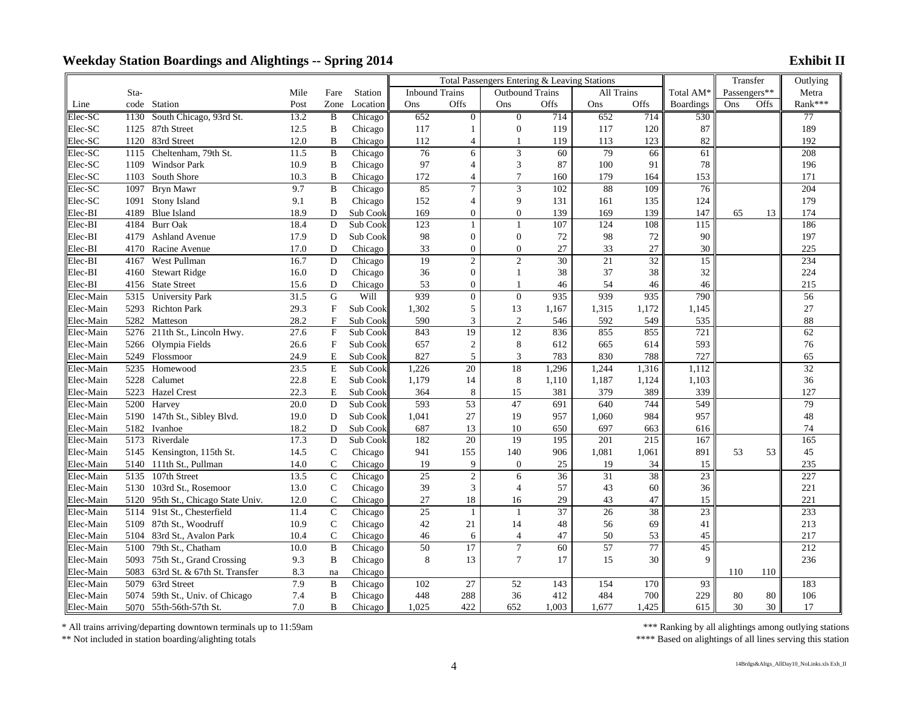## Weekday Station Boardings and Alightings -- Spring 2014

**Exhibit II**

| | | | | | | Total Passengers Entering & Leaving Stations | | | | | | | Transfer | | Outlying |
|---|---|---|---|---|---|---|---|---|---|---|---|---|---|---|---|
| | Sta- | | Mile | Fare | Station | Inbound Trains | | Outbound Trains | | All Trains | | Total AM* | Passengers** | | Metra |
| Line | code | Station | Post | Zone | Location | Ons | Offs | Ons | Offs | Ons | Offs | Boardings | Ons | Offs | Rank*** |
| Elec-SC | 1130 | South Chicago, 93rd St. | 13.2 | B | Chicago | 652 | 0 | 0 | 714 | 652 | 714 | 530 | | | 77 |
| Elec-SC | 1125 | 87th Street | 12.5 | B | Chicago | 117 | 1 | 0 | 119 | 117 | 120 | 87 | | | 189 |
| Elec-SC | 1120 | 83rd Street | 12.0 | B | Chicago | 112 | 4 | 1 | 119 | 113 | 123 | 82 | | | 192 |
| Elec-SC | 1115 | Cheltenham, 79th St. | 11.5 | B | Chicago | 76 | 6 | 3 | 60 | 79 | 66 | 61 | | | 208 |
| Elec-SC | 1109 | Windsor Park | 10.9 | B | Chicago | 97 | 4 | 3 | 87 | 100 | 91 | 78 | | | 196 |
| Elec-SC | 1103 | South Shore | 10.3 | B | Chicago | 172 | 4 | 7 | 160 | 179 | 164 | 153 | | | 171 |
| Elec-SC | 1097 | Bryn Mawr | 9.7 | B | Chicago | 85 | 7 | 3 | 102 | 88 | 109 | 76 | | | 204 |
| Elec-SC | 1091 | Stony Island | 9.1 | B | Chicago | 152 | 4 | 9 | 131 | 161 | 135 | 124 | | | 179 |
| Elec-BI | 4189 | Blue Island | 18.9 | D | Sub Cook | 169 | 0 | 0 | 139 | 169 | 139 | 147 | 65 | 13 | 174 |
| Elec-BI | 4184 | Burr Oak | 18.4 | D | Sub Cook | 123 | 1 | 1 | 107 | 124 | 108 | 115 | | | 186 |
| Elec-BI | 4179 | Ashland Avenue | 17.9 | D | Sub Cook | 98 | 0 | 0 | 72 | 98 | 72 | 90 | | | 197 |
| Elec-BI | 4170 | Racine Avenue | 17.0 | D | Chicago | 33 | 0 | 0 | 27 | 33 | 27 | 30 | | | 225 |
| Elec-BI | 4167 | West Pullman | 16.7 | D | Chicago | 19 | 2 | 2 | 30 | 21 | 32 | 15 | | | 234 |
| Elec-BI | 4160 | Stewart Ridge | 16.0 | D | Chicago | 36 | 0 | 1 | 38 | 37 | 38 | 32 | | | 224 |
| Elec-BI | 4156 | State Street | 15.6 | D | Chicago | 53 | 0 | 1 | 46 | 54 | 46 | 46 | | | 215 |
| Elec-Main | 5315 | University Park | 31.5 | G | Will | 939 | 0 | 0 | 935 | 939 | 935 | 790 | | | 56 |
| Elec-Main | 5293 | Richton Park | 29.3 | F | Sub Cook | 1,302 | 5 | 13 | 1,167 | 1,315 | 1,172 | 1,145 | | | 27 |
| Elec-Main | 5282 | Matteson | 28.2 | F | Sub Cook | 590 | 3 | 2 | 546 | 592 | 549 | 535 | | | 88 |
| Elec-Main | 5276 | 211th St., Lincoln Hwy. | 27.6 | F | Sub Cook | 843 | 19 | 12 | 836 | 855 | 855 | 721 | | | 62 |
| Elec-Main | 5266 | Olympia Fields | 26.6 | F | Sub Cook | 657 | 2 | 8 | 612 | 665 | 614 | 593 | | | 76 |
| Elec-Main | 5249 | Flossmoor | 24.9 | E | Sub Cook | 827 | 5 | 3 | 783 | 830 | 788 | 727 | | | 65 |
| Elec-Main | 5235 | Homewood | 23.5 | E | Sub Cook | 1,226 | 20 | 18 | 1,296 | 1,244 | 1,316 | 1,112 | | | 32 |
| Elec-Main | 5228 | Calumet | 22.8 | E | Sub Cook | 1,179 | 14 | 8 | 1,110 | 1,187 | 1,124 | 1,103 | | | 36 |
| Elec-Main | 5223 | Hazel Crest | 22.3 | E | Sub Cook | 364 | 8 | 15 | 381 | 379 | 389 | 339 | | | 127 |
| Elec-Main | 5200 | Harvey | 20.0 | D | Sub Cook | 593 | 53 | 47 | 691 | 640 | 744 | 549 | | | 79 |
| Elec-Main | 5190 | 147th St., Sibley Blvd. | 19.0 | D | Sub Cook | 1,041 | 27 | 19 | 957 | 1,060 | 984 | 957 | | | 48 |
| Elec-Main | 5182 | Ivanhoe | 18.2 | D | Sub Cook | 687 | 13 | 10 | 650 | 697 | 663 | 616 | | | 74 |
| Elec-Main | 5173 | Riverdale | 17.3 | D | Sub Cook | 182 | 20 | 19 | 195 | 201 | 215 | 167 | | | 165 |
| Elec-Main | 5145 | Kensington, 115th St. | 14.5 | C | Chicago | 941 | 155 | 140 | 906 | 1,081 | 1,061 | 891 | 53 | 53 | 45 |
| Elec-Main | 5140 | 111th St., Pullman | 14.0 | C | Chicago | 19 | 9 | 0 | 25 | 19 | 34 | 15 | | | 235 |
| Elec-Main | 5135 | 107th Street | 13.5 | C | Chicago | 25 | 2 | 6 | 36 | 31 | 38 | 23 | | | 227 |
| Elec-Main | 5130 | 103rd St., Rosemoor | 13.0 | C | Chicago | 39 | 3 | 4 | 57 | 43 | 60 | 36 | | | 221 |
| Elec-Main | 5120 | 95th St., Chicago State Univ. | 12.0 | C | Chicago | 27 | 18 | 16 | 29 | 43 | 47 | 15 | | | 221 |
| Elec-Main | 5114 | 91st St., Chesterfield | 11.4 | C | Chicago | 25 | 1 | 1 | 37 | 26 | 38 | 23 | | | 233 |
| Elec-Main | 5109 | 87th St., Woodruff | 10.9 | C | Chicago | 42 | 21 | 14 | 48 | 56 | 69 | 41 | | | 213 |
| Elec-Main | 5104 | 83rd St., Avalon Park | 10.4 | C | Chicago | 46 | 6 | 4 | 47 | 50 | 53 | 45 | | | 217 |
| Elec-Main | 5100 | 79th St., Chatham | 10.0 | B | Chicago | 50 | 17 | 7 | 60 | 57 | 77 | 45 | | | 212 |
| Elec-Main | 5093 | 75th St., Grand Crossing | 9.3 | B | Chicago | 8 | 13 | 7 | 17 | 15 | 30 | 9 | | | 236 |
| Elec-Main | 5083 | 63rd St. & 67th St. Transfer | 8.3 | na | Chicago | | | | | | | | 110 | 110 | |
| Elec-Main | 5079 | 63rd Street | 7.9 | B | Chicago | 102 | 27 | 52 | 143 | 154 | 170 | 93 | | | 183 |
| Elec-Main | 5074 | 59th St., Univ. of Chicago | 7.4 | B | Chicago | 448 | 288 | 36 | 412 | 484 | 700 | 229 | 80 | 80 | 106 |
| Elec-Main | 5070 | 55th-56th-57th St. | 7.0 | B | Chicago | 1,025 | 422 | 652 | 1,003 | 1,677 | 1,425 | 615 | 30 | 30 | 17 |

\* All trains arriving/departing downtown terminals up to 11:59am

\*\* Not included in station boarding/alighting totals

\*\*\* Ranking by all alightings among outlying stations

\*\*\*\* Based on alightings of all lines serving this station

14Brdgs&Altgs_AllDay10_NoLinks.xls Exh_II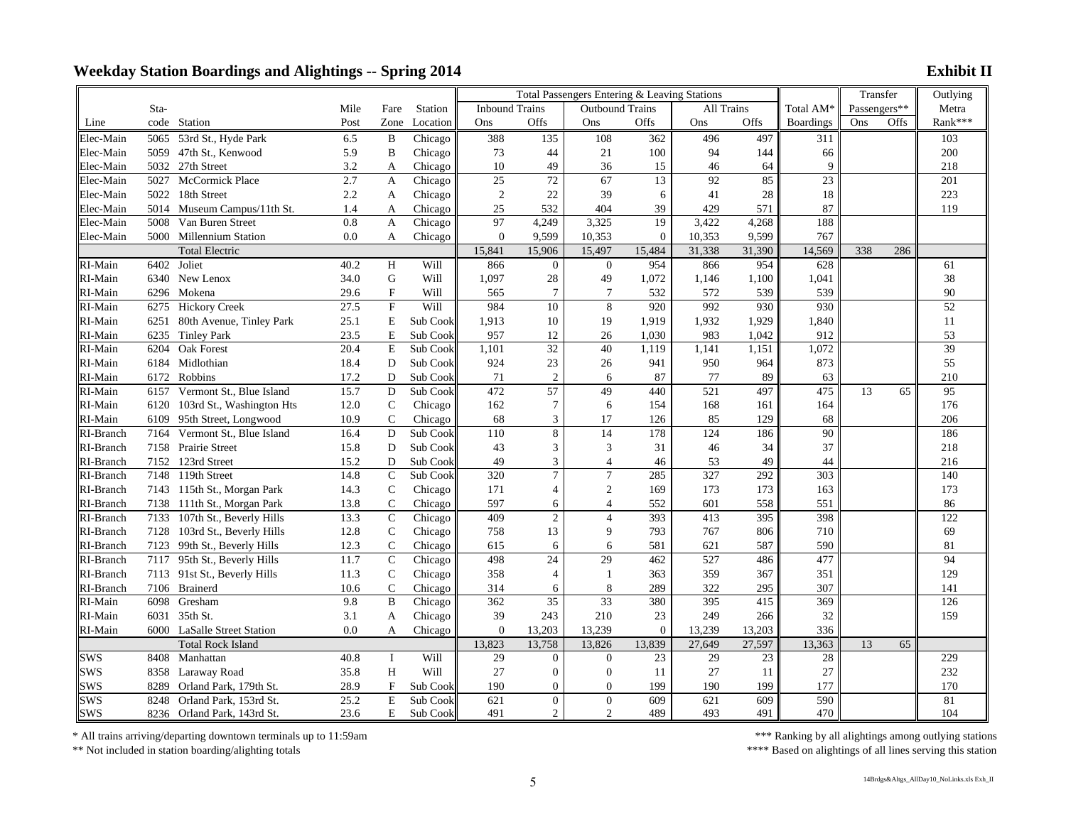## Weekday Station Boardings and Alightings -- Spring 2014

**Exhibit II**

| | | | | | | Total Passengers Entering & Leaving Stations | | | | | | | Transfer | | Outlying |
|---|---|---|---|---|---|---|---|---|---|---|---|---|---|---|---|
| | Sta- | | Mile | Fare | Station | Inbound Trains | | Outbound Trains | | All Trains | | Total AM* | Passengers** | | Metra |
| Line | code | Station | Post | Zone | Location | Ons | Offs | Ons | Offs | Ons | Offs | Boardings | Ons | Offs | Rank*** |
| Elec-Main | 5065 | 53rd St., Hyde Park | 6.5 | B | Chicago | 388 | 135 | 108 | 362 | 496 | 497 | 311 | | | 103 |
| Elec-Main | 5059 | 47th St., Kenwood | 5.9 | B | Chicago | 73 | 44 | 21 | 100 | 94 | 144 | 66 | | | 200 |
| Elec-Main | 5032 | 27th Street | 3.2 | A | Chicago | 10 | 49 | 36 | 15 | 46 | 64 | 9 | | | 218 |
| Elec-Main | 5027 | McCormick Place | 2.7 | A | Chicago | 25 | 72 | 67 | 13 | 92 | 85 | 23 | | | 201 |
| Elec-Main | 5022 | 18th Street | 2.2 | A | Chicago | 2 | 22 | 39 | 6 | 41 | 28 | 18 | | | 223 |
| Elec-Main | 5014 | Museum Campus/11th St. | 1.4 | A | Chicago | 25 | 532 | 404 | 39 | 429 | 571 | 87 | | | 119 |
| Elec-Main | 5008 | Van Buren Street | 0.8 | A | Chicago | 97 | 4,249 | 3,325 | 19 | 3,422 | 4,268 | 188 | | | |
| Elec-Main | 5000 | Millennium Station | 0.0 | A | Chicago | 0 | 9,599 | 10,353 | 0 | 10,353 | 9,599 | 767 | | | |
| | | Total Electric | | | | 15,841 | 15,906 | 15,497 | 15,484 | 31,338 | 31,390 | 14,569 | 338 | 286 | |
| RI-Main | 6402 | Joliet | 40.2 | H | Will | 866 | 0 | 0 | 954 | 866 | 954 | 628 | | | 61 |
| RI-Main | 6340 | New Lenox | 34.0 | G | Will | 1,097 | 28 | 49 | 1,072 | 1,146 | 1,100 | 1,041 | | | 38 |
| RI-Main | 6296 | Mokena | 29.6 | F | Will | 565 | 7 | 7 | 532 | 572 | 539 | 539 | | | 90 |
| RI-Main | 6275 | Hickory Creek | 27.5 | F | Will | 984 | 10 | 8 | 920 | 992 | 930 | 930 | | | 52 |
| RI-Main | 6251 | 80th Avenue, Tinley Park | 25.1 | E | Sub Cook | 1,913 | 10 | 19 | 1,919 | 1,932 | 1,929 | 1,840 | | | 11 |
| RI-Main | 6235 | Tinley Park | 23.5 | E | Sub Cook | 957 | 12 | 26 | 1,030 | 983 | 1,042 | 912 | | | 53 |
| RI-Main | 6204 | Oak Forest | 20.4 | E | Sub Cook | 1,101 | 32 | 40 | 1,119 | 1,141 | 1,151 | 1,072 | | | 39 |
| RI-Main | 6184 | Midlothian | 18.4 | D | Sub Cook | 924 | 23 | 26 | 941 | 950 | 964 | 873 | | | 55 |
| RI-Main | 6172 | Robbins | 17.2 | D | Sub Cook | 71 | 2 | 6 | 87 | 77 | 89 | 63 | | | 210 |
| RI-Main | 6157 | Vermont St., Blue Island | 15.7 | D | Sub Cook | 472 | 57 | 49 | 440 | 521 | 497 | 475 | 13 | 65 | 95 |
| RI-Main | 6120 | 103rd St., Washington Hts | 12.0 | C | Chicago | 162 | 7 | 6 | 154 | 168 | 161 | 164 | | | 176 |
| RI-Main | 6109 | 95th Street, Longwood | 10.9 | C | Chicago | 68 | 3 | 17 | 126 | 85 | 129 | 68 | | | 206 |
| RI-Branch | 7164 | Vermont St., Blue Island | 16.4 | D | Sub Cook | 110 | 8 | 14 | 178 | 124 | 186 | 90 | | | 186 |
| RI-Branch | 7158 | Prairie Street | 15.8 | D | Sub Cook | 43 | 3 | 3 | 31 | 46 | 34 | 37 | | | 218 |
| RI-Branch | 7152 | 123rd Street | 15.2 | D | Sub Cook | 49 | 3 | 4 | 46 | 53 | 49 | 44 | | | 216 |
| RI-Branch | 7148 | 119th Street | 14.8 | C | Sub Cook | 320 | 7 | 7 | 285 | 327 | 292 | 303 | | | 140 |
| RI-Branch | 7143 | 115th St., Morgan Park | 14.3 | C | Chicago | 171 | 4 | 2 | 169 | 173 | 173 | 163 | | | 173 |
| RI-Branch | 7138 | 111th St., Morgan Park | 13.8 | C | Chicago | 597 | 6 | 4 | 552 | 601 | 558 | 551 | | | 86 |
| RI-Branch | 7133 | 107th St., Beverly Hills | 13.3 | C | Chicago | 409 | 2 | 4 | 393 | 413 | 395 | 398 | | | 122 |
| RI-Branch | 7128 | 103rd St., Beverly Hills | 12.8 | C | Chicago | 758 | 13 | 9 | 793 | 767 | 806 | 710 | | | 69 |
| RI-Branch | 7123 | 99th St., Beverly Hills | 12.3 | C | Chicago | 615 | 6 | 6 | 581 | 621 | 587 | 590 | | | 81 |
| RI-Branch | 7117 | 95th St., Beverly Hills | 11.7 | C | Chicago | 498 | 24 | 29 | 462 | 527 | 486 | 477 | | | 94 |
| RI-Branch | 7113 | 91st St., Beverly Hills | 11.3 | C | Chicago | 358 | 4 | 1 | 363 | 359 | 367 | 351 | | | 129 |
| RI-Branch | 7106 | Brainerd | 10.6 | C | Chicago | 314 | 6 | 8 | 289 | 322 | 295 | 307 | | | 141 |
| RI-Main | 6098 | Gresham | 9.8 | B | Chicago | 362 | 35 | 33 | 380 | 395 | 415 | 369 | | | 126 |
| RI-Main | 6031 | 35th St. | 3.1 | A | Chicago | 39 | 243 | 210 | 23 | 249 | 266 | 32 | | | 159 |
| RI-Main | 6000 | LaSalle Street Station | 0.0 | A | Chicago | 0 | 13,203 | 13,239 | 0 | 13,239 | 13,203 | 336 | | | |
| | | Total Rock Island | | | | 13,823 | 13,758 | 13,826 | 13,839 | 27,649 | 27,597 | 13,363 | 13 | 65 | |
| SWS | 8408 | Manhattan | 40.8 | I | Will | 29 | 0 | 0 | 23 | 29 | 23 | 28 | | | 229 |
| SWS | 8358 | Laraway Road | 35.8 | H | Will | 27 | 0 | 0 | 11 | 27 | 11 | 27 | | | 232 |
| SWS | 8289 | Orland Park, 179th St. | 28.9 | F | Sub Cook | 190 | 0 | 0 | 199 | 190 | 199 | 177 | | | 170 |
| SWS | 8248 | Orland Park, 153rd St. | 25.2 | E | Sub Cook | 621 | 0 | 0 | 609 | 621 | 609 | 590 | | | 81 |
| SWS | 8236 | Orland Park, 143rd St. | 23.6 | E | Sub Cook | 491 | 2 | 2 | 489 | 493 | 491 | 470 | | | 104 |

\* All trains arriving/departing downtown terminals up to 11:59am

** Not included in station boarding/alighting totals

*** Ranking by all alightings among outlying stations

**** Based on alightings of all lines serving this station

14Brdgs&Altgs_AllDay10_NoLinks.xls Exh_II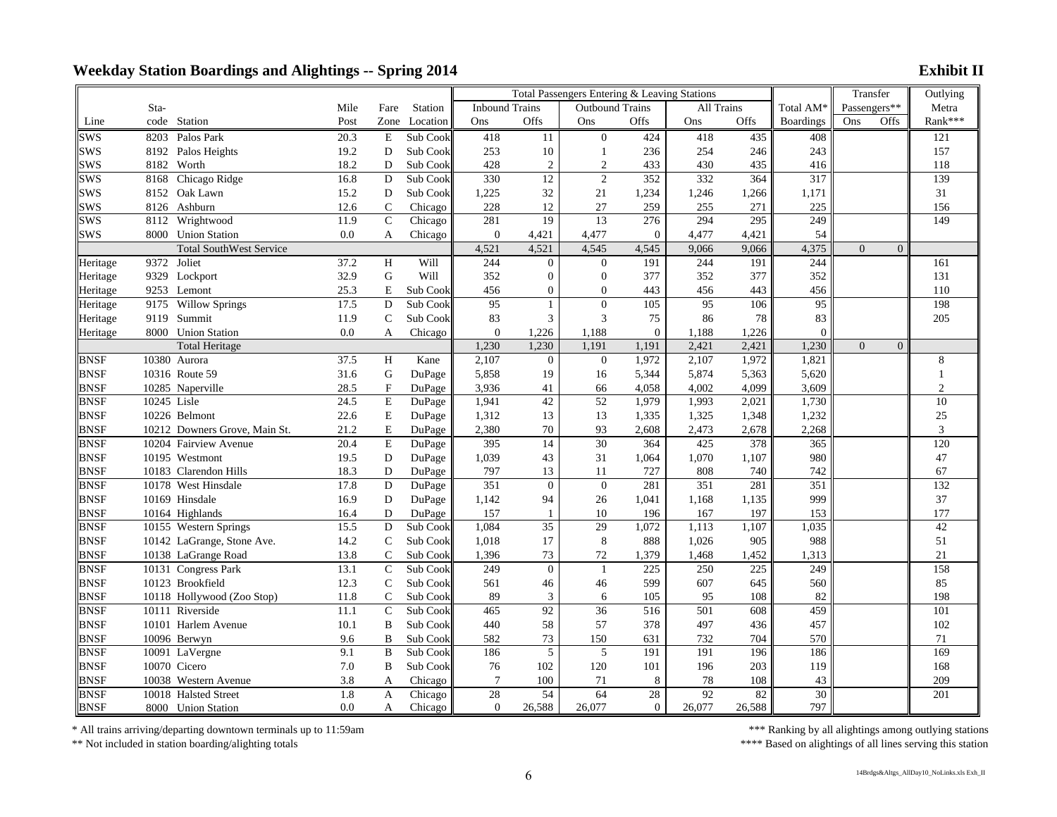## Weekday Station Boardings and Alightings -- Spring 2014

**Exhibit II**

| | | | | | | Total Passengers Entering & Leaving Stations | | | | | | | Transfer | | Outlying |
|---|---|---|---|---|---|---|---|---|---|---|---|---|---|---|---|
| | Sta- | | Mile | Fare | Station | Inbound Trains | | Outbound Trains | | All Trains | | Total AM* | Passengers** | | Metra |
| Line | code | Station | Post | Zone | Location | Ons | Offs | Ons | Offs | Ons | Offs | Boardings | Ons | Offs | Rank*** |
| SWS | 8203 | Palos Park | 20.3 | E | Sub Cook | 418 | 11 | 0 | 424 | 418 | 435 | 408 | | | 121 |
| SWS | 8192 | Palos Heights | 19.2 | D | Sub Cook | 253 | 10 | 1 | 236 | 254 | 246 | 243 | | | 157 |
| SWS | 8182 | Worth | 18.2 | D | Sub Cook | 428 | 2 | 2 | 433 | 430 | 435 | 416 | | | 118 |
| SWS | 8168 | Chicago Ridge | 16.8 | D | Sub Cook | 330 | 12 | 2 | 352 | 332 | 364 | 317 | | | 139 |
| SWS | 8152 | Oak Lawn | 15.2 | D | Sub Cook | 1,225 | 32 | 21 | 1,234 | 1,246 | 1,266 | 1,171 | | | 31 |
| SWS | 8126 | Ashburn | 12.6 | C | Chicago | 228 | 12 | 27 | 259 | 255 | 271 | 225 | | | 156 |
| SWS | 8112 | Wrightwood | 11.9 | C | Chicago | 281 | 19 | 13 | 276 | 294 | 295 | 249 | | | 149 |
| SWS | 8000 | Union Station | 0.0 | A | Chicago | 0 | 4,421 | 4,477 | 0 | 4,477 | 4,421 | 54 | | | |
| | | Total SouthWest Service | | | | 4,521 | 4,521 | 4,545 | 4,545 | 9,066 | 9,066 | 4,375 | 0 | 0 | |
| Heritage | 9372 | Joliet | 37.2 | H | Will | 244 | 0 | 0 | 191 | 244 | 191 | 244 | | | 161 |
| Heritage | 9329 | Lockport | 32.9 | G | Will | 352 | 0 | 0 | 377 | 352 | 377 | 352 | | | 131 |
| Heritage | 9253 | Lemont | 25.3 | E | Sub Cook | 456 | 0 | 0 | 443 | 456 | 443 | 456 | | | 110 |
| Heritage | 9175 | Willow Springs | 17.5 | D | Sub Cook | 95 | 1 | 0 | 105 | 95 | 106 | 95 | | | 198 |
| Heritage | 9119 | Summit | 11.9 | C | Sub Cook | 83 | 3 | 3 | 75 | 86 | 78 | 83 | | | 205 |
| Heritage | 8000 | Union Station | 0.0 | A | Chicago | 0 | 1,226 | 1,188 | 0 | 1,188 | 1,226 | 0 | | | |
| | | Total Heritage | | | | 1,230 | 1,230 | 1,191 | 1,191 | 2,421 | 2,421 | 1,230 | 0 | 0 | |
| BNSF | 10380 | Aurora | 37.5 | H | Kane | 2,107 | 0 | 0 | 1,972 | 2,107 | 1,972 | 1,821 | | | 8 |
| BNSF | 10316 | Route 59 | 31.6 | G | DuPage | 5,858 | 19 | 16 | 5,344 | 5,874 | 5,363 | 5,620 | | | 1 |
| BNSF | 10285 | Naperville | 28.5 | F | DuPage | 3,936 | 41 | 66 | 4,058 | 4,002 | 4,099 | 3,609 | | | 2 |
| BNSF | 10245 | Lisle | 24.5 | E | DuPage | 1,941 | 42 | 52 | 1,979 | 1,993 | 2,021 | 1,730 | | | 10 |
| BNSF | 10226 | Belmont | 22.6 | E | DuPage | 1,312 | 13 | 13 | 1,335 | 1,325 | 1,348 | 1,232 | | | 25 |
| BNSF | 10212 | Downers Grove, Main St. | 21.2 | E | DuPage | 2,380 | 70 | 93 | 2,608 | 2,473 | 2,678 | 2,268 | | | 3 |
| BNSF | 10204 | Fairview Avenue | 20.4 | E | DuPage | 395 | 14 | 30 | 364 | 425 | 378 | 365 | | | 120 |
| BNSF | 10195 | Westmont | 19.5 | D | DuPage | 1,039 | 43 | 31 | 1,064 | 1,070 | 1,107 | 980 | | | 47 |
| BNSF | 10183 | Clarendon Hills | 18.3 | D | DuPage | 797 | 13 | 11 | 727 | 808 | 740 | 742 | | | 67 |
| BNSF | 10178 | West Hinsdale | 17.8 | D | DuPage | 351 | 0 | 0 | 281 | 351 | 281 | 351 | | | 132 |
| BNSF | 10169 | Hinsdale | 16.9 | D | DuPage | 1,142 | 94 | 26 | 1,041 | 1,168 | 1,135 | 999 | | | 37 |
| BNSF | 10164 | Highlands | 16.4 | D | DuPage | 157 | 1 | 10 | 196 | 167 | 197 | 153 | | | 177 |
| BNSF | 10155 | Western Springs | 15.5 | D | Sub Cook | 1,084 | 35 | 29 | 1,072 | 1,113 | 1,107 | 1,035 | | | 42 |
| BNSF | 10142 | LaGrange, Stone Ave. | 14.2 | C | Sub Cook | 1,018 | 17 | 8 | 888 | 1,026 | 905 | 988 | | | 51 |
| BNSF | 10138 | LaGrange Road | 13.8 | C | Sub Cook | 1,396 | 73 | 72 | 1,379 | 1,468 | 1,452 | 1,313 | | | 21 |
| BNSF | 10131 | Congress Park | 13.1 | C | Sub Cook | 249 | 0 | 1 | 225 | 250 | 225 | 249 | | | 158 |
| BNSF | 10123 | Brookfield | 12.3 | C | Sub Cook | 561 | 46 | 46 | 599 | 607 | 645 | 560 | | | 85 |
| BNSF | 10118 | Hollywood (Zoo Stop) | 11.8 | C | Sub Cook | 89 | 3 | 6 | 105 | 95 | 108 | 82 | | | 198 |
| BNSF | 10111 | Riverside | 11.1 | C | Sub Cook | 465 | 92 | 36 | 516 | 501 | 608 | 459 | | | 101 |
| BNSF | 10101 | Harlem Avenue | 10.1 | B | Sub Cook | 440 | 58 | 57 | 378 | 497 | 436 | 457 | | | 102 |
| BNSF | 10096 | Berwyn | 9.6 | B | Sub Cook | 582 | 73 | 150 | 631 | 732 | 704 | 570 | | | 71 |
| BNSF | 10091 | LaVergne | 9.1 | B | Sub Cook | 186 | 5 | 5 | 191 | 191 | 196 | 186 | | | 169 |
| BNSF | 10070 | Cicero | 7.0 | B | Sub Cook | 76 | 102 | 120 | 101 | 196 | 203 | 119 | | | 168 |
| BNSF | 10038 | Western Avenue | 3.8 | A | Chicago | 7 | 100 | 71 | 8 | 78 | 108 | 43 | | | 209 |
| BNSF | 10018 | Halsted Street | 1.8 | A | Chicago | 28 | 54 | 64 | 28 | 92 | 82 | 30 | | | 201 |
| BNSF | 8000 | Union Station | 0.0 | A | Chicago | 0 | 26,588 | 26,077 | 0 | 26,077 | 26,588 | 797 | | | |

\* All trains arriving/departing downtown terminals up to 11:59am

** Not included in station boarding/alighting totals

*** Ranking by all alightings among outlying stations

**** Based on alightings of all lines serving this station

14Brdgs&Altgs_AllDay10_NoLinks.xls Exh_II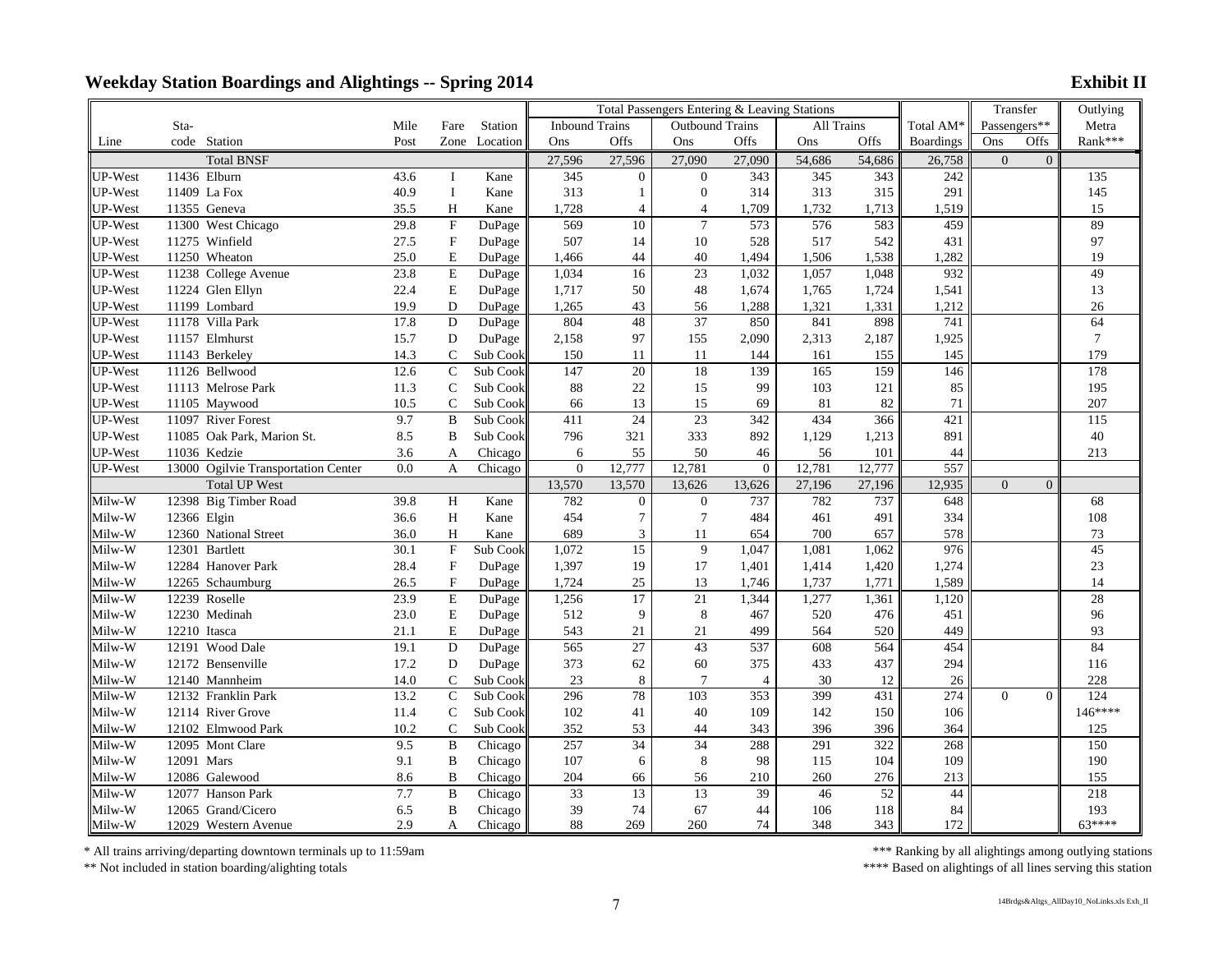## Weekday Station Boardings and Alightings -- Spring 2014

**Exhibit II**

| | | | | | | Total Passengers Entering & Leaving Stations | | | | | | | Transfer | | Outlying |
|---|---|---|---|---|---|---|---|---|---|---|---|---|---|---|---|
| | Sta- | | Mile | Fare | Station | Inbound Trains | | Outbound Trains | | All Trains | | Total AM* | Passengers** | | Metra |
| Line | code | Station | Post | Zone | Location | Ons | Offs | Ons | Offs | Ons | Offs | Boardings | Ons | Offs | Rank*** |
| | | Total BNSF | | | | 27,596 | 27,596 | 27,090 | 27,090 | 54,686 | 54,686 | 26,758 | 0 | 0 | |
| UP-West | 11436 | Elburn | 43.6 | I | Kane | 345 | 0 | 0 | 343 | 345 | 343 | 242 | | | 135 |
| UP-West | 11409 | La Fox | 40.9 | I | Kane | 313 | 1 | 0 | 314 | 313 | 315 | 291 | | | 145 |
| UP-West | 11355 | Geneva | 35.5 | H | Kane | 1,728 | 4 | 4 | 1,709 | 1,732 | 1,713 | 1,519 | | | 15 |
| UP-West | 11300 | West Chicago | 29.8 | F | DuPage | 569 | 10 | 7 | 573 | 576 | 583 | 459 | | | 89 |
| UP-West | 11275 | Winfield | 27.5 | F | DuPage | 507 | 14 | 10 | 528 | 517 | 542 | 431 | | | 97 |
| UP-West | 11250 | Wheaton | 25.0 | E | DuPage | 1,466 | 44 | 40 | 1,494 | 1,506 | 1,538 | 1,282 | | | 19 |
| UP-West | 11238 | College Avenue | 23.8 | E | DuPage | 1,034 | 16 | 23 | 1,032 | 1,057 | 1,048 | 932 | | | 49 |
| UP-West | 11224 | Glen Ellyn | 22.4 | E | DuPage | 1,717 | 50 | 48 | 1,674 | 1,765 | 1,724 | 1,541 | | | 13 |
| UP-West | 11199 | Lombard | 19.9 | D | DuPage | 1,265 | 43 | 56 | 1,288 | 1,321 | 1,331 | 1,212 | | | 26 |
| UP-West | 11178 | Villa Park | 17.8 | D | DuPage | 804 | 48 | 37 | 850 | 841 | 898 | 741 | | | 64 |
| UP-West | 11157 | Elmhurst | 15.7 | D | DuPage | 2,158 | 97 | 155 | 2,090 | 2,313 | 2,187 | 1,925 | | | 7 |
| UP-West | 11143 | Berkeley | 14.3 | C | Sub Cook | 150 | 11 | 11 | 144 | 161 | 155 | 145 | | | 179 |
| UP-West | 11126 | Bellwood | 12.6 | C | Sub Cook | 147 | 20 | 18 | 139 | 165 | 159 | 146 | | | 178 |
| UP-West | 11113 | Melrose Park | 11.3 | C | Sub Cook | 88 | 22 | 15 | 99 | 103 | 121 | 85 | | | 195 |
| UP-West | 11105 | Maywood | 10.5 | C | Sub Cook | 66 | 13 | 15 | 69 | 81 | 82 | 71 | | | 207 |
| UP-West | 11097 | River Forest | 9.7 | B | Sub Cook | 411 | 24 | 23 | 342 | 434 | 366 | 421 | | | 115 |
| UP-West | 11085 | Oak Park, Marion St. | 8.5 | B | Sub Cook | 796 | 321 | 333 | 892 | 1,129 | 1,213 | 891 | | | 40 |
| UP-West | 11036 | Kedzie | 3.6 | A | Chicago | 6 | 55 | 50 | 46 | 56 | 101 | 44 | | | 213 |
| UP-West | 13000 | Ogilvie Transportation Center | 0.0 | A | Chicago | 0 | 12,777 | 12,781 | 0 | 12,781 | 12,777 | 557 | | | |
| | | Total UP West | | | | 13,570 | 13,570 | 13,626 | 13,626 | 27,196 | 27,196 | 12,935 | 0 | 0 | |
| Milw-W | 12398 | Big Timber Road | 39.8 | H | Kane | 782 | 0 | 0 | 737 | 782 | 737 | 648 | | | 68 |
| Milw-W | 12366 | Elgin | 36.6 | H | Kane | 454 | 7 | 7 | 484 | 461 | 491 | 334 | | | 108 |
| Milw-W | 12360 | National Street | 36.0 | H | Kane | 689 | 3 | 11 | 654 | 700 | 657 | 578 | | | 73 |
| Milw-W | 12301 | Bartlett | 30.1 | F | Sub Cook | 1,072 | 15 | 9 | 1,047 | 1,081 | 1,062 | 976 | | | 45 |
| Milw-W | 12284 | Hanover Park | 28.4 | F | DuPage | 1,397 | 19 | 17 | 1,401 | 1,414 | 1,420 | 1,274 | | | 23 |
| Milw-W | 12265 | Schaumburg | 26.5 | F | DuPage | 1,724 | 25 | 13 | 1,746 | 1,737 | 1,771 | 1,589 | | | 14 |
| Milw-W | 12239 | Roselle | 23.9 | E | DuPage | 1,256 | 17 | 21 | 1,344 | 1,277 | 1,361 | 1,120 | | | 28 |
| Milw-W | 12230 | Medinah | 23.0 | E | DuPage | 512 | 9 | 8 | 467 | 520 | 476 | 451 | | | 96 |
| Milw-W | 12210 | Itasca | 21.1 | E | DuPage | 543 | 21 | 21 | 499 | 564 | 520 | 449 | | | 93 |
| Milw-W | 12191 | Wood Dale | 19.1 | D | DuPage | 565 | 27 | 43 | 537 | 608 | 564 | 454 | | | 84 |
| Milw-W | 12172 | Bensenville | 17.2 | D | DuPage | 373 | 62 | 60 | 375 | 433 | 437 | 294 | | | 116 |
| Milw-W | 12140 | Mannheim | 14.0 | C | Sub Cook | 23 | 8 | 7 | 4 | 30 | 12 | 26 | | | 228 |
| Milw-W | 12132 | Franklin Park | 13.2 | C | Sub Cook | 296 | 78 | 103 | 353 | 399 | 431 | 274 | 0 | 0 | 124 |
| Milw-W | 12114 | River Grove | 11.4 | C | Sub Cook | 102 | 41 | 40 | 109 | 142 | 150 | 106 | | | 146**** |
| Milw-W | 12102 | Elmwood Park | 10.2 | C | Sub Cook | 352 | 53 | 44 | 343 | 396 | 396 | 364 | | | 125 |
| Milw-W | 12095 | Mont Clare | 9.5 | B | Chicago | 257 | 34 | 34 | 288 | 291 | 322 | 268 | | | 150 |
| Milw-W | 12091 | Mars | 9.1 | B | Chicago | 107 | 6 | 8 | 98 | 115 | 104 | 109 | | | 190 |
| Milw-W | 12086 | Galewood | 8.6 | B | Chicago | 204 | 66 | 56 | 210 | 260 | 276 | 213 | | | 155 |
| Milw-W | 12077 | Hanson Park | 7.7 | B | Chicago | 33 | 13 | 13 | 39 | 46 | 52 | 44 | | | 218 |
| Milw-W | 12065 | Grand/Cicero | 6.5 | B | Chicago | 39 | 74 | 67 | 44 | 106 | 118 | 84 | | | 193 |
| Milw-W | 12029 | Western Avenue | 2.9 | A | Chicago | 88 | 269 | 260 | 74 | 348 | 343 | 172 | | | 63**** |

\* All trains arriving/departing downtown terminals up to 11:59am

** Not included in station boarding/alighting totals

*** Ranking by all alightings among outlying stations

**** Based on alightings of all lines serving this station

14Brdgs&Altgs_AllDay10_NoLinks.xls Exh_II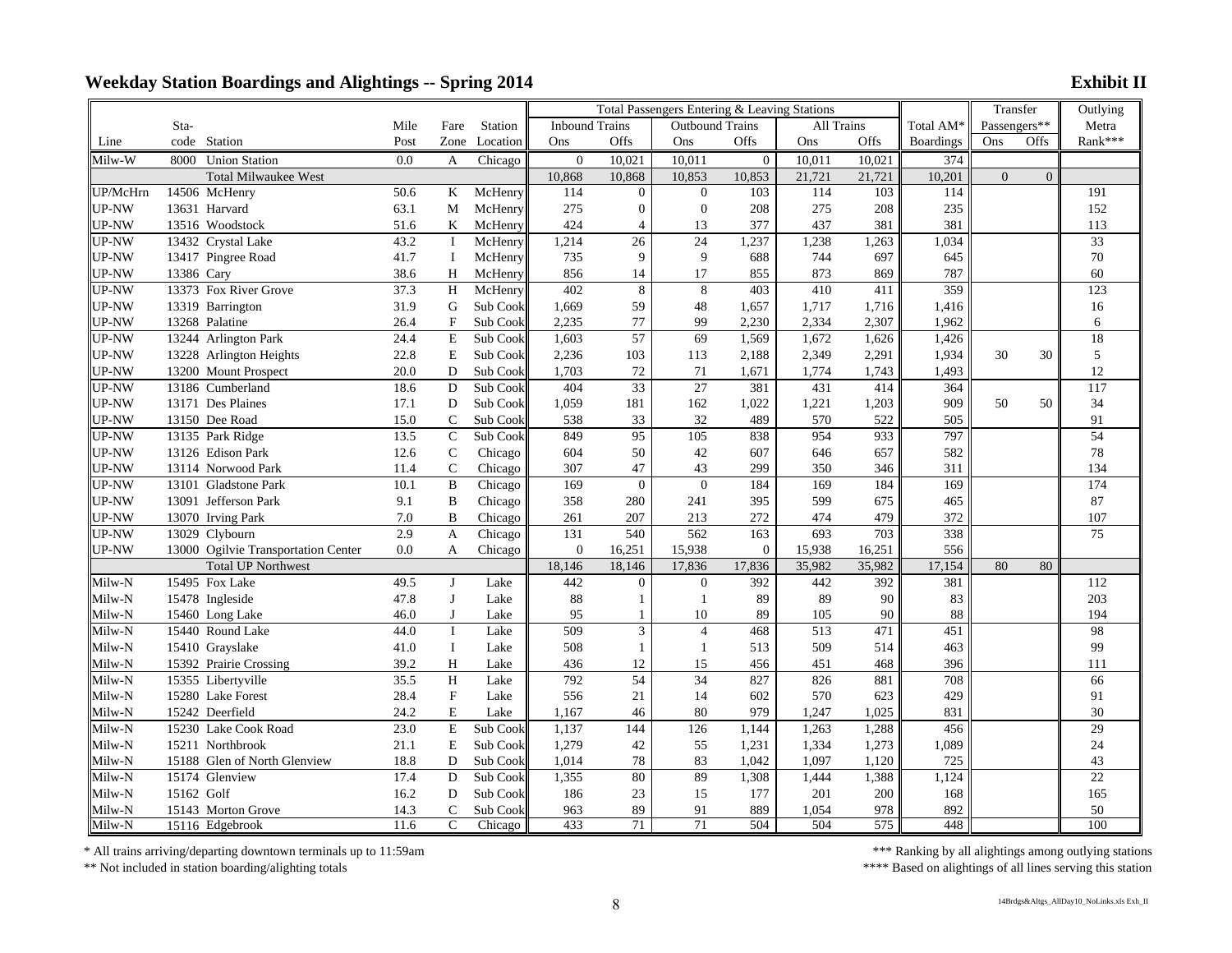## Weekday Station Boardings and Alightings -- Spring 2014

**Exhibit II**

| | | | | | | Total Passengers Entering & Leaving Stations | | | | | | | Transfer | | Outlying |
|---|---|---|---|---|---|---|---|---|---|---|---|---|---|---|---|
| | Sta- | | Mile | Fare | Station | Inbound Trains | | Outbound Trains | | All Trains | | Total AM* | Passengers** | | Metra |
| Line | code | Station | Post | Zone | Location | Ons | Offs | Ons | Offs | Ons | Offs | Boardings | Ons | Offs | Rank*** |
| Milw-W | 8000 | Union Station | 0.0 | A | Chicago | 0 | 10,021 | 10,011 | 0 | 10,011 | 10,021 | 374 | | | |
| | | Total Milwaukee West | | | | 10,868 | 10,868 | 10,853 | 10,853 | 21,721 | 21,721 | 10,201 | 0 | 0 | |
| UP/McHrn | 14506 | McHenry | 50.6 | K | McHenry | 114 | 0 | 0 | 103 | 114 | 103 | 114 | | | 191 |
| UP-NW | 13631 | Harvard | 63.1 | M | McHenry | 275 | 0 | 0 | 208 | 275 | 208 | 235 | | | 152 |
| UP-NW | 13516 | Woodstock | 51.6 | K | McHenry | 424 | 4 | 13 | 377 | 437 | 381 | 381 | | | 113 |
| UP-NW | 13432 | Crystal Lake | 43.2 | I | McHenry | 1,214 | 26 | 24 | 1,237 | 1,238 | 1,263 | 1,034 | | | 33 |
| UP-NW | 13417 | Pingree Road | 41.7 | I | McHenry | 735 | 9 | 9 | 688 | 744 | 697 | 645 | | | 70 |
| UP-NW | 13386 | Cary | 38.6 | H | McHenry | 856 | 14 | 17 | 855 | 873 | 869 | 787 | | | 60 |
| UP-NW | 13373 | Fox River Grove | 37.3 | H | McHenry | 402 | 8 | 8 | 403 | 410 | 411 | 359 | | | 123 |
| UP-NW | 13319 | Barrington | 31.9 | G | Sub Cook | 1,669 | 59 | 48 | 1,657 | 1,717 | 1,716 | 1,416 | | | 16 |
| UP-NW | 13268 | Palatine | 26.4 | F | Sub Cook | 2,235 | 77 | 99 | 2,230 | 2,334 | 2,307 | 1,962 | | | 6 |
| UP-NW | 13244 | Arlington Park | 24.4 | E | Sub Cook | 1,603 | 57 | 69 | 1,569 | 1,672 | 1,626 | 1,426 | | | 18 |
| UP-NW | 13228 | Arlington Heights | 22.8 | E | Sub Cook | 2,236 | 103 | 113 | 2,188 | 2,349 | 2,291 | 1,934 | 30 | 30 | 5 |
| UP-NW | 13200 | Mount Prospect | 20.0 | D | Sub Cook | 1,703 | 72 | 71 | 1,671 | 1,774 | 1,743 | 1,493 | | | 12 |
| UP-NW | 13186 | Cumberland | 18.6 | D | Sub Cook | 404 | 33 | 27 | 381 | 431 | 414 | 364 | | | 117 |
| UP-NW | 13171 | Des Plaines | 17.1 | D | Sub Cook | 1,059 | 181 | 162 | 1,022 | 1,221 | 1,203 | 909 | 50 | 50 | 34 |
| UP-NW | 13150 | Dee Road | 15.0 | C | Sub Cook | 538 | 33 | 32 | 489 | 570 | 522 | 505 | | | 91 |
| UP-NW | 13135 | Park Ridge | 13.5 | C | Sub Cook | 849 | 95 | 105 | 838 | 954 | 933 | 797 | | | 54 |
| UP-NW | 13126 | Edison Park | 12.6 | C | Chicago | 604 | 50 | 42 | 607 | 646 | 657 | 582 | | | 78 |
| UP-NW | 13114 | Norwood Park | 11.4 | C | Chicago | 307 | 47 | 43 | 299 | 350 | 346 | 311 | | | 134 |
| UP-NW | 13101 | Gladstone Park | 10.1 | B | Chicago | 169 | 0 | 0 | 184 | 169 | 184 | 169 | | | 174 |
| UP-NW | 13091 | Jefferson Park | 9.1 | B | Chicago | 358 | 280 | 241 | 395 | 599 | 675 | 465 | | | 87 |
| UP-NW | 13070 | Irving Park | 7.0 | B | Chicago | 261 | 207 | 213 | 272 | 474 | 479 | 372 | | | 107 |
| UP-NW | 13029 | Clybourn | 2.9 | A | Chicago | 131 | 540 | 562 | 163 | 693 | 703 | 338 | | | 75 |
| UP-NW | 13000 | Ogilvie Transportation Center | 0.0 | A | Chicago | 0 | 16,251 | 15,938 | 0 | 15,938 | 16,251 | 556 | | | |
| | | Total UP Northwest | | | | 18,146 | 18,146 | 17,836 | 17,836 | 35,982 | 35,982 | 17,154 | 80 | 80 | |
| Milw-N | 15495 | Fox Lake | 49.5 | J | Lake | 442 | 0 | 0 | 392 | 442 | 392 | 381 | | | 112 |
| Milw-N | 15478 | Ingleside | 47.8 | J | Lake | 88 | 1 | 1 | 89 | 89 | 90 | 83 | | | 203 |
| Milw-N | 15460 | Long Lake | 46.0 | J | Lake | 95 | 1 | 10 | 89 | 105 | 90 | 88 | | | 194 |
| Milw-N | 15440 | Round Lake | 44.0 | I | Lake | 509 | 3 | 4 | 468 | 513 | 471 | 451 | | | 98 |
| Milw-N | 15410 | Grayslake | 41.0 | I | Lake | 508 | 1 | 1 | 513 | 509 | 514 | 463 | | | 99 |
| Milw-N | 15392 | Prairie Crossing | 39.2 | H | Lake | 436 | 12 | 15 | 456 | 451 | 468 | 396 | | | 111 |
| Milw-N | 15355 | Libertyville | 35.5 | H | Lake | 792 | 54 | 34 | 827 | 826 | 881 | 708 | | | 66 |
| Milw-N | 15280 | Lake Forest | 28.4 | F | Lake | 556 | 21 | 14 | 602 | 570 | 623 | 429 | | | 91 |
| Milw-N | 15242 | Deerfield | 24.2 | E | Lake | 1,167 | 46 | 80 | 979 | 1,247 | 1,025 | 831 | | | 30 |
| Milw-N | 15230 | Lake Cook Road | 23.0 | E | Sub Cook | 1,137 | 144 | 126 | 1,144 | 1,263 | 1,288 | 456 | | | 29 |
| Milw-N | 15211 | Northbrook | 21.1 | E | Sub Cook | 1,279 | 42 | 55 | 1,231 | 1,334 | 1,273 | 1,089 | | | 24 |
| Milw-N | 15188 | Glen of North Glenview | 18.8 | D | Sub Cook | 1,014 | 78 | 83 | 1,042 | 1,097 | 1,120 | 725 | | | 43 |
| Milw-N | 15174 | Glenview | 17.4 | D | Sub Cook | 1,355 | 80 | 89 | 1,308 | 1,444 | 1,388 | 1,124 | | | 22 |
| Milw-N | 15162 | Golf | 16.2 | D | Sub Cook | 186 | 23 | 15 | 177 | 201 | 200 | 168 | | | 165 |
| Milw-N | 15143 | Morton Grove | 14.3 | C | Sub Cook | 963 | 89 | 91 | 889 | 1,054 | 978 | 892 | | | 50 |
| Milw-N | 15116 | Edgebrook | 11.6 | C | Chicago | 433 | 71 | 71 | 504 | 504 | 575 | 448 | | | 100 |

\* All trains arriving/departing downtown terminals up to 11:59am

** Not included in station boarding/alighting totals

*** Ranking by all alightings among outlying stations

**** Based on alightings of all lines serving this station

14Brdgs&Altgs_AllDay10_NoLinks.xls Exh_II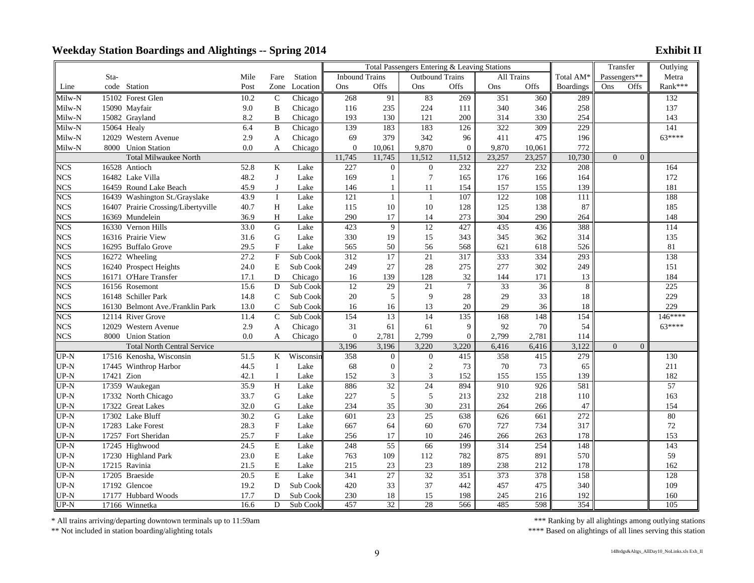## Weekday Station Boardings and Alightings -- Spring 2014

**Exhibit II**

| | | | | | | Total Passengers Entering & Leaving Stations | | | | | | | Transfer | | Outlying |
|---|---|---|---|---|---|---|---|---|---|---|---|---|---|---|---|
| | Sta- | | Mile | Fare | Station | Inbound Trains | | Outbound Trains | | All Trains | | Total AM* | Passengers** | | Metra |
| Line | code | Station | Post | Zone | Location | Ons | Offs | Ons | Offs | Ons | Offs | Boardings | Ons | Offs | Rank*** |
| Milw-N | 15102 | Forest Glen | 10.2 | C | Chicago | 268 | 91 | 83 | 269 | 351 | 360 | 289 | | | 132 |
| Milw-N | 15090 | Mayfair | 9.0 | B | Chicago | 116 | 235 | 224 | 111 | 340 | 346 | 258 | | | 137 |
| Milw-N | 15082 | Grayland | 8.2 | B | Chicago | 193 | 130 | 121 | 200 | 314 | 330 | 254 | | | 143 |
| Milw-N | 15064 | Healy | 6.4 | B | Chicago | 139 | 183 | 183 | 126 | 322 | 309 | 229 | | | 141 |
| Milw-N | 12029 | Western Avenue | 2.9 | A | Chicago | 69 | 379 | 342 | 96 | 411 | 475 | 196 | | | 63**** |
| Milw-N | 8000 | Union Station | 0.0 | A | Chicago | 0 | 10,061 | 9,870 | 0 | 9,870 | 10,061 | 772 | | | |
| | | Total Milwaukee North | | | | 11,745 | 11,745 | 11,512 | 11,512 | 23,257 | 23,257 | 10,730 | 0 | 0 | |
| NCS | 16528 | Antioch | 52.8 | K | Lake | 227 | 0 | 0 | 232 | 227 | 232 | 208 | | | 164 |
| NCS | 16482 | Lake Villa | 48.2 | J | Lake | 169 | 1 | 7 | 165 | 176 | 166 | 164 | | | 172 |
| NCS | 16459 | Round Lake Beach | 45.9 | J | Lake | 146 | 1 | 11 | 154 | 157 | 155 | 139 | | | 181 |
| NCS | 16439 | Washington St./Grayslake | 43.9 | I | Lake | 121 | 1 | 1 | 107 | 122 | 108 | 111 | | | 188 |
| NCS | 16407 | Prairie Crossing/Libertyville | 40.7 | H | Lake | 115 | 10 | 10 | 128 | 125 | 138 | 87 | | | 185 |
| NCS | 16369 | Mundelein | 36.9 | H | Lake | 290 | 17 | 14 | 273 | 304 | 290 | 264 | | | 148 |
| NCS | 16330 | Vernon Hills | 33.0 | G | Lake | 423 | 9 | 12 | 427 | 435 | 436 | 388 | | | 114 |
| NCS | 16316 | Prairie View | 31.6 | G | Lake | 330 | 19 | 15 | 343 | 345 | 362 | 314 | | | 135 |
| NCS | 16295 | Buffalo Grove | 29.5 | F | Lake | 565 | 50 | 56 | 568 | 621 | 618 | 526 | | | 81 |
| NCS | 16272 | Wheeling | 27.2 | F | Sub Cook | 312 | 17 | 21 | 317 | 333 | 334 | 293 | | | 138 |
| NCS | 16240 | Prospect Heights | 24.0 | E | Sub Cook | 249 | 27 | 28 | 275 | 277 | 302 | 249 | | | 151 |
| NCS | 16171 | O'Hare Transfer | 17.1 | D | Chicago | 16 | 139 | 128 | 32 | 144 | 171 | 13 | | | 184 |
| NCS | 16156 | Rosemont | 15.6 | D | Sub Cook | 12 | 29 | 21 | 7 | 33 | 36 | 8 | | | 225 |
| NCS | 16148 | Schiller Park | 14.8 | C | Sub Cook | 20 | 5 | 9 | 28 | 29 | 33 | 18 | | | 229 |
| NCS | 16130 | Belmont Ave./Franklin Park | 13.0 | C | Sub Cook | 16 | 16 | 13 | 20 | 29 | 36 | 18 | | | 229 |
| NCS | 12114 | River Grove | 11.4 | C | Sub Cook | 154 | 13 | 14 | 135 | 168 | 148 | 154 | | | 146**** |
| NCS | 12029 | Western Avenue | 2.9 | A | Chicago | 31 | 61 | 61 | 9 | 92 | 70 | 54 | | | 63**** |
| NCS | 8000 | Union Station | 0.0 | A | Chicago | 0 | 2,781 | 2,799 | 0 | 2,799 | 2,781 | 114 | | | |
| | | Total North Central Service | | | | 3,196 | 3,196 | 3,220 | 3,220 | 6,416 | 6,416 | 3,122 | 0 | 0 | |
| UP-N | 17516 | Kenosha, Wisconsin | 51.5 | K | Wisconsin | 358 | 0 | 0 | 415 | 358 | 415 | 279 | | | 130 |
| UP-N | 17445 | Winthrop Harbor | 44.5 | I | Lake | 68 | 0 | 2 | 73 | 70 | 73 | 65 | | | 211 |
| UP-N | 17421 | Zion | 42.1 | I | Lake | 152 | 3 | 3 | 152 | 155 | 155 | 139 | | | 182 |
| UP-N | 17359 | Waukegan | 35.9 | H | Lake | 886 | 32 | 24 | 894 | 910 | 926 | 581 | | | 57 |
| UP-N | 17332 | North Chicago | 33.7 | G | Lake | 227 | 5 | 5 | 213 | 232 | 218 | 110 | | | 163 |
| UP-N | 17322 | Great Lakes | 32.0 | G | Lake | 234 | 35 | 30 | 231 | 264 | 266 | 47 | | | 154 |
| UP-N | 17302 | Lake Bluff | 30.2 | G | Lake | 601 | 23 | 25 | 638 | 626 | 661 | 272 | | | 80 |
| UP-N | 17283 | Lake Forest | 28.3 | F | Lake | 667 | 64 | 60 | 670 | 727 | 734 | 317 | | | 72 |
| UP-N | 17257 | Fort Sheridan | 25.7 | F | Lake | 256 | 17 | 10 | 246 | 266 | 263 | 178 | | | 153 |
| UP-N | 17245 | Highwood | 24.5 | E | Lake | 248 | 55 | 66 | 199 | 314 | 254 | 148 | | | 143 |
| UP-N | 17230 | Highland Park | 23.0 | E | Lake | 763 | 109 | 112 | 782 | 875 | 891 | 570 | | | 59 |
| UP-N | 17215 | Ravinia | 21.5 | E | Lake | 215 | 23 | 23 | 189 | 238 | 212 | 178 | | | 162 |
| UP-N | 17205 | Braeside | 20.5 | E | Lake | 341 | 27 | 32 | 351 | 373 | 378 | 158 | | | 128 |
| UP-N | 17192 | Glencoe | 19.2 | D | Sub Cook | 420 | 33 | 37 | 442 | 457 | 475 | 340 | | | 109 |
| UP-N | 17177 | Hubbard Woods | 17.7 | D | Sub Cook | 230 | 18 | 15 | 198 | 245 | 216 | 192 | | | 160 |
| UP-N | 17166 | Winnetka | 16.6 | D | Sub Cook | 457 | 32 | 28 | 566 | 485 | 598 | 354 | | | 105 |

\* All trains arriving/departing downtown terminals up to 11:59am

** Not included in station boarding/alighting totals

*** Ranking by all alightings among outlying stations

**** Based on alightings of all lines serving this station

14Brdgs&Altgs_AllDay10_NoLinks.xls Exh_II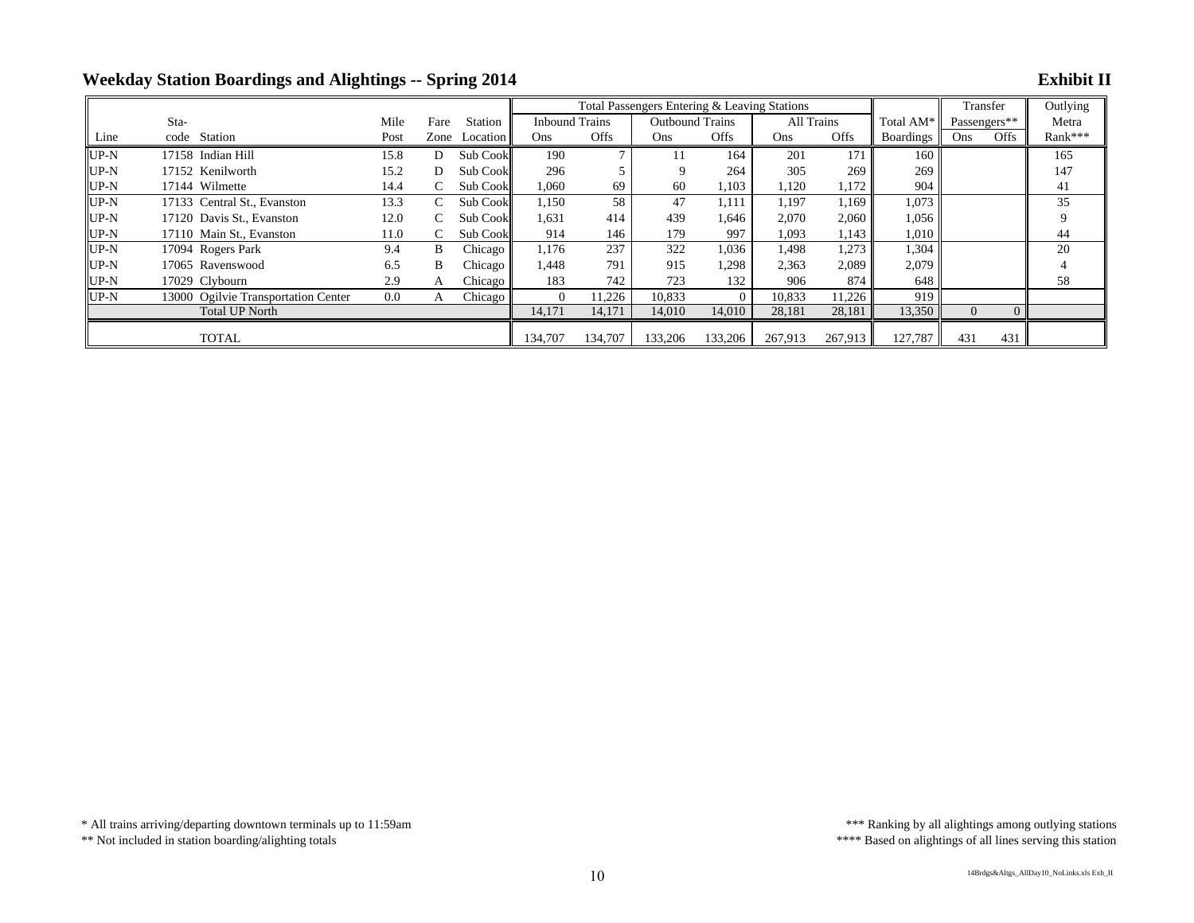## Weekday Station Boardings and Alightings -- Spring 2014

**Exhibit II**

| Line | Sta- code | Station | Mile Post | Fare Zone | Station Location | Total Passengers Entering & Leaving Stations: Inbound Trains Ons | Inbound Trains Offs | Outbound Trains Ons | Outbound Trains Offs | All Trains Ons | All Trains Offs | Total AM* Boardings | Transfer Passengers** Ons | Transfer Passengers** Offs | Outlying Metra Rank*** |
|---|---|---|---|---|---|---|---|---|---|---|---|---|---|---|---|
| UP-N | 17158 | Indian Hill | 15.8 | D | Sub Cook | 190 | 7 | 11 | 164 | 201 | 171 | 160 | | | 165 |
| UP-N | 17152 | Kenilworth | 15.2 | D | Sub Cook | 296 | 5 | 9 | 264 | 305 | 269 | 269 | | | 147 |
| UP-N | 17144 | Wilmette | 14.4 | C | Sub Cook | 1,060 | 69 | 60 | 1,103 | 1,120 | 1,172 | 904 | | | 41 |
| UP-N | 17133 | Central St., Evanston | 13.3 | C | Sub Cook | 1,150 | 58 | 47 | 1,111 | 1,197 | 1,169 | 1,073 | | | 35 |
| UP-N | 17120 | Davis St., Evanston | 12.0 | C | Sub Cook | 1,631 | 414 | 439 | 1,646 | 2,070 | 2,060 | 1,056 | | | 9 |
| UP-N | 17110 | Main St., Evanston | 11.0 | C | Sub Cook | 914 | 146 | 179 | 997 | 1,093 | 1,143 | 1,010 | | | 44 |
| UP-N | 17094 | Rogers Park | 9.4 | B | Chicago | 1,176 | 237 | 322 | 1,036 | 1,498 | 1,273 | 1,304 | | | 20 |
| UP-N | 17065 | Ravenswood | 6.5 | B | Chicago | 1,448 | 791 | 915 | 1,298 | 2,363 | 2,089 | 2,079 | | | 4 |
| UP-N | 17029 | Clybourn | 2.9 | A | Chicago | 183 | 742 | 723 | 132 | 906 | 874 | 648 | | | 58 |
| UP-N | 13000 | Ogilvie Transportation Center | 0.0 | A | Chicago | 0 | 11,226 | 10,833 | 0 | 10,833 | 11,226 | 919 | | | |
| | | Total UP North | | | | 14,171 | 14,171 | 14,010 | 14,010 | 28,181 | 28,181 | 13,350 | 0 | 0 | |
| | | TOTAL | | | | 134,707 | 134,707 | 133,206 | 133,206 | 267,913 | 267,913 | 127,787 | 431 | 431 | |

\* All trains arriving/departing downtown terminals up to 11:59am

** Not included in station boarding/alighting totals

*** Ranking by all alightings among outlying stations

**** Based on alightings of all lines serving this station

14Brdgs&Altgs_AllDay10_NoLinks.xls Exh_II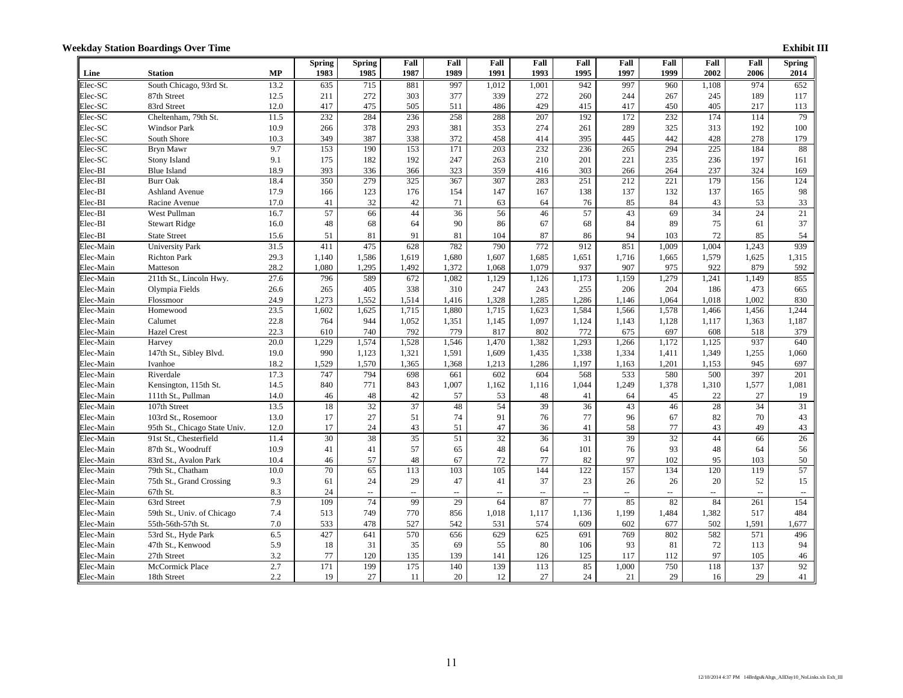**Weekday Station Boardings Over Time** **Exhibit III**

| Line | Station | MP | Spring 1983 | Spring 1985 | Fall 1987 | Fall 1989 | Fall 1991 | Fall 1993 | Fall 1995 | Fall 1997 | Fall 1999 | Fall 2002 | Fall 2006 | Spring 2014 |
|---|---|---|---|---|---|---|---|---|---|---|---|---|---|---|
| Elec-SC | South Chicago, 93rd St. | 13.2 | 635 | 715 | 881 | 997 | 1,012 | 1,001 | 942 | 997 | 960 | 1,108 | 974 | 652 |
| Elec-SC | 87th Street | 12.5 | 211 | 272 | 303 | 377 | 339 | 272 | 260 | 244 | 267 | 245 | 189 | 117 |
| Elec-SC | 83rd Street | 12.0 | 417 | 475 | 505 | 511 | 486 | 429 | 415 | 417 | 450 | 405 | 217 | 113 |
| Elec-SC | Cheltenham, 79th St. | 11.5 | 232 | 284 | 236 | 258 | 288 | 207 | 192 | 172 | 232 | 174 | 114 | 79 |
| Elec-SC | Windsor Park | 10.9 | 266 | 378 | 293 | 381 | 353 | 274 | 261 | 289 | 325 | 313 | 192 | 100 |
| Elec-SC | South Shore | 10.3 | 349 | 387 | 338 | 372 | 458 | 414 | 395 | 445 | 442 | 428 | 278 | 179 |
| Elec-SC | Bryn Mawr | 9.7 | 153 | 190 | 153 | 171 | 203 | 232 | 236 | 265 | 294 | 225 | 184 | 88 |
| Elec-SC | Stony Island | 9.1 | 175 | 182 | 192 | 247 | 263 | 210 | 201 | 221 | 235 | 236 | 197 | 161 |
| Elec-BI | Blue Island | 18.9 | 393 | 336 | 366 | 323 | 359 | 416 | 303 | 266 | 264 | 237 | 324 | 169 |
| Elec-BI | Burr Oak | 18.4 | 350 | 279 | 325 | 367 | 307 | 283 | 251 | 212 | 221 | 179 | 156 | 124 |
| Elec-BI | Ashland Avenue | 17.9 | 166 | 123 | 176 | 154 | 147 | 167 | 138 | 137 | 132 | 137 | 165 | 98 |
| Elec-BI | Racine Avenue | 17.0 | 41 | 32 | 42 | 71 | 63 | 64 | 76 | 85 | 84 | 43 | 53 | 33 |
| Elec-BI | West Pullman | 16.7 | 57 | 66 | 44 | 36 | 56 | 46 | 57 | 43 | 69 | 34 | 24 | 21 |
| Elec-BI | Stewart Ridge | 16.0 | 48 | 68 | 64 | 90 | 86 | 67 | 68 | 84 | 89 | 75 | 61 | 37 |
| Elec-BI | State Street | 15.6 | 51 | 81 | 91 | 81 | 104 | 87 | 86 | 94 | 103 | 72 | 85 | 54 |
| Elec-Main | University Park | 31.5 | 411 | 475 | 628 | 782 | 790 | 772 | 912 | 851 | 1,009 | 1,004 | 1,243 | 939 |
| Elec-Main | Richton Park | 29.3 | 1,140 | 1,586 | 1,619 | 1,680 | 1,607 | 1,685 | 1,651 | 1,716 | 1,665 | 1,579 | 1,625 | 1,315 |
| Elec-Main | Matteson | 28.2 | 1,080 | 1,295 | 1,492 | 1,372 | 1,068 | 1,079 | 937 | 907 | 975 | 922 | 879 | 592 |
| Elec-Main | 211th St., Lincoln Hwy. | 27.6 | 796 | 589 | 672 | 1,082 | 1,129 | 1,126 | 1,173 | 1,159 | 1,279 | 1,241 | 1,149 | 855 |
| Elec-Main | Olympia Fields | 26.6 | 265 | 405 | 338 | 310 | 247 | 243 | 255 | 206 | 204 | 186 | 473 | 665 |
| Elec-Main | Flossmoor | 24.9 | 1,273 | 1,552 | 1,514 | 1,416 | 1,328 | 1,285 | 1,286 | 1,146 | 1,064 | 1,018 | 1,002 | 830 |
| Elec-Main | Homewood | 23.5 | 1,602 | 1,625 | 1,715 | 1,880 | 1,715 | 1,623 | 1,584 | 1,566 | 1,578 | 1,466 | 1,456 | 1,244 |
| Elec-Main | Calumet | 22.8 | 764 | 944 | 1,052 | 1,351 | 1,145 | 1,097 | 1,124 | 1,143 | 1,128 | 1,117 | 1,363 | 1,187 |
| Elec-Main | Hazel Crest | 22.3 | 610 | 740 | 792 | 779 | 817 | 802 | 772 | 675 | 697 | 608 | 518 | 379 |
| Elec-Main | Harvey | 20.0 | 1,229 | 1,574 | 1,528 | 1,546 | 1,470 | 1,382 | 1,293 | 1,266 | 1,172 | 1,125 | 937 | 640 |
| Elec-Main | 147th St., Sibley Blvd. | 19.0 | 990 | 1,123 | 1,321 | 1,591 | 1,609 | 1,435 | 1,338 | 1,334 | 1,411 | 1,349 | 1,255 | 1,060 |
| Elec-Main | Ivanhoe | 18.2 | 1,529 | 1,570 | 1,365 | 1,368 | 1,213 | 1,286 | 1,197 | 1,163 | 1,201 | 1,153 | 945 | 697 |
| Elec-Main | Riverdale | 17.3 | 747 | 794 | 698 | 661 | 602 | 604 | 568 | 533 | 580 | 500 | 397 | 201 |
| Elec-Main | Kensington, 115th St. | 14.5 | 840 | 771 | 843 | 1,007 | 1,162 | 1,116 | 1,044 | 1,249 | 1,378 | 1,310 | 1,577 | 1,081 |
| Elec-Main | 111th St., Pullman | 14.0 | 46 | 48 | 42 | 57 | 53 | 48 | 41 | 64 | 45 | 22 | 27 | 19 |
| Elec-Main | 107th Street | 13.5 | 18 | 32 | 37 | 48 | 54 | 39 | 36 | 43 | 46 | 28 | 34 | 31 |
| Elec-Main | 103rd St., Rosemoor | 13.0 | 17 | 27 | 51 | 74 | 91 | 76 | 77 | 96 | 67 | 82 | 70 | 43 |
| Elec-Main | 95th St., Chicago State Univ. | 12.0 | 17 | 24 | 43 | 51 | 47 | 36 | 41 | 58 | 77 | 43 | 49 | 43 |
| Elec-Main | 91st St., Chesterfield | 11.4 | 30 | 38 | 35 | 51 | 32 | 36 | 31 | 39 | 32 | 44 | 66 | 26 |
| Elec-Main | 87th St., Woodruff | 10.9 | 41 | 41 | 57 | 65 | 48 | 64 | 101 | 76 | 93 | 48 | 64 | 56 |
| Elec-Main | 83rd St., Avalon Park | 10.4 | 46 | 57 | 48 | 67 | 72 | 77 | 82 | 97 | 102 | 95 | 103 | 50 |
| Elec-Main | 79th St., Chatham | 10.0 | 70 | 65 | 113 | 103 | 105 | 144 | 122 | 157 | 134 | 120 | 119 | 57 |
| Elec-Main | 75th St., Grand Crossing | 9.3 | 61 | 24 | 29 | 47 | 41 | 37 | 23 | 26 | 26 | 20 | 52 | 15 |
| Elec-Main | 67th St. | 8.3 | 24 | -- | -- | -- | -- | -- | -- | -- | -- | -- | -- | -- |
| Elec-Main | 63rd Street | 7.9 | 109 | 74 | 99 | 29 | 64 | 87 | 77 | 85 | 82 | 84 | 261 | 154 |
| Elec-Main | 59th St., Univ. of Chicago | 7.4 | 513 | 749 | 770 | 856 | 1,018 | 1,117 | 1,136 | 1,199 | 1,484 | 1,382 | 517 | 484 |
| Elec-Main | 55th-56th-57th St. | 7.0 | 533 | 478 | 527 | 542 | 531 | 574 | 609 | 602 | 677 | 502 | 1,591 | 1,677 |
| Elec-Main | 53rd St., Hyde Park | 6.5 | 427 | 641 | 570 | 656 | 629 | 625 | 691 | 769 | 802 | 582 | 571 | 496 |
| Elec-Main | 47th St., Kenwood | 5.9 | 18 | 31 | 35 | 69 | 55 | 80 | 106 | 93 | 81 | 72 | 113 | 94 |
| Elec-Main | 27th Street | 3.2 | 77 | 120 | 135 | 139 | 141 | 126 | 125 | 117 | 112 | 97 | 105 | 46 |
| Elec-Main | McCormick Place | 2.7 | 171 | 199 | 175 | 140 | 139 | 113 | 85 | 1,000 | 750 | 118 | 137 | 92 |
| Elec-Main | 18th Street | 2.2 | 19 | 27 | 11 | 20 | 12 | 27 | 24 | 21 | 29 | 16 | 29 | 41 |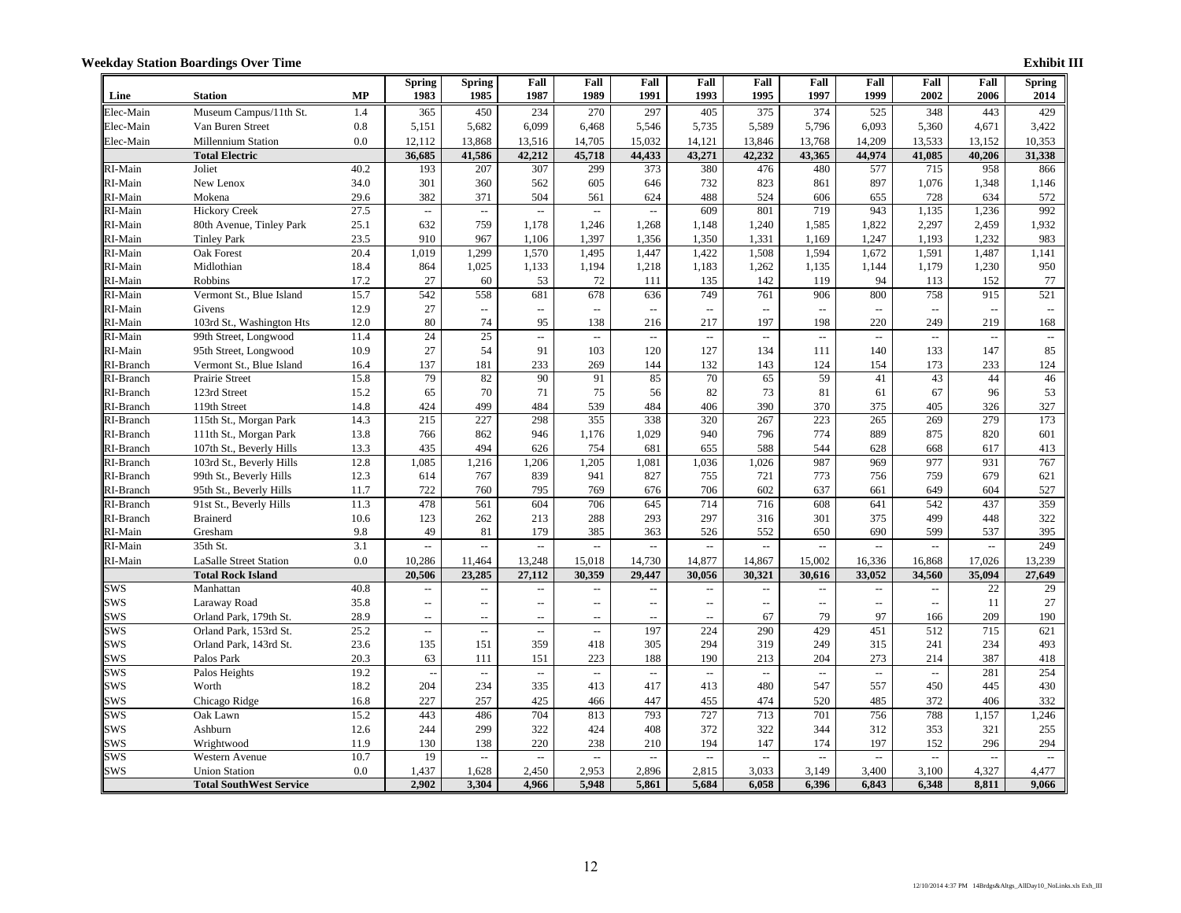**Weekday Station Boardings Over Time** **Exhibit III**

| Line | Station | MP | Spring 1983 | Spring 1985 | Fall 1987 | Fall 1989 | Fall 1991 | Fall 1993 | Fall 1995 | Fall 1997 | Fall 1999 | Fall 2002 | Fall 2006 | Spring 2014 |
|---|---|---|---|---|---|---|---|---|---|---|---|---|---|---|
| Elec-Main | Museum Campus/11th St. | 1.4 | 365 | 450 | 234 | 270 | 297 | 405 | 375 | 374 | 525 | 348 | 443 | 429 |
| Elec-Main | Van Buren Street | 0.8 | 5,151 | 5,682 | 6,099 | 6,468 | 5,546 | 5,735 | 5,589 | 5,796 | 6,093 | 5,360 | 4,671 | 3,422 |
| Elec-Main | Millennium Station | 0.0 | 12,112 | 13,868 | 13,516 | 14,705 | 15,032 | 14,121 | 13,846 | 13,768 | 14,209 | 13,533 | 13,152 | 10,353 |
| | **Total Electric** | | **36,685** | **41,586** | **42,212** | **45,718** | **44,433** | **43,271** | **42,232** | **43,365** | **44,974** | **41,085** | **40,206** | **31,338** |
| RI-Main | Joliet | 40.2 | 193 | 207 | 307 | 299 | 373 | 380 | 476 | 480 | 577 | 715 | 958 | 866 |
| RI-Main | New Lenox | 34.0 | 301 | 360 | 562 | 605 | 646 | 732 | 823 | 861 | 897 | 1,076 | 1,348 | 1,146 |
| RI-Main | Mokena | 29.6 | 382 | 371 | 504 | 561 | 624 | 488 | 524 | 606 | 655 | 728 | 634 | 572 |
| RI-Main | Hickory Creek | 27.5 | -- | -- | -- | -- | -- | 609 | 801 | 719 | 943 | 1,135 | 1,236 | 992 |
| RI-Main | 80th Avenue, Tinley Park | 25.1 | 632 | 759 | 1,178 | 1,246 | 1,268 | 1,148 | 1,240 | 1,585 | 1,822 | 2,297 | 2,459 | 1,932 |
| RI-Main | Tinley Park | 23.5 | 910 | 967 | 1,106 | 1,397 | 1,356 | 1,350 | 1,331 | 1,169 | 1,247 | 1,193 | 1,232 | 983 |
| RI-Main | Oak Forest | 20.4 | 1,019 | 1,299 | 1,570 | 1,495 | 1,447 | 1,422 | 1,508 | 1,594 | 1,672 | 1,591 | 1,487 | 1,141 |
| RI-Main | Midlothian | 18.4 | 864 | 1,025 | 1,133 | 1,194 | 1,218 | 1,183 | 1,262 | 1,135 | 1,144 | 1,179 | 1,230 | 950 |
| RI-Main | Robbins | 17.2 | 27 | 60 | 53 | 72 | 111 | 135 | 142 | 119 | 94 | 113 | 152 | 77 |
| RI-Main | Vermont St., Blue Island | 15.7 | 542 | 558 | 681 | 678 | 636 | 749 | 761 | 906 | 800 | 758 | 915 | 521 |
| RI-Main | Givens | 12.9 | 27 | -- | -- | -- | -- | -- | -- | -- | -- | -- | -- | -- |
| RI-Main | 103rd St., Washington Hts | 12.0 | 80 | 74 | 95 | 138 | 216 | 217 | 197 | 198 | 220 | 249 | 219 | 168 |
| RI-Main | 99th Street, Longwood | 11.4 | 24 | 25 | -- | -- | -- | -- | -- | -- | -- | -- | -- | -- |
| RI-Main | 95th Street, Longwood | 10.9 | 27 | 54 | 91 | 103 | 120 | 127 | 134 | 111 | 140 | 133 | 147 | 85 |
| RI-Branch | Vermont St., Blue Island | 16.4 | 137 | 181 | 233 | 269 | 144 | 132 | 143 | 124 | 154 | 173 | 233 | 124 |
| RI-Branch | Prairie Street | 15.8 | 79 | 82 | 90 | 91 | 85 | 70 | 65 | 59 | 41 | 43 | 44 | 46 |
| RI-Branch | 123rd Street | 15.2 | 65 | 70 | 71 | 75 | 56 | 82 | 73 | 81 | 61 | 67 | 96 | 53 |
| RI-Branch | 119th Street | 14.8 | 424 | 499 | 484 | 539 | 484 | 406 | 390 | 370 | 375 | 405 | 326 | 327 |
| RI-Branch | 115th St., Morgan Park | 14.3 | 215 | 227 | 298 | 355 | 338 | 320 | 267 | 223 | 265 | 269 | 279 | 173 |
| RI-Branch | 111th St., Morgan Park | 13.8 | 766 | 862 | 946 | 1,176 | 1,029 | 940 | 796 | 774 | 889 | 875 | 820 | 601 |
| RI-Branch | 107th St., Beverly Hills | 13.3 | 435 | 494 | 626 | 754 | 681 | 655 | 588 | 544 | 628 | 668 | 617 | 413 |
| RI-Branch | 103rd St., Beverly Hills | 12.8 | 1,085 | 1,216 | 1,206 | 1,205 | 1,081 | 1,036 | 1,026 | 987 | 969 | 977 | 931 | 767 |
| RI-Branch | 99th St., Beverly Hills | 12.3 | 614 | 767 | 839 | 941 | 827 | 755 | 721 | 773 | 756 | 759 | 679 | 621 |
| RI-Branch | 95th St., Beverly Hills | 11.7 | 722 | 760 | 795 | 769 | 676 | 706 | 602 | 637 | 661 | 649 | 604 | 527 |
| RI-Branch | 91st St., Beverly Hills | 11.3 | 478 | 561 | 604 | 706 | 645 | 714 | 716 | 608 | 641 | 542 | 437 | 359 |
| RI-Branch | Brainerd | 10.6 | 123 | 262 | 213 | 288 | 293 | 297 | 316 | 301 | 375 | 499 | 448 | 322 |
| RI-Main | Gresham | 9.8 | 49 | 81 | 179 | 385 | 363 | 526 | 552 | 650 | 690 | 599 | 537 | 395 |
| RI-Main | 35th St. | 3.1 | -- | -- | -- | -- | -- | -- | -- | -- | -- | -- | -- | 249 |
| RI-Main | LaSalle Street Station | 0.0 | 10,286 | 11,464 | 13,248 | 15,018 | 14,730 | 14,877 | 14,867 | 15,002 | 16,336 | 16,868 | 17,026 | 13,239 |
| | **Total Rock Island** | | **20,506** | **23,285** | **27,112** | **30,359** | **29,447** | **30,056** | **30,321** | **30,616** | **33,052** | **34,560** | **35,094** | **27,649** |
| SWS | Manhattan | 40.8 | -- | -- | -- | -- | -- | -- | -- | -- | -- | -- | 22 | 29 |
| SWS | Laraway Road | 35.8 | -- | -- | -- | -- | -- | -- | -- | -- | -- | -- | 11 | 27 |
| SWS | Orland Park, 179th St. | 28.9 | -- | -- | -- | -- | -- | -- | 67 | 79 | 97 | 166 | 209 | 190 |
| SWS | Orland Park, 153rd St. | 25.2 | -- | -- | -- | -- | 197 | 224 | 290 | 429 | 451 | 512 | 715 | 621 |
| SWS | Orland Park, 143rd St. | 23.6 | 135 | 151 | 359 | 418 | 305 | 294 | 319 | 249 | 315 | 241 | 234 | 493 |
| SWS | Palos Park | 20.3 | 63 | 111 | 151 | 223 | 188 | 190 | 213 | 204 | 273 | 214 | 387 | 418 |
| SWS | Palos Heights | 19.2 | -- | -- | -- | -- | -- | -- | -- | -- | -- | -- | 281 | 254 |
| SWS | Worth | 18.2 | 204 | 234 | 335 | 413 | 417 | 413 | 480 | 547 | 557 | 450 | 445 | 430 |
| SWS | Chicago Ridge | 16.8 | 227 | 257 | 425 | 466 | 447 | 455 | 474 | 520 | 485 | 372 | 406 | 332 |
| SWS | Oak Lawn | 15.2 | 443 | 486 | 704 | 813 | 793 | 727 | 713 | 701 | 756 | 788 | 1,157 | 1,246 |
| SWS | Ashburn | 12.6 | 244 | 299 | 322 | 424 | 408 | 372 | 322 | 344 | 312 | 353 | 321 | 255 |
| SWS | Wrightwood | 11.9 | 130 | 138 | 220 | 238 | 210 | 194 | 147 | 174 | 197 | 152 | 296 | 294 |
| SWS | Western Avenue | 10.7 | 19 | -- | -- | -- | -- | -- | -- | -- | -- | -- | -- | -- |
| SWS | Union Station | 0.0 | 1,437 | 1,628 | 2,450 | 2,953 | 2,896 | 2,815 | 3,033 | 3,149 | 3,400 | 3,100 | 4,327 | 4,477 |
| | **Total SouthWest Service** | | **2,902** | **3,304** | **4,966** | **5,948** | **5,861** | **5,684** | **6,058** | **6,396** | **6,843** | **6,348** | **8,811** | **9,066** |

12/10/2014 4:37 PM 14Brdgs&Altgs_AllDay10_NoLinks.xls Exh_III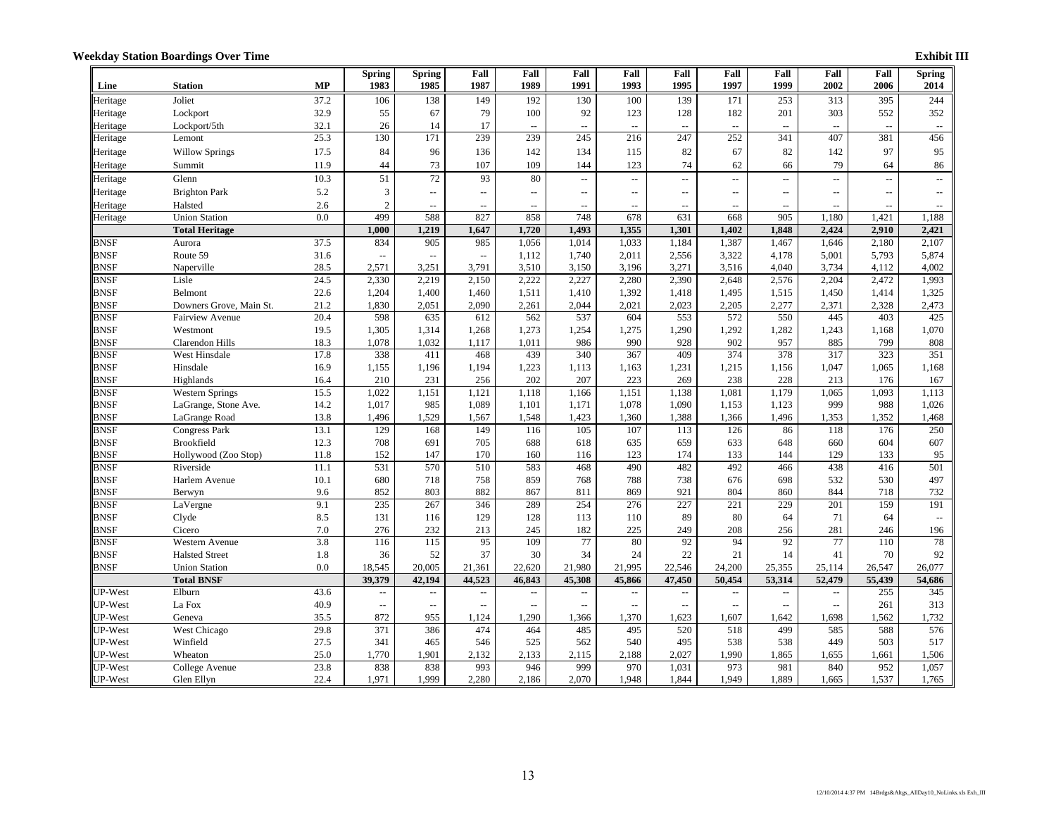**Weekday Station Boardings Over Time** **Exhibit III**

| Line | Station | MP | Spring 1983 | Spring 1985 | Fall 1987 | Fall 1989 | Fall 1991 | Fall 1993 | Fall 1995 | Fall 1997 | Fall 1999 | Fall 2002 | Fall 2006 | Spring 2014 |
|---|---|---|---|---|---|---|---|---|---|---|---|---|---|---|
| Heritage | Joliet | 37.2 | 106 | 138 | 149 | 192 | 130 | 100 | 139 | 171 | 253 | 313 | 395 | 244 |
| Heritage | Lockport | 32.9 | 55 | 67 | 79 | 100 | 92 | 123 | 128 | 182 | 201 | 303 | 552 | 352 |
| Heritage | Lockport/5th | 32.1 | 26 | 14 | 17 | -- | -- | -- | -- | -- | -- | -- | -- | -- |
| Heritage | Lemont | 25.3 | 130 | 171 | 239 | 239 | 245 | 216 | 247 | 252 | 341 | 407 | 381 | 456 |
| Heritage | Willow Springs | 17.5 | 84 | 96 | 136 | 142 | 134 | 115 | 82 | 67 | 82 | 142 | 97 | 95 |
| Heritage | Summit | 11.9 | 44 | 73 | 107 | 109 | 144 | 123 | 74 | 62 | 66 | 79 | 64 | 86 |
| Heritage | Glenn | 10.3 | 51 | 72 | 93 | 80 | -- | -- | -- | -- | -- | -- | -- | -- |
| Heritage | Brighton Park | 5.2 | 3 | -- | -- | -- | -- | -- | -- | -- | -- | -- | -- | -- |
| Heritage | Halsted | 2.6 | 2 | -- | -- | -- | -- | -- | -- | -- | -- | -- | -- | -- |
| Heritage | Union Station | 0.0 | 499 | 588 | 827 | 858 | 748 | 678 | 631 | 668 | 905 | 1,180 | 1,421 | 1,188 |
| | **Total Heritage** | | **1,000** | **1,219** | **1,647** | **1,720** | **1,493** | **1,355** | **1,301** | **1,402** | **1,848** | **2,424** | **2,910** | **2,421** |
| BNSF | Aurora | 37.5 | 834 | 905 | 985 | 1,056 | 1,014 | 1,033 | 1,184 | 1,387 | 1,467 | 1,646 | 2,180 | 2,107 |
| BNSF | Route 59 | 31.6 | -- | -- | -- | 1,112 | 1,740 | 2,011 | 2,556 | 3,322 | 4,178 | 5,001 | 5,793 | 5,874 |
| BNSF | Naperville | 28.5 | 2,571 | 3,251 | 3,791 | 3,510 | 3,150 | 3,196 | 3,271 | 3,516 | 4,040 | 3,734 | 4,112 | 4,002 |
| BNSF | Lisle | 24.5 | 2,330 | 2,219 | 2,150 | 2,222 | 2,227 | 2,280 | 2,390 | 2,648 | 2,576 | 2,204 | 2,472 | 1,993 |
| BNSF | Belmont | 22.6 | 1,204 | 1,400 | 1,460 | 1,511 | 1,410 | 1,392 | 1,418 | 1,495 | 1,515 | 1,450 | 1,414 | 1,325 |
| BNSF | Downers Grove, Main St. | 21.2 | 1,830 | 2,051 | 2,090 | 2,261 | 2,044 | 2,021 | 2,023 | 2,205 | 2,277 | 2,371 | 2,328 | 2,473 |
| BNSF | Fairview Avenue | 20.4 | 598 | 635 | 612 | 562 | 537 | 604 | 553 | 572 | 550 | 445 | 403 | 425 |
| BNSF | Westmont | 19.5 | 1,305 | 1,314 | 1,268 | 1,273 | 1,254 | 1,275 | 1,290 | 1,292 | 1,282 | 1,243 | 1,168 | 1,070 |
| BNSF | Clarendon Hills | 18.3 | 1,078 | 1,032 | 1,117 | 1,011 | 986 | 990 | 928 | 902 | 957 | 885 | 799 | 808 |
| BNSF | West Hinsdale | 17.8 | 338 | 411 | 468 | 439 | 340 | 367 | 409 | 374 | 378 | 317 | 323 | 351 |
| BNSF | Hinsdale | 16.9 | 1,155 | 1,196 | 1,194 | 1,223 | 1,113 | 1,163 | 1,231 | 1,215 | 1,156 | 1,047 | 1,065 | 1,168 |
| BNSF | Highlands | 16.4 | 210 | 231 | 256 | 202 | 207 | 223 | 269 | 238 | 228 | 213 | 176 | 167 |
| BNSF | Western Springs | 15.5 | 1,022 | 1,151 | 1,121 | 1,118 | 1,166 | 1,151 | 1,138 | 1,081 | 1,179 | 1,065 | 1,093 | 1,113 |
| BNSF | LaGrange, Stone Ave. | 14.2 | 1,017 | 985 | 1,089 | 1,101 | 1,171 | 1,078 | 1,090 | 1,153 | 1,123 | 999 | 988 | 1,026 |
| BNSF | LaGrange Road | 13.8 | 1,496 | 1,529 | 1,567 | 1,548 | 1,423 | 1,360 | 1,388 | 1,366 | 1,496 | 1,353 | 1,352 | 1,468 |
| BNSF | Congress Park | 13.1 | 129 | 168 | 149 | 116 | 105 | 107 | 113 | 126 | 86 | 118 | 176 | 250 |
| BNSF | Brookfield | 12.3 | 708 | 691 | 705 | 688 | 618 | 635 | 659 | 633 | 648 | 660 | 604 | 607 |
| BNSF | Hollywood (Zoo Stop) | 11.8 | 152 | 147 | 170 | 160 | 116 | 123 | 174 | 133 | 144 | 129 | 133 | 95 |
| BNSF | Riverside | 11.1 | 531 | 570 | 510 | 583 | 468 | 490 | 482 | 492 | 466 | 438 | 416 | 501 |
| BNSF | Harlem Avenue | 10.1 | 680 | 718 | 758 | 859 | 768 | 788 | 738 | 676 | 698 | 532 | 530 | 497 |
| BNSF | Berwyn | 9.6 | 852 | 803 | 882 | 867 | 811 | 869 | 921 | 804 | 860 | 844 | 718 | 732 |
| BNSF | LaVergne | 9.1 | 235 | 267 | 346 | 289 | 254 | 276 | 227 | 221 | 229 | 201 | 159 | 191 |
| BNSF | Clyde | 8.5 | 131 | 116 | 129 | 128 | 113 | 110 | 89 | 80 | 64 | 71 | 64 | -- |
| BNSF | Cicero | 7.0 | 276 | 232 | 213 | 245 | 182 | 225 | 249 | 208 | 256 | 281 | 246 | 196 |
| BNSF | Western Avenue | 3.8 | 116 | 115 | 95 | 109 | 77 | 80 | 92 | 94 | 92 | 77 | 110 | 78 |
| BNSF | Halsted Street | 1.8 | 36 | 52 | 37 | 30 | 34 | 24 | 22 | 21 | 14 | 41 | 70 | 92 |
| BNSF | Union Station | 0.0 | 18,545 | 20,005 | 21,361 | 22,620 | 21,980 | 21,995 | 22,546 | 24,200 | 25,355 | 25,114 | 26,547 | 26,077 |
| | **Total BNSF** | | **39,379** | **42,194** | **44,523** | **46,843** | **45,308** | **45,866** | **47,450** | **50,454** | **53,314** | **52,479** | **55,439** | **54,686** |
| UP-West | Elburn | 43.6 | -- | -- | -- | -- | -- | -- | -- | -- | -- | -- | 255 | 345 |
| UP-West | La Fox | 40.9 | -- | -- | -- | -- | -- | -- | -- | -- | -- | -- | 261 | 313 |
| UP-West | Geneva | 35.5 | 872 | 955 | 1,124 | 1,290 | 1,366 | 1,370 | 1,623 | 1,607 | 1,642 | 1,698 | 1,562 | 1,732 |
| UP-West | West Chicago | 29.8 | 371 | 386 | 474 | 464 | 485 | 495 | 520 | 518 | 499 | 585 | 588 | 576 |
| UP-West | Winfield | 27.5 | 341 | 465 | 546 | 525 | 562 | 540 | 495 | 538 | 538 | 449 | 503 | 517 |
| UP-West | Wheaton | 25.0 | 1,770 | 1,901 | 2,132 | 2,133 | 2,115 | 2,188 | 2,027 | 1,990 | 1,865 | 1,655 | 1,661 | 1,506 |
| UP-West | College Avenue | 23.8 | 838 | 838 | 993 | 946 | 999 | 970 | 1,031 | 973 | 981 | 840 | 952 | 1,057 |
| UP-West | Glen Ellyn | 22.4 | 1,971 | 1,999 | 2,280 | 2,186 | 2,070 | 1,948 | 1,844 | 1,949 | 1,889 | 1,665 | 1,537 | 1,765 |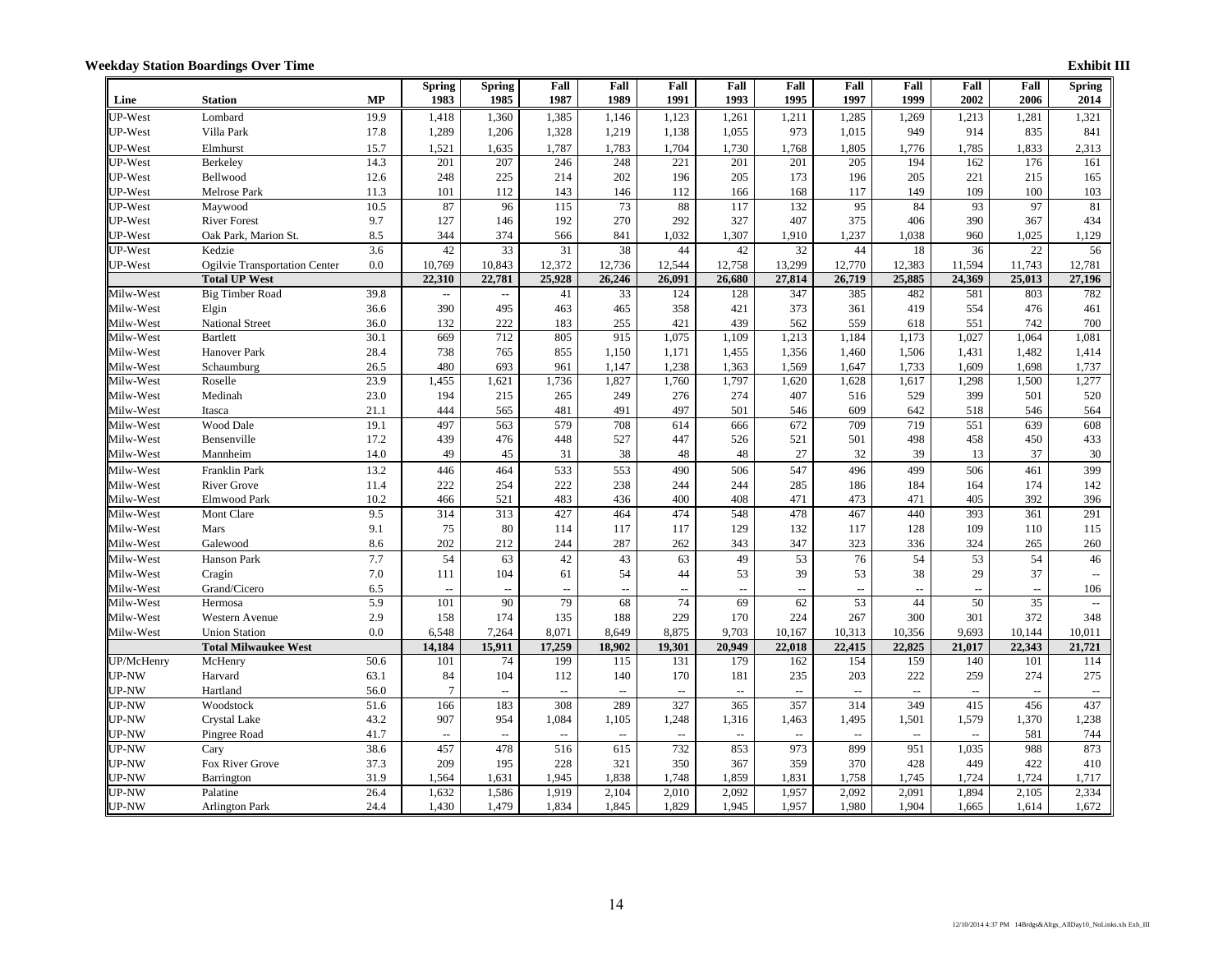**Weekday Station Boardings Over Time** **Exhibit III**

| Line | Station | MP | Spring 1983 | Spring 1985 | Fall 1987 | Fall 1989 | Fall 1991 | Fall 1993 | Fall 1995 | Fall 1997 | Fall 1999 | Fall 2002 | Fall 2006 | Spring 2014 |
|---|---|---|---|---|---|---|---|---|---|---|---|---|---|---|
| UP-West | Lombard | 19.9 | 1,418 | 1,360 | 1,385 | 1,146 | 1,123 | 1,261 | 1,211 | 1,285 | 1,269 | 1,213 | 1,281 | 1,321 |
| UP-West | Villa Park | 17.8 | 1,289 | 1,206 | 1,328 | 1,219 | 1,138 | 1,055 | 973 | 1,015 | 949 | 914 | 835 | 841 |
| UP-West | Elmhurst | 15.7 | 1,521 | 1,635 | 1,787 | 1,783 | 1,704 | 1,730 | 1,768 | 1,805 | 1,776 | 1,785 | 1,833 | 2,313 |
| UP-West | Berkeley | 14.3 | 201 | 207 | 246 | 248 | 221 | 201 | 201 | 205 | 194 | 162 | 176 | 161 |
| UP-West | Bellwood | 12.6 | 248 | 225 | 214 | 202 | 196 | 205 | 173 | 196 | 205 | 221 | 215 | 165 |
| UP-West | Melrose Park | 11.3 | 101 | 112 | 143 | 146 | 112 | 166 | 168 | 117 | 149 | 109 | 100 | 103 |
| UP-West | Maywood | 10.5 | 87 | 96 | 115 | 73 | 88 | 117 | 132 | 95 | 84 | 93 | 97 | 81 |
| UP-West | River Forest | 9.7 | 127 | 146 | 192 | 270 | 292 | 327 | 407 | 375 | 406 | 390 | 367 | 434 |
| UP-West | Oak Park, Marion St. | 8.5 | 344 | 374 | 566 | 841 | 1,032 | 1,307 | 1,910 | 1,237 | 1,038 | 960 | 1,025 | 1,129 |
| UP-West | Kedzie | 3.6 | 42 | 33 | 31 | 38 | 44 | 42 | 32 | 44 | 18 | 36 | 22 | 56 |
| UP-West | Ogilvie Transportation Center | 0.0 | 10,769 | 10,843 | 12,372 | 12,736 | 12,544 | 12,758 | 13,299 | 12,770 | 12,383 | 11,594 | 11,743 | 12,781 |
| | **Total UP West** | | **22,310** | **22,781** | **25,928** | **26,246** | **26,091** | **26,680** | **27,814** | **26,719** | **25,885** | **24,369** | **25,013** | **27,196** |
| Milw-West | Big Timber Road | 39.8 | -- | -- | 41 | 33 | 124 | 128 | 347 | 385 | 482 | 581 | 803 | 782 |
| Milw-West | Elgin | 36.6 | 390 | 495 | 463 | 465 | 358 | 421 | 373 | 361 | 419 | 554 | 476 | 461 |
| Milw-West | National Street | 36.0 | 132 | 222 | 183 | 255 | 421 | 439 | 562 | 559 | 618 | 551 | 742 | 700 |
| Milw-West | Bartlett | 30.1 | 669 | 712 | 805 | 915 | 1,075 | 1,109 | 1,213 | 1,184 | 1,173 | 1,027 | 1,064 | 1,081 |
| Milw-West | Hanover Park | 28.4 | 738 | 765 | 855 | 1,150 | 1,171 | 1,455 | 1,356 | 1,460 | 1,506 | 1,431 | 1,482 | 1,414 |
| Milw-West | Schaumburg | 26.5 | 480 | 693 | 961 | 1,147 | 1,238 | 1,363 | 1,569 | 1,647 | 1,733 | 1,609 | 1,698 | 1,737 |
| Milw-West | Roselle | 23.9 | 1,455 | 1,621 | 1,736 | 1,827 | 1,760 | 1,797 | 1,620 | 1,628 | 1,617 | 1,298 | 1,500 | 1,277 |
| Milw-West | Medinah | 23.0 | 194 | 215 | 265 | 249 | 276 | 274 | 407 | 516 | 529 | 399 | 501 | 520 |
| Milw-West | Itasca | 21.1 | 444 | 565 | 481 | 491 | 497 | 501 | 546 | 609 | 642 | 518 | 546 | 564 |
| Milw-West | Wood Dale | 19.1 | 497 | 563 | 579 | 708 | 614 | 666 | 672 | 709 | 719 | 551 | 639 | 608 |
| Milw-West | Bensenville | 17.2 | 439 | 476 | 448 | 527 | 447 | 526 | 521 | 501 | 498 | 458 | 450 | 433 |
| Milw-West | Mannheim | 14.0 | 49 | 45 | 31 | 38 | 48 | 48 | 27 | 32 | 39 | 13 | 37 | 30 |
| Milw-West | Franklin Park | 13.2 | 446 | 464 | 533 | 553 | 490 | 506 | 547 | 496 | 499 | 506 | 461 | 399 |
| Milw-West | River Grove | 11.4 | 222 | 254 | 222 | 238 | 244 | 244 | 285 | 186 | 184 | 164 | 174 | 142 |
| Milw-West | Elmwood Park | 10.2 | 466 | 521 | 483 | 436 | 400 | 408 | 471 | 473 | 471 | 405 | 392 | 396 |
| Milw-West | Mont Clare | 9.5 | 314 | 313 | 427 | 464 | 474 | 548 | 478 | 467 | 440 | 393 | 361 | 291 |
| Milw-West | Mars | 9.1 | 75 | 80 | 114 | 117 | 117 | 129 | 132 | 117 | 128 | 109 | 110 | 115 |
| Milw-West | Galewood | 8.6 | 202 | 212 | 244 | 287 | 262 | 343 | 347 | 323 | 336 | 324 | 265 | 260 |
| Milw-West | Hanson Park | 7.7 | 54 | 63 | 42 | 43 | 63 | 49 | 53 | 76 | 54 | 53 | 54 | 46 |
| Milw-West | Cragin | 7.0 | 111 | 104 | 61 | 54 | 44 | 53 | 39 | 53 | 38 | 29 | 37 | -- |
| Milw-West | Grand/Cicero | 6.5 | -- | -- | -- | -- | -- | -- | -- | -- | -- | -- | -- | 106 |
| Milw-West | Hermosa | 5.9 | 101 | 90 | 79 | 68 | 74 | 69 | 62 | 53 | 44 | 50 | 35 | -- |
| Milw-West | Western Avenue | 2.9 | 158 | 174 | 135 | 188 | 229 | 170 | 224 | 267 | 300 | 301 | 372 | 348 |
| Milw-West | Union Station | 0.0 | 6,548 | 7,264 | 8,071 | 8,649 | 8,875 | 9,703 | 10,167 | 10,313 | 10,356 | 9,693 | 10,144 | 10,011 |
| | **Total Milwaukee West** | | **14,184** | **15,911** | **17,259** | **18,902** | **19,301** | **20,949** | **22,018** | **22,415** | **22,825** | **21,017** | **22,343** | **21,721** |
| UP/McHenry | McHenry | 50.6 | 101 | 74 | 199 | 115 | 131 | 179 | 162 | 154 | 159 | 140 | 101 | 114 |
| UP-NW | Harvard | 63.1 | 84 | 104 | 112 | 140 | 170 | 181 | 235 | 203 | 222 | 259 | 274 | 275 |
| UP-NW | Hartland | 56.0 | 7 | -- | -- | -- | -- | -- | -- | -- | -- | -- | -- | -- |
| UP-NW | Woodstock | 51.6 | 166 | 183 | 308 | 289 | 327 | 365 | 357 | 314 | 349 | 415 | 456 | 437 |
| UP-NW | Crystal Lake | 43.2 | 907 | 954 | 1,084 | 1,105 | 1,248 | 1,316 | 1,463 | 1,495 | 1,501 | 1,579 | 1,370 | 1,238 |
| UP-NW | Pingree Road | 41.7 | -- | -- | -- | -- | -- | -- | -- | -- | -- | -- | 581 | 744 |
| UP-NW | Cary | 38.6 | 457 | 478 | 516 | 615 | 732 | 853 | 973 | 899 | 951 | 1,035 | 988 | 873 |
| UP-NW | Fox River Grove | 37.3 | 209 | 195 | 228 | 321 | 350 | 367 | 359 | 370 | 428 | 449 | 422 | 410 |
| UP-NW | Barrington | 31.9 | 1,564 | 1,631 | 1,945 | 1,838 | 1,748 | 1,859 | 1,831 | 1,758 | 1,745 | 1,724 | 1,724 | 1,717 |
| UP-NW | Palatine | 26.4 | 1,632 | 1,586 | 1,919 | 2,104 | 2,010 | 2,092 | 1,957 | 2,092 | 2,091 | 1,894 | 2,105 | 2,334 |
| UP-NW | Arlington Park | 24.4 | 1,430 | 1,479 | 1,834 | 1,845 | 1,829 | 1,945 | 1,957 | 1,980 | 1,904 | 1,665 | 1,614 | 1,672 |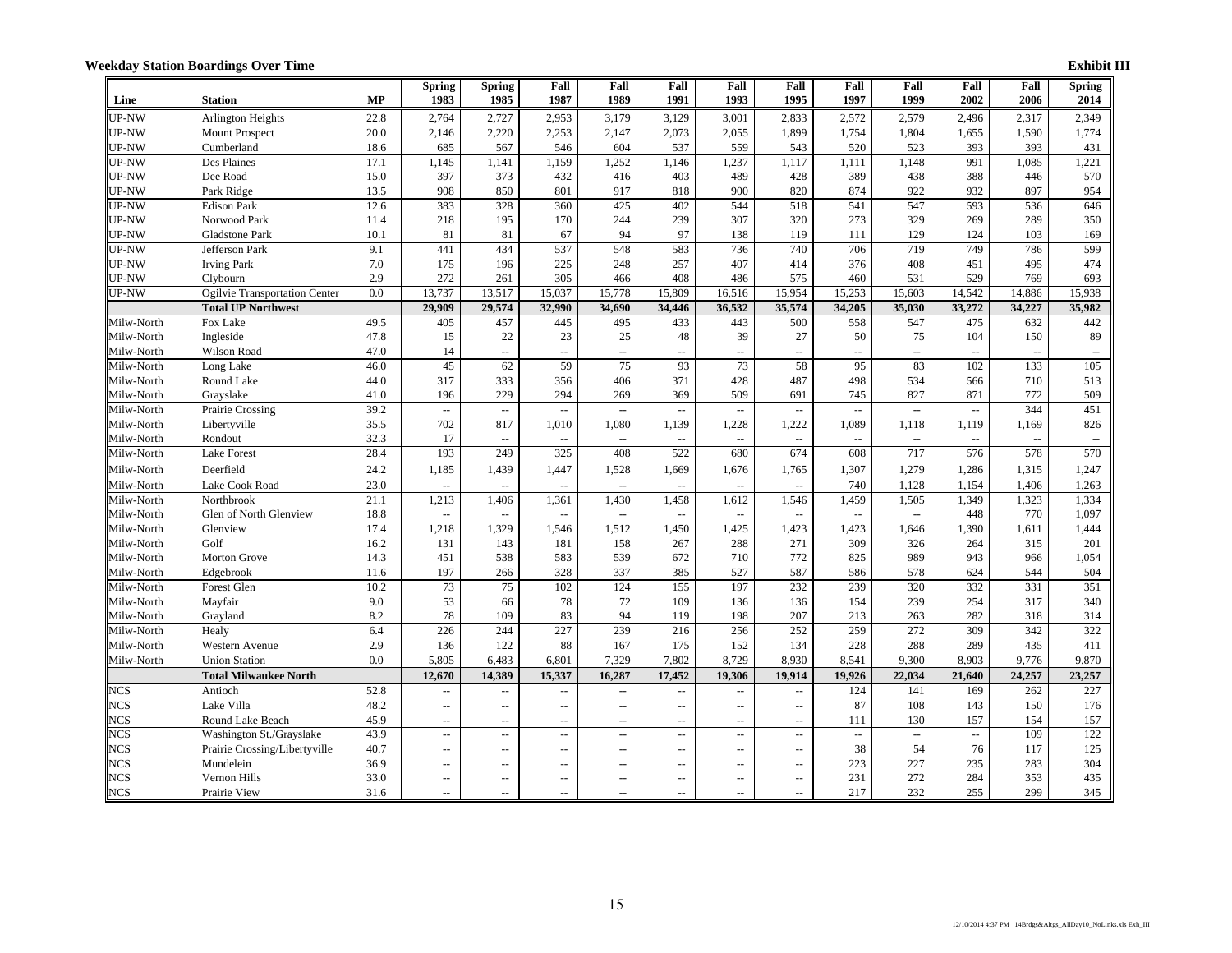**Weekday Station Boardings Over Time** **Exhibit III**

| Line | Station | MP | Spring 1983 | Spring 1985 | Fall 1987 | Fall 1989 | Fall 1991 | Fall 1993 | Fall 1995 | Fall 1997 | Fall 1999 | Fall 2002 | Fall 2006 | Spring 2014 |
|---|---|---|---|---|---|---|---|---|---|---|---|---|---|---|
| UP-NW | Arlington Heights | 22.8 | 2,764 | 2,727 | 2,953 | 3,179 | 3,129 | 3,001 | 2,833 | 2,572 | 2,579 | 2,496 | 2,317 | 2,349 |
| UP-NW | Mount Prospect | 20.0 | 2,146 | 2,220 | 2,253 | 2,147 | 2,073 | 2,055 | 1,899 | 1,754 | 1,804 | 1,655 | 1,590 | 1,774 |
| UP-NW | Cumberland | 18.6 | 685 | 567 | 546 | 604 | 537 | 559 | 543 | 520 | 523 | 393 | 393 | 431 |
| UP-NW | Des Plaines | 17.1 | 1,145 | 1,141 | 1,159 | 1,252 | 1,146 | 1,237 | 1,117 | 1,111 | 1,148 | 991 | 1,085 | 1,221 |
| UP-NW | Dee Road | 15.0 | 397 | 373 | 432 | 416 | 403 | 489 | 428 | 389 | 438 | 388 | 446 | 570 |
| UP-NW | Park Ridge | 13.5 | 908 | 850 | 801 | 917 | 818 | 900 | 820 | 874 | 922 | 932 | 897 | 954 |
| UP-NW | Edison Park | 12.6 | 383 | 328 | 360 | 425 | 402 | 544 | 518 | 541 | 547 | 593 | 536 | 646 |
| UP-NW | Norwood Park | 11.4 | 218 | 195 | 170 | 244 | 239 | 307 | 320 | 273 | 329 | 269 | 289 | 350 |
| UP-NW | Gladstone Park | 10.1 | 81 | 81 | 67 | 94 | 97 | 138 | 119 | 111 | 129 | 124 | 103 | 169 |
| UP-NW | Jefferson Park | 9.1 | 441 | 434 | 537 | 548 | 583 | 736 | 740 | 706 | 719 | 749 | 786 | 599 |
| UP-NW | Irving Park | 7.0 | 175 | 196 | 225 | 248 | 257 | 407 | 414 | 376 | 408 | 451 | 495 | 474 |
| UP-NW | Clybourn | 2.9 | 272 | 261 | 305 | 466 | 408 | 486 | 575 | 460 | 531 | 529 | 769 | 693 |
| UP-NW | Ogilvie Transportation Center | 0.0 | 13,737 | 13,517 | 15,037 | 15,778 | 15,809 | 16,516 | 15,954 | 15,253 | 15,603 | 14,542 | 14,886 | 15,938 |
| | **Total UP Northwest** | | **29,909** | **29,574** | **32,990** | **34,690** | **34,446** | **36,532** | **35,574** | **34,205** | **35,030** | **33,272** | **34,227** | **35,982** |
| Milw-North | Fox Lake | 49.5 | 405 | 457 | 445 | 495 | 433 | 443 | 500 | 558 | 547 | 475 | 632 | 442 |
| Milw-North | Ingleside | 47.8 | 15 | 22 | 23 | 25 | 48 | 39 | 27 | 50 | 75 | 104 | 150 | 89 |
| Milw-North | Wilson Road | 47.0 | 14 | -- | -- | -- | -- | -- | -- | -- | -- | -- | -- | -- |
| Milw-North | Long Lake | 46.0 | 45 | 62 | 59 | 75 | 93 | 73 | 58 | 95 | 83 | 102 | 133 | 105 |
| Milw-North | Round Lake | 44.0 | 317 | 333 | 356 | 406 | 371 | 428 | 487 | 498 | 534 | 566 | 710 | 513 |
| Milw-North | Grayslake | 41.0 | 196 | 229 | 294 | 269 | 369 | 509 | 691 | 745 | 827 | 871 | 772 | 509 |
| Milw-North | Prairie Crossing | 39.2 | -- | -- | -- | -- | -- | -- | -- | -- | -- | -- | 344 | 451 |
| Milw-North | Libertyville | 35.5 | 702 | 817 | 1,010 | 1,080 | 1,139 | 1,228 | 1,222 | 1,089 | 1,118 | 1,119 | 1,169 | 826 |
| Milw-North | Rondout | 32.3 | 17 | -- | -- | -- | -- | -- | -- | -- | -- | -- | -- | -- |
| Milw-North | Lake Forest | 28.4 | 193 | 249 | 325 | 408 | 522 | 680 | 674 | 608 | 717 | 576 | 578 | 570 |
| Milw-North | Deerfield | 24.2 | 1,185 | 1,439 | 1,447 | 1,528 | 1,669 | 1,676 | 1,765 | 1,307 | 1,279 | 1,286 | 1,315 | 1,247 |
| Milw-North | Lake Cook Road | 23.0 | -- | -- | -- | -- | -- | -- | -- | 740 | 1,128 | 1,154 | 1,406 | 1,263 |
| Milw-North | Northbrook | 21.1 | 1,213 | 1,406 | 1,361 | 1,430 | 1,458 | 1,612 | 1,546 | 1,459 | 1,505 | 1,349 | 1,323 | 1,334 |
| Milw-North | Glen of North Glenview | 18.8 | -- | -- | -- | -- | -- | -- | -- | -- | -- | 448 | 770 | 1,097 |
| Milw-North | Glenview | 17.4 | 1,218 | 1,329 | 1,546 | 1,512 | 1,450 | 1,425 | 1,423 | 1,423 | 1,646 | 1,390 | 1,611 | 1,444 |
| Milw-North | Golf | 16.2 | 131 | 143 | 181 | 158 | 267 | 288 | 271 | 309 | 326 | 264 | 315 | 201 |
| Milw-North | Morton Grove | 14.3 | 451 | 538 | 583 | 539 | 672 | 710 | 772 | 825 | 989 | 943 | 966 | 1,054 |
| Milw-North | Edgebrook | 11.6 | 197 | 266 | 328 | 337 | 385 | 527 | 587 | 586 | 578 | 624 | 544 | 504 |
| Milw-North | Forest Glen | 10.2 | 73 | 75 | 102 | 124 | 155 | 197 | 232 | 239 | 320 | 332 | 331 | 351 |
| Milw-North | Mayfair | 9.0 | 53 | 66 | 78 | 72 | 109 | 136 | 136 | 154 | 239 | 254 | 317 | 340 |
| Milw-North | Grayland | 8.2 | 78 | 109 | 83 | 94 | 119 | 198 | 207 | 213 | 263 | 282 | 318 | 314 |
| Milw-North | Healy | 6.4 | 226 | 244 | 227 | 239 | 216 | 256 | 252 | 259 | 272 | 309 | 342 | 322 |
| Milw-North | Western Avenue | 2.9 | 136 | 122 | 88 | 167 | 175 | 152 | 134 | 228 | 288 | 289 | 435 | 411 |
| Milw-North | Union Station | 0.0 | 5,805 | 6,483 | 6,801 | 7,329 | 7,802 | 8,729 | 8,930 | 8,541 | 9,300 | 8,903 | 9,776 | 9,870 |
| | **Total Milwaukee North** | | **12,670** | **14,389** | **15,337** | **16,287** | **17,452** | **19,306** | **19,914** | **19,926** | **22,034** | **21,640** | **24,257** | **23,257** |
| NCS | Antioch | 52.8 | -- | -- | -- | -- | -- | -- | -- | 124 | 141 | 169 | 262 | 227 |
| NCS | Lake Villa | 48.2 | -- | -- | -- | -- | -- | -- | -- | 87 | 108 | 143 | 150 | 176 |
| NCS | Round Lake Beach | 45.9 | -- | -- | -- | -- | -- | -- | -- | 111 | 130 | 157 | 154 | 157 |
| NCS | Washington St./Grayslake | 43.9 | -- | -- | -- | -- | -- | -- | -- | -- | -- | -- | 109 | 122 |
| NCS | Prairie Crossing/Libertyville | 40.7 | -- | -- | -- | -- | -- | -- | -- | 38 | 54 | 76 | 117 | 125 |
| NCS | Mundelein | 36.9 | -- | -- | -- | -- | -- | -- | -- | 223 | 227 | 235 | 283 | 304 |
| NCS | Vernon Hills | 33.0 | -- | -- | -- | -- | -- | -- | -- | 231 | 272 | 284 | 353 | 435 |
| NCS | Prairie View | 31.6 | -- | -- | -- | -- | -- | -- | -- | 217 | 232 | 255 | 299 | 345 |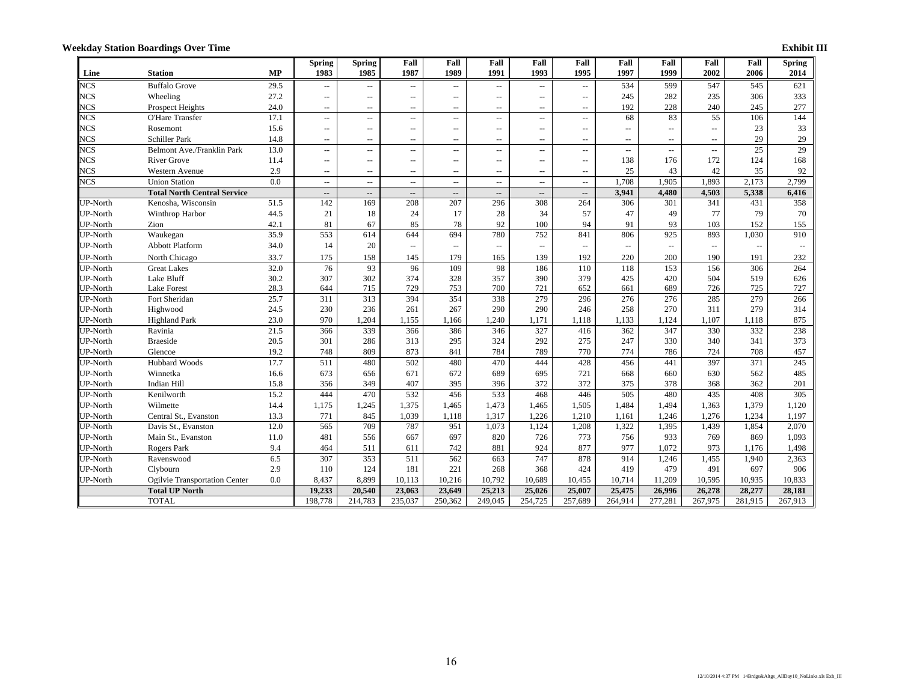**Weekday Station Boardings Over Time**

**Exhibit III**

| Line | Station | MP | Spring 1983 | Spring 1985 | Fall 1987 | Fall 1989 | Fall 1991 | Fall 1993 | Fall 1995 | Fall 1997 | Fall 1999 | Fall 2002 | Fall 2006 | Spring 2014 |
|---|---|---|---|---|---|---|---|---|---|---|---|---|---|---|
| NCS | Buffalo Grove | 29.5 | -- | -- | -- | -- | -- | -- | -- | 534 | 599 | 547 | 545 | 621 |
| NCS | Wheeling | 27.2 | -- | -- | -- | -- | -- | -- | -- | 245 | 282 | 235 | 306 | 333 |
| NCS | Prospect Heights | 24.0 | -- | -- | -- | -- | -- | -- | -- | 192 | 228 | 240 | 245 | 277 |
| NCS | O'Hare Transfer | 17.1 | -- | -- | -- | -- | -- | -- | -- | 68 | 83 | 55 | 106 | 144 |
| NCS | Rosemont | 15.6 | -- | -- | -- | -- | -- | -- | -- | -- | -- | -- | 23 | 33 |
| NCS | Schiller Park | 14.8 | -- | -- | -- | -- | -- | -- | -- | -- | -- | -- | 29 | 29 |
| NCS | Belmont Ave./Franklin Park | 13.0 | -- | -- | -- | -- | -- | -- | -- | -- | -- | -- | 25 | 29 |
| NCS | River Grove | 11.4 | -- | -- | -- | -- | -- | -- | -- | 138 | 176 | 172 | 124 | 168 |
| NCS | Western Avenue | 2.9 | -- | -- | -- | -- | -- | -- | -- | 25 | 43 | 42 | 35 | 92 |
| NCS | Union Station | 0.0 | -- | -- | -- | -- | -- | -- | -- | 1,708 | 1,905 | 1,893 | 2,173 | 2,799 |
| | **Total North Central Service** | | **--** | **--** | **--** | **--** | **--** | **--** | **--** | **3,941** | **4,480** | **4,503** | **5,338** | **6,416** |
| UP-North | Kenosha, Wisconsin | 51.5 | 142 | 169 | 208 | 207 | 296 | 308 | 264 | 306 | 301 | 341 | 431 | 358 |
| UP-North | Winthrop Harbor | 44.5 | 21 | 18 | 24 | 17 | 28 | 34 | 57 | 47 | 49 | 77 | 79 | 70 |
| UP-North | Zion | 42.1 | 81 | 67 | 85 | 78 | 92 | 100 | 94 | 91 | 93 | 103 | 152 | 155 |
| UP-North | Waukegan | 35.9 | 553 | 614 | 644 | 694 | 780 | 752 | 841 | 806 | 925 | 893 | 1,030 | 910 |
| UP-North | Abbott Platform | 34.0 | 14 | 20 | -- | -- | -- | -- | -- | -- | -- | -- | -- | -- |
| UP-North | North Chicago | 33.7 | 175 | 158 | 145 | 179 | 165 | 139 | 192 | 220 | 200 | 190 | 191 | 232 |
| UP-North | Great Lakes | 32.0 | 76 | 93 | 96 | 109 | 98 | 186 | 110 | 118 | 153 | 156 | 306 | 264 |
| UP-North | Lake Bluff | 30.2 | 307 | 302 | 374 | 328 | 357 | 390 | 379 | 425 | 420 | 504 | 519 | 626 |
| UP-North | Lake Forest | 28.3 | 644 | 715 | 729 | 753 | 700 | 721 | 652 | 661 | 689 | 726 | 725 | 727 |
| UP-North | Fort Sheridan | 25.7 | 311 | 313 | 394 | 354 | 338 | 279 | 296 | 276 | 276 | 285 | 279 | 266 |
| UP-North | Highwood | 24.5 | 230 | 236 | 261 | 267 | 290 | 290 | 246 | 258 | 270 | 311 | 279 | 314 |
| UP-North | Highland Park | 23.0 | 970 | 1,204 | 1,155 | 1,166 | 1,240 | 1,171 | 1,118 | 1,133 | 1,124 | 1,107 | 1,118 | 875 |
| UP-North | Ravinia | 21.5 | 366 | 339 | 366 | 386 | 346 | 327 | 416 | 362 | 347 | 330 | 332 | 238 |
| UP-North | Braeside | 20.5 | 301 | 286 | 313 | 295 | 324 | 292 | 275 | 247 | 330 | 340 | 341 | 373 |
| UP-North | Glencoe | 19.2 | 748 | 809 | 873 | 841 | 784 | 789 | 770 | 774 | 786 | 724 | 708 | 457 |
| UP-North | Hubbard Woods | 17.7 | 511 | 480 | 502 | 480 | 470 | 444 | 428 | 456 | 441 | 397 | 371 | 245 |
| UP-North | Winnetka | 16.6 | 673 | 656 | 671 | 672 | 689 | 695 | 721 | 668 | 660 | 630 | 562 | 485 |
| UP-North | Indian Hill | 15.8 | 356 | 349 | 407 | 395 | 396 | 372 | 372 | 375 | 378 | 368 | 362 | 201 |
| UP-North | Kenilworth | 15.2 | 444 | 470 | 532 | 456 | 533 | 468 | 446 | 505 | 480 | 435 | 408 | 305 |
| UP-North | Wilmette | 14.4 | 1,175 | 1,245 | 1,375 | 1,465 | 1,473 | 1,465 | 1,505 | 1,484 | 1,494 | 1,363 | 1,379 | 1,120 |
| UP-North | Central St., Evanston | 13.3 | 771 | 845 | 1,039 | 1,118 | 1,317 | 1,226 | 1,210 | 1,161 | 1,246 | 1,276 | 1,234 | 1,197 |
| UP-North | Davis St., Evanston | 12.0 | 565 | 709 | 787 | 951 | 1,073 | 1,124 | 1,208 | 1,322 | 1,395 | 1,439 | 1,854 | 2,070 |
| UP-North | Main St., Evanston | 11.0 | 481 | 556 | 667 | 697 | 820 | 726 | 773 | 756 | 933 | 769 | 869 | 1,093 |
| UP-North | Rogers Park | 9.4 | 464 | 511 | 611 | 742 | 881 | 924 | 877 | 977 | 1,072 | 973 | 1,176 | 1,498 |
| UP-North | Ravenswood | 6.5 | 307 | 353 | 511 | 562 | 663 | 747 | 878 | 914 | 1,246 | 1,455 | 1,940 | 2,363 |
| UP-North | Clybourn | 2.9 | 110 | 124 | 181 | 221 | 268 | 368 | 424 | 419 | 479 | 491 | 697 | 906 |
| UP-North | Ogilvie Transportation Center | 0.0 | 8,437 | 8,899 | 10,113 | 10,216 | 10,792 | 10,689 | 10,455 | 10,714 | 11,209 | 10,595 | 10,935 | 10,833 |
| | **Total UP North** | | **19,233** | **20,540** | **23,063** | **23,649** | **25,213** | **25,026** | **25,007** | **25,475** | **26,996** | **26,278** | **28,277** | **28,181** |
| | TOTAL | | 198,778 | 214,783 | 235,037 | 250,362 | 249,045 | 254,725 | 257,689 | 264,914 | 277,281 | 267,975 | 281,915 | 267,913 |

12/10/2014 4:37 PM 14Brdgs&Altgs_AllDay10_NoLinks.xls Exh_III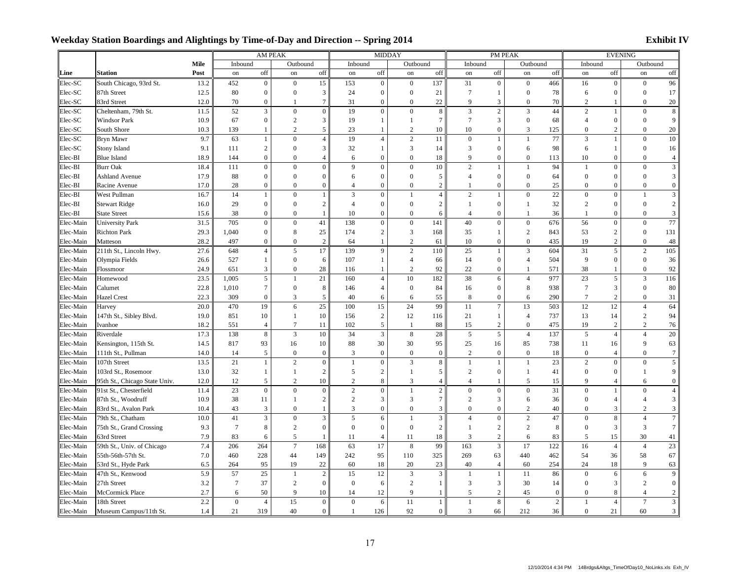## Weekday Station Boardings and Alightings by Time-of-Day and Direction -- Spring 2014

**Exhibit IV**

| | | | AM PEAK | | | | MIDDAY | | | | PM PEAK | | | | EVENING | | | |
|---|---|---|---|---|---|---|---|---|---|---|---|---|---|---|---|---|---|---|
| | | Mile | Inbound | | Outbound | | Inbound | | Outbound | | Inbound | | Outbound | | Inbound | | Outbound | |
| Line | Station | Post | on | off | on | off | on | off | on | off | on | off | on | off | on | off | on | off |
| Elec-SC | South Chicago, 93rd St. | 13.2 | 452 | 0 | 0 | 15 | 153 | 0 | 0 | 137 | 31 | 0 | 0 | 466 | 16 | 0 | 0 | 96 |
| Elec-SC | 87th Street | 12.5 | 80 | 0 | 0 | 3 | 24 | 0 | 0 | 21 | 7 | 1 | 0 | 78 | 6 | 0 | 0 | 17 |
| Elec-SC | 83rd Street | 12.0 | 70 | 0 | 1 | 7 | 31 | 0 | 0 | 22 | 9 | 3 | 0 | 70 | 2 | 1 | 0 | 20 |
| Elec-SC | Cheltenham, 79th St. | 11.5 | 52 | 3 | 0 | 0 | 19 | 0 | 0 | 8 | 3 | 2 | 3 | 44 | 2 | 1 | 0 | 8 |
| Elec-SC | Windsor Park | 10.9 | 67 | 0 | 2 | 3 | 19 | 1 | 1 | 7 | 7 | 3 | 0 | 68 | 4 | 0 | 0 | 9 |
| Elec-SC | South Shore | 10.3 | 139 | 1 | 2 | 5 | 23 | 1 | 2 | 10 | 10 | 0 | 3 | 125 | 0 | 2 | 0 | 20 |
| Elec-SC | Bryn Mawr | 9.7 | 63 | 1 | 0 | 4 | 19 | 4 | 2 | 11 | 0 | 1 | 1 | 77 | 3 | 1 | 0 | 10 |
| Elec-SC | Stony Island | 9.1 | 111 | 2 | 0 | 3 | 32 | 1 | 3 | 14 | 3 | 0 | 6 | 98 | 6 | 1 | 0 | 16 |
| Elec-BI | Blue Island | 18.9 | 144 | 0 | 0 | 4 | 6 | 0 | 0 | 18 | 9 | 0 | 0 | 113 | 10 | 0 | 0 | 4 |
| Elec-BI | Burr Oak | 18.4 | 111 | 0 | 0 | 0 | 9 | 0 | 0 | 10 | 2 | 1 | 1 | 94 | 1 | 0 | 0 | 3 |
| Elec-BI | Ashland Avenue | 17.9 | 88 | 0 | 0 | 0 | 6 | 0 | 0 | 5 | 4 | 0 | 0 | 64 | 0 | 0 | 0 | 3 |
| Elec-BI | Racine Avenue | 17.0 | 28 | 0 | 0 | 0 | 4 | 0 | 0 | 2 | 1 | 0 | 0 | 25 | 0 | 0 | 0 | 0 |
| Elec-BI | West Pullman | 16.7 | 14 | 1 | 0 | 1 | 3 | 0 | 1 | 4 | 2 | 1 | 0 | 22 | 0 | 0 | 1 | 3 |
| Elec-BI | Stewart Ridge | 16.0 | 29 | 0 | 0 | 2 | 4 | 0 | 0 | 2 | 1 | 0 | 1 | 32 | 2 | 0 | 0 | 2 |
| Elec-BI | State Street | 15.6 | 38 | 0 | 0 | 1 | 10 | 0 | 0 | 6 | 4 | 0 | 1 | 36 | 1 | 0 | 0 | 3 |
| Elec-Main | University Park | 31.5 | 705 | 0 | 0 | 41 | 138 | 0 | 0 | 141 | 40 | 0 | 0 | 676 | 56 | 0 | 0 | 77 |
| Elec-Main | Richton Park | 29.3 | 1,040 | 0 | 8 | 25 | 174 | 2 | 3 | 168 | 35 | 1 | 2 | 843 | 53 | 2 | 0 | 131 |
| Elec-Main | Matteson | 28.2 | 497 | 0 | 0 | 2 | 64 | 1 | 2 | 61 | 10 | 0 | 0 | 435 | 19 | 2 | 0 | 48 |
| Elec-Main | 211th St., Lincoln Hwy. | 27.6 | 648 | 4 | 5 | 17 | 139 | 9 | 2 | 110 | 25 | 1 | 3 | 604 | 31 | 5 | 2 | 105 |
| Elec-Main | Olympia Fields | 26.6 | 527 | 1 | 0 | 6 | 107 | 1 | 4 | 66 | 14 | 0 | 4 | 504 | 9 | 0 | 0 | 36 |
| Elec-Main | Flossmoor | 24.9 | 651 | 3 | 0 | 28 | 116 | 1 | 2 | 92 | 22 | 0 | 1 | 571 | 38 | 1 | 0 | 92 |
| Elec-Main | Homewood | 23.5 | 1,005 | 5 | 1 | 21 | 160 | 4 | 10 | 182 | 38 | 6 | 4 | 977 | 23 | 5 | 3 | 116 |
| Elec-Main | Calumet | 22.8 | 1,010 | 7 | 0 | 8 | 146 | 4 | 0 | 84 | 16 | 0 | 8 | 938 | 7 | 3 | 0 | 80 |
| Elec-Main | Hazel Crest | 22.3 | 309 | 0 | 3 | 5 | 40 | 6 | 6 | 55 | 8 | 0 | 6 | 290 | 7 | 2 | 0 | 31 |
| Elec-Main | Harvey | 20.0 | 470 | 19 | 6 | 25 | 100 | 15 | 24 | 99 | 11 | 7 | 13 | 503 | 12 | 12 | 4 | 64 |
| Elec-Main | 147th St., Sibley Blvd. | 19.0 | 851 | 10 | 1 | 10 | 156 | 2 | 12 | 116 | 21 | 1 | 4 | 737 | 13 | 14 | 2 | 94 |
| Elec-Main | Ivanhoe | 18.2 | 551 | 4 | 7 | 11 | 102 | 5 | 1 | 88 | 15 | 2 | 0 | 475 | 19 | 2 | 2 | 76 |
| Elec-Main | Riverdale | 17.3 | 138 | 8 | 3 | 10 | 34 | 3 | 8 | 28 | 5 | 5 | 4 | 137 | 5 | 4 | 4 | 20 |
| Elec-Main | Kensington, 115th St. | 14.5 | 817 | 93 | 16 | 10 | 88 | 30 | 30 | 95 | 25 | 16 | 85 | 738 | 11 | 16 | 9 | 63 |
| Elec-Main | 111th St., Pullman | 14.0 | 14 | 5 | 0 | 0 | 3 | 0 | 0 | 0 | 2 | 0 | 0 | 18 | 0 | 4 | 0 | 7 |
| Elec-Main | 107th Street | 13.5 | 21 | 1 | 2 | 0 | 1 | 0 | 3 | 8 | 1 | 1 | 1 | 23 | 2 | 0 | 0 | 5 |
| Elec-Main | 103rd St., Rosemoor | 13.0 | 32 | 1 | 1 | 2 | 5 | 2 | 1 | 5 | 2 | 0 | 1 | 41 | 0 | 0 | 1 | 9 |
| Elec-Main | 95th St., Chicago State Univ. | 12.0 | 12 | 5 | 2 | 10 | 2 | 8 | 3 | 4 | 4 | 1 | 5 | 15 | 9 | 4 | 6 | 0 |
| Elec-Main | 91st St., Chesterfield | 11.4 | 23 | 0 | 0 | 0 | 2 | 0 | 1 | 2 | 0 | 0 | 0 | 31 | 0 | 1 | 0 | 4 |
| Elec-Main | 87th St., Woodruff | 10.9 | 38 | 11 | 1 | 2 | 2 | 3 | 3 | 7 | 2 | 3 | 6 | 36 | 0 | 4 | 4 | 3 |
| Elec-Main | 83rd St., Avalon Park | 10.4 | 43 | 3 | 0 | 1 | 3 | 0 | 0 | 3 | 0 | 0 | 2 | 40 | 0 | 3 | 2 | 3 |
| Elec-Main | 79th St., Chatham | 10.0 | 41 | 3 | 0 | 3 | 5 | 6 | 1 | 3 | 4 | 0 | 2 | 47 | 0 | 8 | 4 | 7 |
| Elec-Main | 75th St., Grand Crossing | 9.3 | 7 | 8 | 2 | 0 | 0 | 0 | 0 | 2 | 1 | 2 | 2 | 8 | 0 | 3 | 3 | 7 |
| Elec-Main | 63rd Street | 7.9 | 83 | 6 | 5 | 1 | 11 | 4 | 11 | 18 | 3 | 2 | 6 | 83 | 5 | 15 | 30 | 41 |
| Elec-Main | 59th St., Univ. of Chicago | 7.4 | 206 | 264 | 7 | 168 | 63 | 17 | 8 | 99 | 163 | 3 | 17 | 122 | 16 | 4 | 4 | 23 |
| Elec-Main | 55th-56th-57th St. | 7.0 | 460 | 228 | 44 | 149 | 242 | 95 | 110 | 325 | 269 | 63 | 440 | 462 | 54 | 36 | 58 | 67 |
| Elec-Main | 53rd St., Hyde Park | 6.5 | 264 | 95 | 19 | 22 | 60 | 18 | 20 | 23 | 40 | 4 | 60 | 254 | 24 | 18 | 9 | 63 |
| Elec-Main | 47th St., Kenwood | 5.9 | 57 | 25 | 1 | 2 | 15 | 12 | 3 | 3 | 1 | 1 | 11 | 86 | 0 | 6 | 6 | 9 |
| Elec-Main | 27th Street | 3.2 | 7 | 37 | 2 | 0 | 0 | 6 | 2 | 1 | 3 | 3 | 30 | 14 | 0 | 3 | 2 | 0 |
| Elec-Main | McCormick Place | 2.7 | 6 | 50 | 9 | 10 | 14 | 12 | 9 | 1 | 5 | 2 | 45 | 0 | 0 | 8 | 4 | 2 |
| Elec-Main | 18th Street | 2.2 | 0 | 4 | 15 | 0 | 0 | 6 | 11 | 1 | 1 | 8 | 6 | 2 | 1 | 4 | 7 | 3 |
| Elec-Main | Museum Campus/11th St. | 1.4 | 21 | 319 | 40 | 0 | 1 | 126 | 92 | 0 | 3 | 66 | 212 | 36 | 0 | 21 | 60 | 3 |

12/10/2014 4:34 PM 14Brdgs&Altgs_TimeOfDay10_NoLinks.xls Exh_IV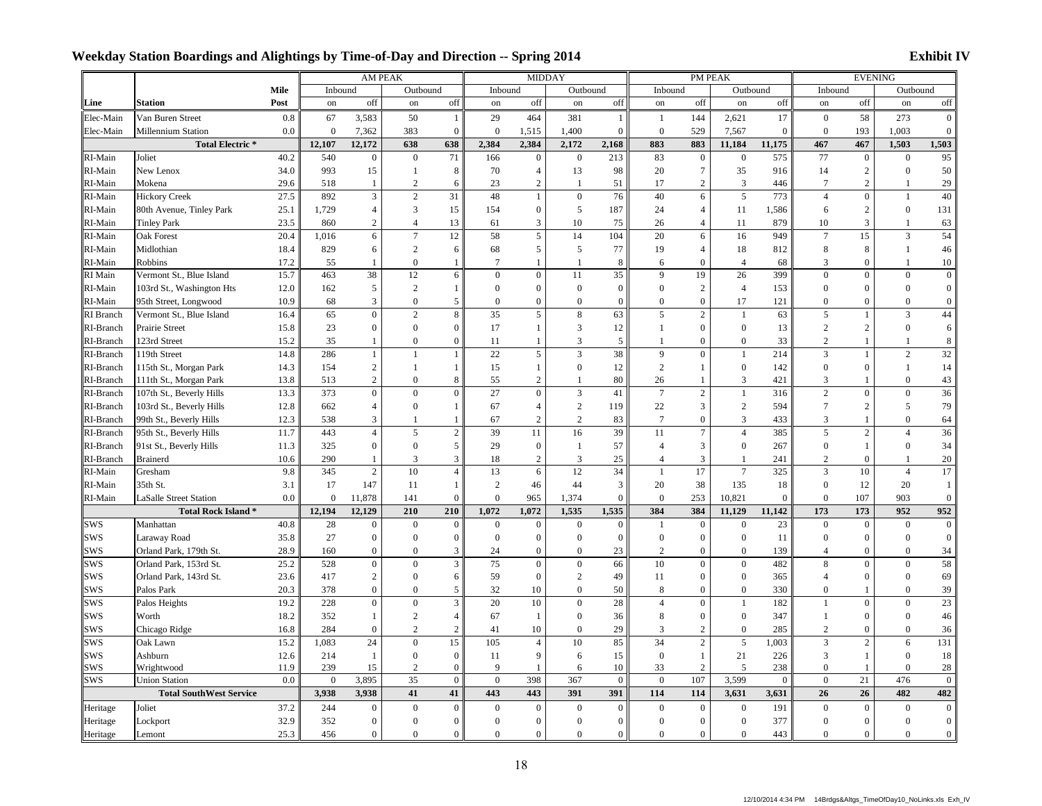## Weekday Station Boardings and Alightings by Time-of-Day and Direction -- Spring 2014

**Exhibit IV**

| | | | AM PEAK | | | | MIDDAY | | | | PM PEAK | | | | EVENING | | | |
|---|---|---|---|---|---|---|---|---|---|---|---|---|---|---|---|---|---|---|
| | | Mile | Inbound | | Outbound | | Inbound | | Outbound | | Inbound | | Outbound | | Inbound | | Outbound | |
| Line | Station | Post | on | off | on | off | on | off | on | off | on | off | on | off | on | off | on | off |
| Elec-Main | Van Buren Street | 0.8 | 67 | 3,583 | 50 | 1 | 29 | 464 | 381 | 1 | 1 | 144 | 2,621 | 17 | 0 | 58 | 273 | 0 |
| Elec-Main | Millennium Station | 0.0 | 0 | 7,362 | 383 | 0 | 0 | 1,515 | 1,400 | 0 | 0 | 529 | 7,567 | 0 | 0 | 193 | 1,003 | 0 |
| **Total Electric *** | | | **12,107** | **12,172** | **638** | **638** | **2,384** | **2,384** | **2,172** | **2,168** | **883** | **883** | **11,184** | **11,175** | **467** | **467** | **1,503** | **1,503** |
| RI-Main | Joliet | 40.2 | 540 | 0 | 0 | 71 | 166 | 0 | 0 | 213 | 83 | 0 | 0 | 575 | 77 | 0 | 0 | 95 |
| RI-Main | New Lenox | 34.0 | 993 | 15 | 1 | 8 | 70 | 4 | 13 | 98 | 20 | 7 | 35 | 916 | 14 | 2 | 0 | 50 |
| RI-Main | Mokena | 29.6 | 518 | 1 | 2 | 6 | 23 | 2 | 1 | 51 | 17 | 2 | 3 | 446 | 7 | 2 | 1 | 29 |
| RI-Main | Hickory Creek | 27.5 | 892 | 3 | 2 | 31 | 48 | 1 | 0 | 76 | 40 | 6 | 5 | 773 | 4 | 0 | 1 | 40 |
| RI-Main | 80th Avenue, Tinley Park | 25.1 | 1,729 | 4 | 3 | 15 | 154 | 0 | 5 | 187 | 24 | 4 | 11 | 1,586 | 6 | 2 | 0 | 131 |
| RI-Main | Tinley Park | 23.5 | 860 | 2 | 4 | 13 | 61 | 3 | 10 | 75 | 26 | 4 | 11 | 879 | 10 | 3 | 1 | 63 |
| RI-Main | Oak Forest | 20.4 | 1,016 | 6 | 7 | 12 | 58 | 5 | 14 | 104 | 20 | 6 | 16 | 949 | 7 | 15 | 3 | 54 |
| RI-Main | Midlothian | 18.4 | 829 | 6 | 2 | 6 | 68 | 5 | 5 | 77 | 19 | 4 | 18 | 812 | 8 | 8 | 1 | 46 |
| RI-Main | Robbins | 17.2 | 55 | 1 | 0 | 1 | 7 | 1 | 1 | 8 | 6 | 0 | 4 | 68 | 3 | 0 | 1 | 10 |
| RI Main | Vermont St., Blue Island | 15.7 | 463 | 38 | 12 | 6 | 0 | 0 | 11 | 35 | 9 | 19 | 26 | 399 | 0 | 0 | 0 | 0 |
| RI-Main | 103rd St., Washington Hts | 12.0 | 162 | 5 | 2 | 1 | 0 | 0 | 0 | 0 | 0 | 2 | 4 | 153 | 0 | 0 | 0 | 0 |
| RI-Main | 95th Street, Longwood | 10.9 | 68 | 3 | 0 | 5 | 0 | 0 | 0 | 0 | 0 | 0 | 17 | 121 | 0 | 0 | 0 | 0 |
| RI Branch | Vermont St., Blue Island | 16.4 | 65 | 0 | 2 | 8 | 35 | 5 | 8 | 63 | 5 | 2 | 1 | 63 | 5 | 1 | 3 | 44 |
| RI-Branch | Prairie Street | 15.8 | 23 | 0 | 0 | 0 | 17 | 1 | 3 | 12 | 1 | 0 | 0 | 13 | 2 | 2 | 0 | 6 |
| RI-Branch | 123rd Street | 15.2 | 35 | 1 | 0 | 0 | 11 | 1 | 3 | 5 | 1 | 0 | 0 | 33 | 2 | 1 | 1 | 8 |
| RI-Branch | 119th Street | 14.8 | 286 | 1 | 1 | 1 | 22 | 5 | 3 | 38 | 9 | 0 | 1 | 214 | 3 | 1 | 2 | 32 |
| RI-Branch | 115th St., Morgan Park | 14.3 | 154 | 2 | 1 | 1 | 15 | 1 | 0 | 12 | 2 | 1 | 0 | 142 | 0 | 0 | 1 | 14 |
| RI-Branch | 111th St., Morgan Park | 13.8 | 513 | 2 | 0 | 8 | 55 | 2 | 1 | 80 | 26 | 1 | 3 | 421 | 3 | 1 | 0 | 43 |
| RI-Branch | 107th St., Beverly Hills | 13.3 | 373 | 0 | 0 | 0 | 27 | 0 | 3 | 41 | 7 | 2 | 1 | 316 | 2 | 0 | 0 | 36 |
| RI-Branch | 103rd St., Beverly Hills | 12.8 | 662 | 4 | 0 | 1 | 67 | 4 | 2 | 119 | 22 | 3 | 2 | 594 | 7 | 2 | 5 | 79 |
| RI-Branch | 99th St., Beverly Hills | 12.3 | 538 | 3 | 1 | 1 | 67 | 2 | 2 | 83 | 7 | 0 | 3 | 433 | 3 | 1 | 0 | 64 |
| RI-Branch | 95th St., Beverly Hills | 11.7 | 443 | 4 | 5 | 2 | 39 | 11 | 16 | 39 | 11 | 7 | 4 | 385 | 5 | 2 | 4 | 36 |
| RI-Branch | 91st St., Beverly Hills | 11.3 | 325 | 0 | 0 | 5 | 29 | 0 | 1 | 57 | 4 | 3 | 0 | 267 | 0 | 1 | 0 | 34 |
| RI-Branch | Brainerd | 10.6 | 290 | 1 | 3 | 3 | 18 | 2 | 3 | 25 | 4 | 3 | 1 | 241 | 2 | 0 | 1 | 20 |
| RI-Main | Gresham | 9.8 | 345 | 2 | 10 | 4 | 13 | 6 | 12 | 34 | 1 | 17 | 7 | 325 | 3 | 10 | 4 | 17 |
| RI-Main | 35th St. | 3.1 | 17 | 147 | 11 | 1 | 2 | 46 | 44 | 3 | 20 | 38 | 135 | 18 | 0 | 12 | 20 | 1 |
| RI-Main | LaSalle Street Station | 0.0 | 0 | 11,878 | 141 | 0 | 0 | 965 | 1,374 | 0 | 0 | 253 | 10,821 | 0 | 0 | 107 | 903 | 0 |
| **Total Rock Island *** | | | **12,194** | **12,129** | **210** | **210** | **1,072** | **1,072** | **1,535** | **1,535** | **384** | **384** | **11,129** | **11,142** | **173** | **173** | **952** | **952** |
| SWS | Manhattan | 40.8 | 28 | 0 | 0 | 0 | 0 | 0 | 0 | 0 | 1 | 0 | 0 | 23 | 0 | 0 | 0 | 0 |
| SWS | Laraway Road | 35.8 | 27 | 0 | 0 | 0 | 0 | 0 | 0 | 0 | 0 | 0 | 0 | 11 | 0 | 0 | 0 | 0 |
| SWS | Orland Park, 179th St. | 28.9 | 160 | 0 | 0 | 3 | 24 | 0 | 0 | 23 | 2 | 0 | 0 | 139 | 4 | 0 | 0 | 34 |
| SWS | Orland Park, 153rd St. | 25.2 | 528 | 0 | 0 | 3 | 75 | 0 | 0 | 66 | 10 | 0 | 0 | 482 | 8 | 0 | 0 | 58 |
| SWS | Orland Park, 143rd St. | 23.6 | 417 | 2 | 0 | 6 | 59 | 0 | 2 | 49 | 11 | 0 | 0 | 365 | 4 | 0 | 0 | 69 |
| SWS | Palos Park | 20.3 | 378 | 0 | 0 | 5 | 32 | 10 | 0 | 50 | 8 | 0 | 0 | 330 | 0 | 1 | 0 | 39 |
| SWS | Palos Heights | 19.2 | 228 | 0 | 0 | 3 | 20 | 10 | 0 | 28 | 4 | 0 | 1 | 182 | 1 | 0 | 0 | 23 |
| SWS | Worth | 18.2 | 352 | 1 | 2 | 4 | 67 | 1 | 0 | 36 | 8 | 0 | 0 | 347 | 1 | 0 | 0 | 46 |
| SWS | Chicago Ridge | 16.8 | 284 | 0 | 2 | 2 | 41 | 10 | 0 | 29 | 3 | 2 | 0 | 285 | 2 | 0 | 0 | 36 |
| SWS | Oak Lawn | 15.2 | 1,083 | 24 | 0 | 15 | 105 | 4 | 10 | 85 | 34 | 2 | 5 | 1,003 | 3 | 2 | 6 | 131 |
| SWS | Ashburn | 12.6 | 214 | 1 | 0 | 0 | 11 | 9 | 6 | 15 | 0 | 1 | 21 | 226 | 3 | 1 | 0 | 18 |
| SWS | Wrightwood | 11.9 | 239 | 15 | 2 | 0 | 9 | 1 | 6 | 10 | 33 | 2 | 5 | 238 | 0 | 1 | 0 | 28 |
| SWS | Union Station | 0.0 | 0 | 3,895 | 35 | 0 | 0 | 398 | 367 | 0 | 0 | 107 | 3,599 | 0 | 0 | 21 | 476 | 0 |
| **Total SouthWest Service** | | | **3,938** | **3,938** | **41** | **41** | **443** | **443** | **391** | **391** | **114** | **114** | **3,631** | **3,631** | **26** | **26** | **482** | **482** |
| Heritage | Joliet | 37.2 | 244 | 0 | 0 | 0 | 0 | 0 | 0 | 0 | 0 | 0 | 0 | 191 | 0 | 0 | 0 | 0 |
| Heritage | Lockport | 32.9 | 352 | 0 | 0 | 0 | 0 | 0 | 0 | 0 | 0 | 0 | 0 | 377 | 0 | 0 | 0 | 0 |
| Heritage | Lemont | 25.3 | 456 | 0 | 0 | 0 | 0 | 0 | 0 | 0 | 0 | 0 | 0 | 443 | 0 | 0 | 0 | 0 |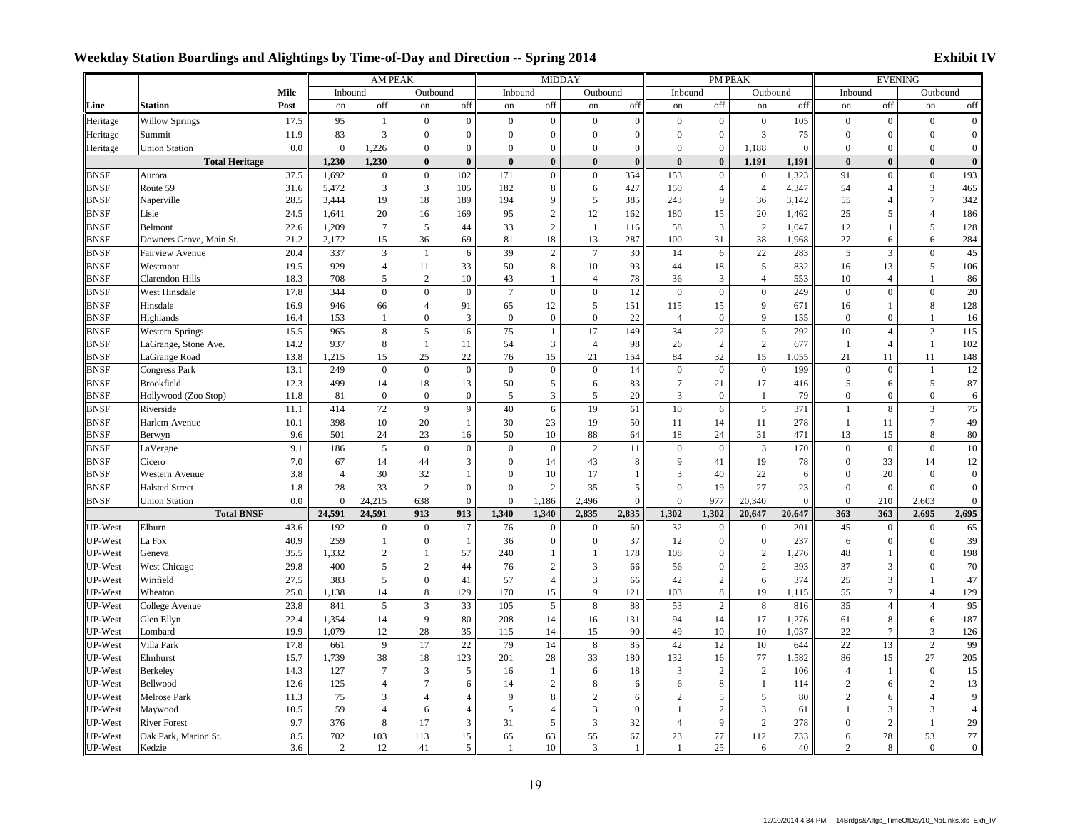## Weekday Station Boardings and Alightings by Time-of-Day and Direction -- Spring 2014

**Exhibit IV**

| | | | AM PEAK | | | | MIDDAY | | | | PM PEAK | | | | EVENING | | | |
|---|---|---|---|---|---|---|---|---|---|---|---|---|---|---|---|---|---|---|
| | | Mile | Inbound | | Outbound | | Inbound | | Outbound | | Inbound | | Outbound | | Inbound | | Outbound | |
| **Line** | **Station** | **Post** | on | off | on | off | on | off | on | off | on | off | on | off | on | off | on | off |
| Heritage | Willow Springs | 17.5 | 95 | 1 | 0 | 0 | 0 | 0 | 0 | 0 | 0 | 0 | 0 | 105 | 0 | 0 | 0 | 0 |
| Heritage | Summit | 11.9 | 83 | 3 | 0 | 0 | 0 | 0 | 0 | 0 | 0 | 0 | 3 | 75 | 0 | 0 | 0 | 0 |
| Heritage | Union Station | 0.0 | 0 | 1,226 | 0 | 0 | 0 | 0 | 0 | 0 | 0 | 0 | 1,188 | 0 | 0 | 0 | 0 | 0 |
| | **Total Heritage** | | **1,230** | **1,230** | **0** | **0** | **0** | **0** | **0** | **0** | **0** | **0** | **1,191** | **1,191** | **0** | **0** | **0** | **0** |
| BNSF | Aurora | 37.5 | 1,692 | 0 | 0 | 102 | 171 | 0 | 0 | 354 | 153 | 0 | 0 | 1,323 | 91 | 0 | 0 | 193 |
| BNSF | Route 59 | 31.6 | 5,472 | 3 | 3 | 105 | 182 | 8 | 6 | 427 | 150 | 4 | 4 | 4,347 | 54 | 4 | 3 | 465 |
| BNSF | Naperville | 28.5 | 3,444 | 19 | 18 | 189 | 194 | 9 | 5 | 385 | 243 | 9 | 36 | 3,142 | 55 | 4 | 7 | 342 |
| BNSF | Lisle | 24.5 | 1,641 | 20 | 16 | 169 | 95 | 2 | 12 | 162 | 180 | 15 | 20 | 1,462 | 25 | 5 | 4 | 186 |
| BNSF | Belmont | 22.6 | 1,209 | 7 | 5 | 44 | 33 | 2 | 1 | 116 | 58 | 3 | 2 | 1,047 | 12 | 1 | 5 | 128 |
| BNSF | Downers Grove, Main St. | 21.2 | 2,172 | 15 | 36 | 69 | 81 | 18 | 13 | 287 | 100 | 31 | 38 | 1,968 | 27 | 6 | 6 | 284 |
| BNSF | Fairview Avenue | 20.4 | 337 | 3 | 1 | 6 | 39 | 2 | 7 | 30 | 14 | 6 | 22 | 283 | 5 | 3 | 0 | 45 |
| BNSF | Westmont | 19.5 | 929 | 4 | 11 | 33 | 50 | 8 | 10 | 93 | 44 | 18 | 5 | 832 | 16 | 13 | 5 | 106 |
| BNSF | Clarendon Hills | 18.3 | 708 | 5 | 2 | 10 | 43 | 1 | 4 | 78 | 36 | 3 | 4 | 553 | 10 | 4 | 1 | 86 |
| BNSF | West Hinsdale | 17.8 | 344 | 0 | 0 | 0 | 7 | 0 | 0 | 12 | 0 | 0 | 0 | 249 | 0 | 0 | 0 | 20 |
| BNSF | Hinsdale | 16.9 | 946 | 66 | 4 | 91 | 65 | 12 | 5 | 151 | 115 | 15 | 9 | 671 | 16 | 1 | 8 | 128 |
| BNSF | Highlands | 16.4 | 153 | 1 | 0 | 3 | 0 | 0 | 0 | 22 | 4 | 0 | 9 | 155 | 0 | 0 | 1 | 16 |
| BNSF | Western Springs | 15.5 | 965 | 8 | 5 | 16 | 75 | 1 | 17 | 149 | 34 | 22 | 5 | 792 | 10 | 4 | 2 | 115 |
| BNSF | LaGrange, Stone Ave. | 14.2 | 937 | 8 | 1 | 11 | 54 | 3 | 4 | 98 | 26 | 2 | 2 | 677 | 1 | 4 | 1 | 102 |
| BNSF | LaGrange Road | 13.8 | 1,215 | 15 | 25 | 22 | 76 | 15 | 21 | 154 | 84 | 32 | 15 | 1,055 | 21 | 11 | 11 | 148 |
| BNSF | Congress Park | 13.1 | 249 | 0 | 0 | 0 | 0 | 0 | 0 | 14 | 0 | 0 | 0 | 199 | 0 | 0 | 1 | 12 |
| BNSF | Brookfield | 12.3 | 499 | 14 | 18 | 13 | 50 | 5 | 6 | 83 | 7 | 21 | 17 | 416 | 5 | 6 | 5 | 87 |
| BNSF | Hollywood (Zoo Stop) | 11.8 | 81 | 0 | 0 | 0 | 5 | 3 | 5 | 20 | 3 | 0 | 1 | 79 | 0 | 0 | 0 | 6 |
| BNSF | Riverside | 11.1 | 414 | 72 | 9 | 9 | 40 | 6 | 19 | 61 | 10 | 6 | 5 | 371 | 1 | 8 | 3 | 75 |
| BNSF | Harlem Avenue | 10.1 | 398 | 10 | 20 | 1 | 30 | 23 | 19 | 50 | 11 | 14 | 11 | 278 | 1 | 11 | 7 | 49 |
| BNSF | Berwyn | 9.6 | 501 | 24 | 23 | 16 | 50 | 10 | 88 | 64 | 18 | 24 | 31 | 471 | 13 | 15 | 8 | 80 |
| BNSF | LaVergne | 9.1 | 186 | 5 | 0 | 0 | 0 | 0 | 2 | 11 | 0 | 0 | 3 | 170 | 0 | 0 | 0 | 10 |
| BNSF | Cicero | 7.0 | 67 | 14 | 44 | 3 | 0 | 14 | 43 | 8 | 9 | 41 | 19 | 78 | 0 | 33 | 14 | 12 |
| BNSF | Western Avenue | 3.8 | 4 | 30 | 32 | 1 | 0 | 10 | 17 | 1 | 3 | 40 | 22 | 6 | 0 | 20 | 0 | 0 |
| BNSF | Halsted Street | 1.8 | 28 | 33 | 2 | 0 | 0 | 2 | 35 | 5 | 0 | 19 | 27 | 23 | 0 | 0 | 0 | 0 |
| BNSF | Union Station | 0.0 | 0 | 24,215 | 638 | 0 | 0 | 1,186 | 2,496 | 0 | 0 | 977 | 20,340 | 0 | 0 | 210 | 2,603 | 0 |
| | **Total BNSF** | | **24,591** | **24,591** | **913** | **913** | **1,340** | **1,340** | **2,835** | **2,835** | **1,302** | **1,302** | **20,647** | **20,647** | **363** | **363** | **2,695** | **2,695** |
| UP-West | Elburn | 43.6 | 192 | 0 | 0 | 17 | 76 | 0 | 0 | 60 | 32 | 0 | 0 | 201 | 45 | 0 | 0 | 65 |
| UP-West | La Fox | 40.9 | 259 | 1 | 0 | 1 | 36 | 0 | 0 | 37 | 12 | 0 | 0 | 237 | 6 | 0 | 0 | 39 |
| UP-West | Geneva | 35.5 | 1,332 | 2 | 1 | 57 | 240 | 1 | 1 | 178 | 108 | 0 | 2 | 1,276 | 48 | 1 | 0 | 198 |
| UP-West | West Chicago | 29.8 | 400 | 5 | 2 | 44 | 76 | 2 | 3 | 66 | 56 | 0 | 2 | 393 | 37 | 3 | 0 | 70 |
| UP-West | Winfield | 27.5 | 383 | 5 | 0 | 41 | 57 | 4 | 3 | 66 | 42 | 2 | 6 | 374 | 25 | 3 | 1 | 47 |
| UP-West | Wheaton | 25.0 | 1,138 | 14 | 8 | 129 | 170 | 15 | 9 | 121 | 103 | 8 | 19 | 1,115 | 55 | 7 | 4 | 129 |
| UP-West | College Avenue | 23.8 | 841 | 5 | 3 | 33 | 105 | 5 | 8 | 88 | 53 | 2 | 8 | 816 | 35 | 4 | 4 | 95 |
| UP-West | Glen Ellyn | 22.4 | 1,354 | 14 | 9 | 80 | 208 | 14 | 16 | 131 | 94 | 14 | 17 | 1,276 | 61 | 8 | 6 | 187 |
| UP-West | Lombard | 19.9 | 1,079 | 12 | 28 | 35 | 115 | 14 | 15 | 90 | 49 | 10 | 10 | 1,037 | 22 | 7 | 3 | 126 |
| UP-West | Villa Park | 17.8 | 661 | 9 | 17 | 22 | 79 | 14 | 8 | 85 | 42 | 12 | 10 | 644 | 22 | 13 | 2 | 99 |
| UP-West | Elmhurst | 15.7 | 1,739 | 38 | 18 | 123 | 201 | 28 | 33 | 180 | 132 | 16 | 77 | 1,582 | 86 | 15 | 27 | 205 |
| UP-West | Berkeley | 14.3 | 127 | 7 | 3 | 5 | 16 | 1 | 6 | 18 | 3 | 2 | 2 | 106 | 4 | 1 | 0 | 15 |
| UP-West | Bellwood | 12.6 | 125 | 4 | 7 | 6 | 14 | 2 | 8 | 6 | 6 | 8 | 1 | 114 | 2 | 6 | 2 | 13 |
| UP-West | Melrose Park | 11.3 | 75 | 3 | 4 | 4 | 9 | 8 | 2 | 6 | 2 | 5 | 5 | 80 | 2 | 6 | 4 | 9 |
| UP-West | Maywood | 10.5 | 59 | 4 | 6 | 4 | 5 | 4 | 3 | 0 | 1 | 2 | 3 | 61 | 1 | 3 | 3 | 4 |
| UP-West | River Forest | 9.7 | 376 | 8 | 17 | 3 | 31 | 5 | 3 | 32 | 4 | 9 | 2 | 278 | 0 | 2 | 1 | 29 |
| UP-West | Oak Park, Marion St. | 8.5 | 702 | 103 | 113 | 15 | 65 | 63 | 55 | 67 | 23 | 77 | 112 | 733 | 6 | 78 | 53 | 77 |
| UP-West | Kedzie | 3.6 | 2 | 12 | 41 | 5 | 1 | 10 | 3 | 1 | 1 | 25 | 6 | 40 | 2 | 8 | 0 | 0 |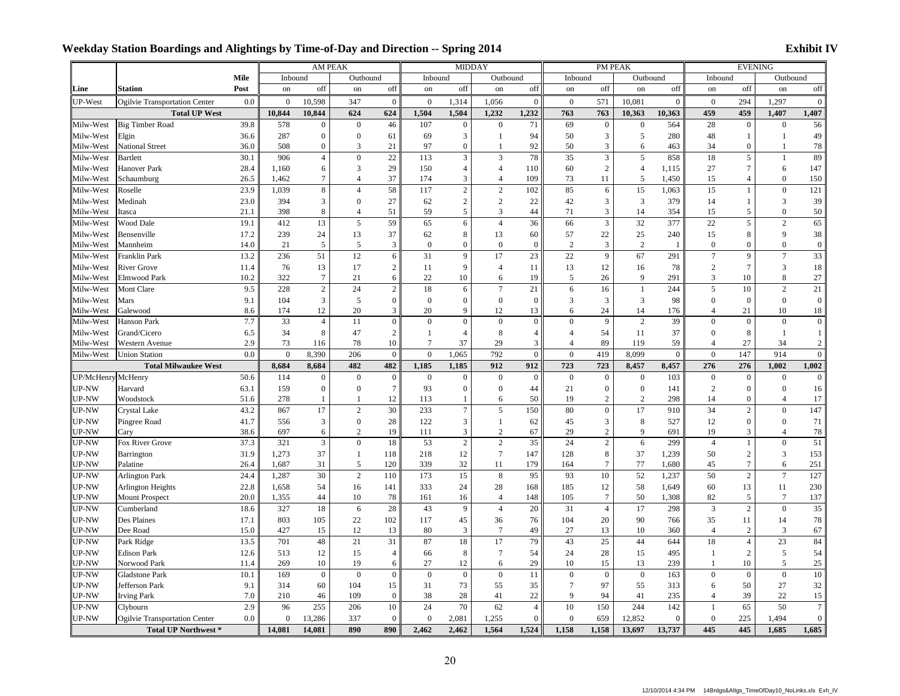## Weekday Station Boardings and Alightings by Time-of-Day and Direction -- Spring 2014

**Exhibit IV**

| | | | AM PEAK | | | | MIDDAY | | | | PM PEAK | | | | EVENING | | | |
|---|---|---|---|---|---|---|---|---|---|---|---|---|---|---|---|---|---|---|
| | | Mile | Inbound | | Outbound | | Inbound | | Outbound | | Inbound | | Outbound | | Inbound | | Outbound | |
| Line | Station | Post | on | off | on | off | on | off | on | off | on | off | on | off | on | off | on | off |
| UP-West | Ogilvie Transportation Center | 0.0 | 0 | 10,598 | 347 | 0 | 0 | 1,314 | 1,056 | 0 | 0 | 571 | 10,081 | 0 | 0 | 294 | 1,297 | 0 |
| | **Total UP West** | | **10,844** | **10,844** | **624** | **624** | **1,504** | **1,504** | **1,232** | **1,232** | **763** | **763** | **10,363** | **10,363** | **459** | **459** | **1,407** | **1,407** |
| Milw-West | Big Timber Road | 39.8 | 578 | 0 | 0 | 46 | 107 | 0 | 0 | 71 | 69 | 0 | 0 | 564 | 28 | 0 | 0 | 56 |
| Milw-West | Elgin | 36.6 | 287 | 0 | 0 | 61 | 69 | 3 | 1 | 94 | 50 | 3 | 5 | 280 | 48 | 1 | 1 | 49 |
| Milw-West | National Street | 36.0 | 508 | 0 | 3 | 21 | 97 | 0 | 1 | 92 | 50 | 3 | 6 | 463 | 34 | 0 | 1 | 78 |
| Milw-West | Bartlett | 30.1 | 906 | 4 | 0 | 22 | 113 | 3 | 3 | 78 | 35 | 3 | 5 | 858 | 18 | 5 | 1 | 89 |
| Milw-West | Hanover Park | 28.4 | 1,160 | 6 | 3 | 29 | 150 | 4 | 4 | 110 | 60 | 2 | 4 | 1,115 | 27 | 7 | 6 | 147 |
| Milw-West | Schaumburg | 26.5 | 1,462 | 7 | 4 | 37 | 174 | 3 | 4 | 109 | 73 | 11 | 5 | 1,450 | 15 | 4 | 0 | 150 |
| Milw-West | Roselle | 23.9 | 1,039 | 8 | 4 | 58 | 117 | 2 | 2 | 102 | 85 | 6 | 15 | 1,063 | 15 | 1 | 0 | 121 |
| Milw-West | Medinah | 23.0 | 394 | 3 | 0 | 27 | 62 | 2 | 2 | 22 | 42 | 3 | 3 | 379 | 14 | 1 | 3 | 39 |
| Milw-West | Itasca | 21.1 | 398 | 8 | 4 | 51 | 59 | 5 | 3 | 44 | 71 | 3 | 14 | 354 | 15 | 5 | 0 | 50 |
| Milw-West | Wood Dale | 19.1 | 412 | 13 | 5 | 59 | 65 | 6 | 4 | 36 | 66 | 3 | 32 | 377 | 22 | 5 | 2 | 65 |
| Milw-West | Bensenville | 17.2 | 239 | 24 | 13 | 37 | 62 | 8 | 13 | 60 | 57 | 22 | 25 | 240 | 15 | 8 | 9 | 38 |
| Milw-West | Mannheim | 14.0 | 21 | 5 | 5 | 3 | 0 | 0 | 0 | 0 | 2 | 3 | 2 | 1 | 0 | 0 | 0 | 0 |
| Milw-West | Franklin Park | 13.2 | 236 | 51 | 12 | 6 | 31 | 9 | 17 | 23 | 22 | 9 | 67 | 291 | 7 | 9 | 7 | 33 |
| Milw-West | River Grove | 11.4 | 76 | 13 | 17 | 2 | 11 | 9 | 4 | 11 | 13 | 12 | 16 | 78 | 2 | 7 | 3 | 18 |
| Milw-West | Elmwood Park | 10.2 | 322 | 7 | 21 | 6 | 22 | 10 | 6 | 19 | 5 | 26 | 9 | 291 | 3 | 10 | 8 | 27 |
| Milw-West | Mont Clare | 9.5 | 228 | 2 | 24 | 2 | 18 | 6 | 7 | 21 | 6 | 16 | 1 | 244 | 5 | 10 | 2 | 21 |
| Milw-West | Mars | 9.1 | 104 | 3 | 5 | 0 | 0 | 0 | 0 | 0 | 3 | 3 | 3 | 98 | 0 | 0 | 0 | 0 |
| Milw-West | Galewood | 8.6 | 174 | 12 | 20 | 3 | 20 | 9 | 12 | 13 | 6 | 24 | 14 | 176 | 4 | 21 | 10 | 18 |
| Milw-West | Hanson Park | 7.7 | 33 | 4 | 11 | 0 | 0 | 0 | 0 | 0 | 0 | 9 | 2 | 39 | 0 | 0 | 0 | 0 |
| Milw-West | Grand/Cicero | 6.5 | 34 | 8 | 47 | 2 | 1 | 4 | 8 | 4 | 4 | 54 | 11 | 37 | 0 | 8 | 1 | 1 |
| Milw-West | Western Avenue | 2.9 | 73 | 116 | 78 | 10 | 7 | 37 | 29 | 3 | 4 | 89 | 119 | 59 | 4 | 27 | 34 | 2 |
| Milw-West | Union Station | 0.0 | 0 | 8,390 | 206 | 0 | 0 | 1,065 | 792 | 0 | 0 | 419 | 8,099 | 0 | 0 | 147 | 914 | 0 |
| | **Total Milwaukee West** | | **8,684** | **8,684** | **482** | **482** | **1,185** | **1,185** | **912** | **912** | **723** | **723** | **8,457** | **8,457** | **276** | **276** | **1,002** | **1,002** |
| UP/McHenry | McHenry | 50.6 | 114 | 0 | 0 | 0 | 0 | 0 | 0 | 0 | 0 | 0 | 0 | 103 | 0 | 0 | 0 | 0 |
| UP-NW | Harvard | 63.1 | 159 | 0 | 0 | 7 | 93 | 0 | 0 | 44 | 21 | 0 | 0 | 141 | 2 | 0 | 0 | 16 |
| UP-NW | Woodstock | 51.6 | 278 | 1 | 1 | 12 | 113 | 1 | 6 | 50 | 19 | 2 | 2 | 298 | 14 | 0 | 4 | 17 |
| UP-NW | Crystal Lake | 43.2 | 867 | 17 | 2 | 30 | 233 | 7 | 5 | 150 | 80 | 0 | 17 | 910 | 34 | 2 | 0 | 147 |
| UP-NW | Pingree Road | 41.7 | 556 | 3 | 0 | 28 | 122 | 3 | 1 | 62 | 45 | 3 | 8 | 527 | 12 | 0 | 0 | 71 |
| UP-NW | Cary | 38.6 | 697 | 6 | 2 | 19 | 111 | 3 | 2 | 67 | 29 | 2 | 9 | 691 | 19 | 3 | 4 | 78 |
| UP-NW | Fox River Grove | 37.3 | 321 | 3 | 0 | 18 | 53 | 2 | 2 | 35 | 24 | 2 | 6 | 299 | 4 | 1 | 0 | 51 |
| UP-NW | Barrington | 31.9 | 1,273 | 37 | 1 | 118 | 218 | 12 | 7 | 147 | 128 | 8 | 37 | 1,239 | 50 | 2 | 3 | 153 |
| UP-NW | Palatine | 26.4 | 1,687 | 31 | 5 | 120 | 339 | 32 | 11 | 179 | 164 | 7 | 77 | 1,680 | 45 | 7 | 6 | 251 |
| UP-NW | Arlington Park | 24.4 | 1,287 | 30 | 2 | 110 | 173 | 15 | 8 | 95 | 93 | 10 | 52 | 1,237 | 50 | 2 | 7 | 127 |
| UP-NW | Arlington Heights | 22.8 | 1,658 | 54 | 16 | 141 | 333 | 24 | 28 | 168 | 185 | 12 | 58 | 1,649 | 60 | 13 | 11 | 230 |
| UP-NW | Mount Prospect | 20.0 | 1,355 | 44 | 10 | 78 | 161 | 16 | 4 | 148 | 105 | 7 | 50 | 1,308 | 82 | 5 | 7 | 137 |
| UP-NW | Cumberland | 18.6 | 327 | 18 | 6 | 28 | 43 | 9 | 4 | 20 | 31 | 4 | 17 | 298 | 3 | 2 | 0 | 35 |
| UP-NW | Des Plaines | 17.1 | 803 | 105 | 22 | 102 | 117 | 45 | 36 | 76 | 104 | 20 | 90 | 766 | 35 | 11 | 14 | 78 |
| UP-NW | Dee Road | 15.0 | 427 | 15 | 12 | 13 | 80 | 3 | 7 | 49 | 27 | 13 | 10 | 360 | 4 | 2 | 3 | 67 |
| UP-NW | Park Ridge | 13.5 | 701 | 48 | 21 | 31 | 87 | 18 | 17 | 79 | 43 | 25 | 44 | 644 | 18 | 4 | 23 | 84 |
| UP-NW | Edison Park | 12.6 | 513 | 12 | 15 | 4 | 66 | 8 | 7 | 54 | 24 | 28 | 15 | 495 | 1 | 2 | 5 | 54 |
| UP-NW | Norwood Park | 11.4 | 269 | 10 | 19 | 6 | 27 | 12 | 6 | 29 | 10 | 15 | 13 | 239 | 1 | 10 | 5 | 25 |
| UP-NW | Gladstone Park | 10.1 | 169 | 0 | 0 | 0 | 0 | 0 | 0 | 11 | 0 | 0 | 0 | 163 | 0 | 0 | 0 | 10 |
| UP-NW | Jefferson Park | 9.1 | 314 | 60 | 104 | 15 | 31 | 73 | 55 | 35 | 7 | 97 | 55 | 313 | 6 | 50 | 27 | 32 |
| UP-NW | Irving Park | 7.0 | 210 | 46 | 109 | 0 | 38 | 28 | 41 | 22 | 9 | 94 | 41 | 235 | 4 | 39 | 22 | 15 |
| UP-NW | Clybourn | 2.9 | 96 | 255 | 206 | 10 | 24 | 70 | 62 | 4 | 10 | 150 | 244 | 142 | 1 | 65 | 50 | 7 |
| UP-NW | Ogilvie Transportation Center | 0.0 | 0 | 13,286 | 337 | 0 | 0 | 2,081 | 1,255 | 0 | 0 | 659 | 12,852 | 0 | 0 | 225 | 1,494 | 0 |
| | **Total UP Northwest \*** | | **14,081** | **14,081** | **890** | **890** | **2,462** | **2,462** | **1,564** | **1,524** | **1,158** | **1,158** | **13,697** | **13,737** | **445** | **445** | **1,685** | **1,685** |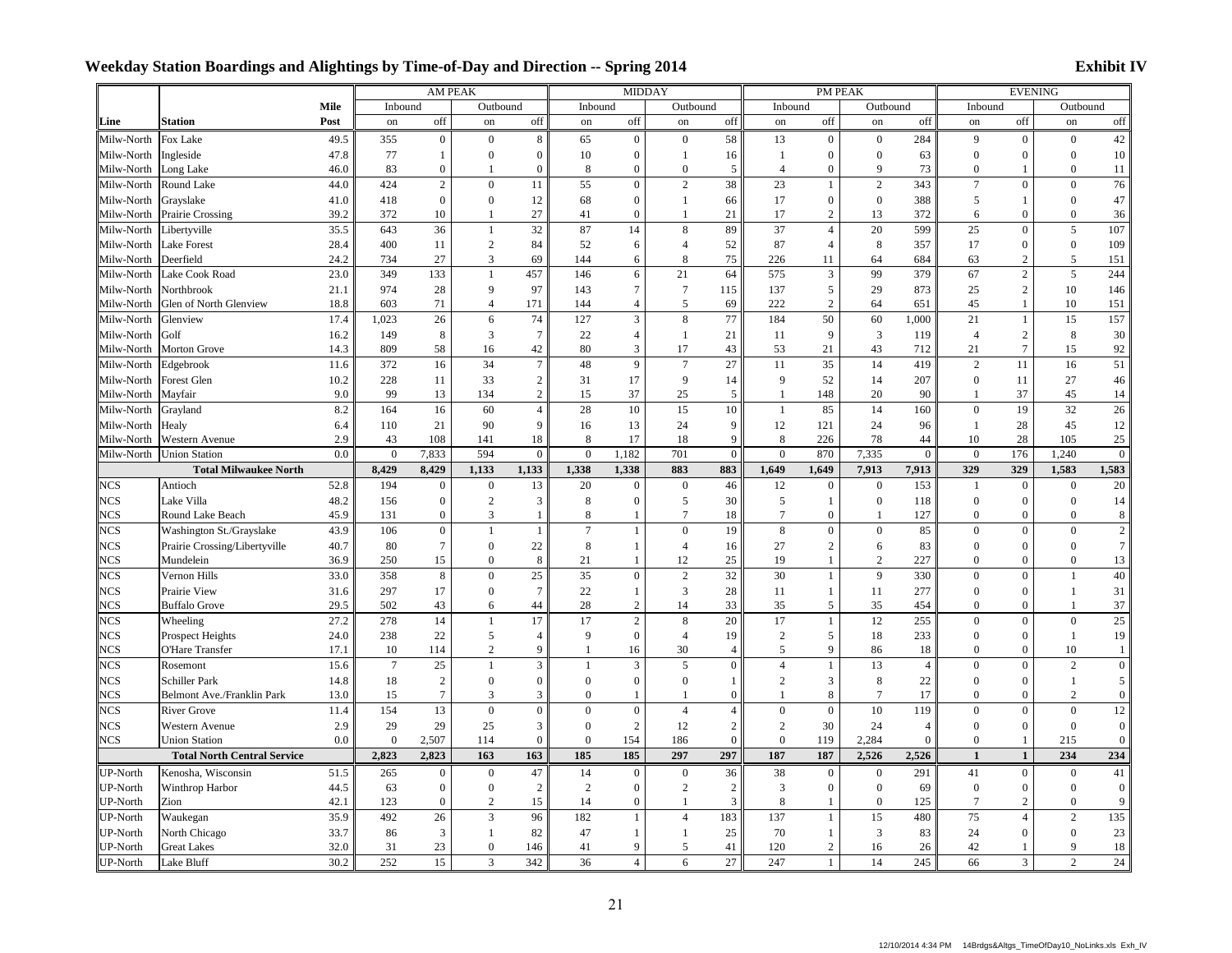## Weekday Station Boardings and Alightings by Time-of-Day and Direction -- Spring 2014

**Exhibit IV**

| | | | AM PEAK | | | | MIDDAY | | | | PM PEAK | | | | EVENING | | | |
|---|---|---|---|---|---|---|---|---|---|---|---|---|---|---|---|---|---|---|
| | | Mile | Inbound | | Outbound | | Inbound | | Outbound | | Inbound | | Outbound | | Inbound | | Outbound | |
| Line | Station | Post | on | off | on | off | on | off | on | off | on | off | on | off | on | off | on | off |
| Milw-North | Fox Lake | 49.5 | 355 | 0 | 0 | 8 | 65 | 0 | 0 | 58 | 13 | 0 | 0 | 284 | 9 | 0 | 0 | 42 |
| Milw-North | Ingleside | 47.8 | 77 | 1 | 0 | 0 | 10 | 0 | 1 | 16 | 1 | 0 | 0 | 63 | 0 | 0 | 0 | 10 |
| Milw-North | Long Lake | 46.0 | 83 | 0 | 1 | 0 | 8 | 0 | 0 | 5 | 4 | 0 | 9 | 73 | 0 | 1 | 0 | 11 |
| Milw-North | Round Lake | 44.0 | 424 | 2 | 0 | 11 | 55 | 0 | 2 | 38 | 23 | 1 | 2 | 343 | 7 | 0 | 0 | 76 |
| Milw-North | Grayslake | 41.0 | 418 | 0 | 0 | 12 | 68 | 0 | 1 | 66 | 17 | 0 | 0 | 388 | 5 | 1 | 0 | 47 |
| Milw-North | Prairie Crossing | 39.2 | 372 | 10 | 1 | 27 | 41 | 0 | 1 | 21 | 17 | 2 | 13 | 372 | 6 | 0 | 0 | 36 |
| Milw-North | Libertyville | 35.5 | 643 | 36 | 1 | 32 | 87 | 14 | 8 | 89 | 37 | 4 | 20 | 599 | 25 | 0 | 5 | 107 |
| Milw-North | Lake Forest | 28.4 | 400 | 11 | 2 | 84 | 52 | 6 | 4 | 52 | 87 | 4 | 8 | 357 | 17 | 0 | 0 | 109 |
| Milw-North | Deerfield | 24.2 | 734 | 27 | 3 | 69 | 144 | 6 | 8 | 75 | 226 | 11 | 64 | 684 | 63 | 2 | 5 | 151 |
| Milw-North | Lake Cook Road | 23.0 | 349 | 133 | 1 | 457 | 146 | 6 | 21 | 64 | 575 | 3 | 99 | 379 | 67 | 2 | 5 | 244 |
| Milw-North | Northbrook | 21.1 | 974 | 28 | 9 | 97 | 143 | 7 | 7 | 115 | 137 | 5 | 29 | 873 | 25 | 2 | 10 | 146 |
| Milw-North | Glen of North Glenview | 18.8 | 603 | 71 | 4 | 171 | 144 | 4 | 5 | 69 | 222 | 2 | 64 | 651 | 45 | 1 | 10 | 151 |
| Milw-North | Glenview | 17.4 | 1,023 | 26 | 6 | 74 | 127 | 3 | 8 | 77 | 184 | 50 | 60 | 1,000 | 21 | 1 | 15 | 157 |
| Milw-North | Golf | 16.2 | 149 | 8 | 3 | 7 | 22 | 4 | 1 | 21 | 11 | 9 | 3 | 119 | 4 | 2 | 8 | 30 |
| Milw-North | Morton Grove | 14.3 | 809 | 58 | 16 | 42 | 80 | 3 | 17 | 43 | 53 | 21 | 43 | 712 | 21 | 7 | 15 | 92 |
| Milw-North | Edgebrook | 11.6 | 372 | 16 | 34 | 7 | 48 | 9 | 7 | 27 | 11 | 35 | 14 | 419 | 2 | 11 | 16 | 51 |
| Milw-North | Forest Glen | 10.2 | 228 | 11 | 33 | 2 | 31 | 17 | 9 | 14 | 9 | 52 | 14 | 207 | 0 | 11 | 27 | 46 |
| Milw-North | Mayfair | 9.0 | 99 | 13 | 134 | 2 | 15 | 37 | 25 | 5 | 1 | 148 | 20 | 90 | 1 | 37 | 45 | 14 |
| Milw-North | Grayland | 8.2 | 164 | 16 | 60 | 4 | 28 | 10 | 15 | 10 | 1 | 85 | 14 | 160 | 0 | 19 | 32 | 26 |
| Milw-North | Healy | 6.4 | 110 | 21 | 90 | 9 | 16 | 13 | 24 | 9 | 12 | 121 | 24 | 96 | 1 | 28 | 45 | 12 |
| Milw-North | Western Avenue | 2.9 | 43 | 108 | 141 | 18 | 8 | 17 | 18 | 9 | 8 | 226 | 78 | 44 | 10 | 28 | 105 | 25 |
| Milw-North | Union Station | 0.0 | 0 | 7,833 | 594 | 0 | 0 | 1,182 | 701 | 0 | 0 | 870 | 7,335 | 0 | 0 | 176 | 1,240 | 0 |
| | **Total Milwaukee North** | | **8,429** | **8,429** | **1,133** | **1,133** | **1,338** | **1,338** | **883** | **883** | **1,649** | **1,649** | **7,913** | **7,913** | **329** | **329** | **1,583** | **1,583** |
| NCS | Antioch | 52.8 | 194 | 0 | 0 | 13 | 20 | 0 | 0 | 46 | 12 | 0 | 0 | 153 | 1 | 0 | 0 | 20 |
| NCS | Lake Villa | 48.2 | 156 | 0 | 2 | 3 | 8 | 0 | 5 | 30 | 5 | 1 | 0 | 118 | 0 | 0 | 0 | 14 |
| NCS | Round Lake Beach | 45.9 | 131 | 0 | 3 | 1 | 8 | 1 | 7 | 18 | 7 | 0 | 1 | 127 | 0 | 0 | 0 | 8 |
| NCS | Washington St./Grayslake | 43.9 | 106 | 0 | 1 | 1 | 7 | 1 | 0 | 19 | 8 | 0 | 0 | 85 | 0 | 0 | 0 | 2 |
| NCS | Prairie Crossing/Libertyville | 40.7 | 80 | 7 | 0 | 22 | 8 | 1 | 4 | 16 | 27 | 2 | 6 | 83 | 0 | 0 | 0 | 7 |
| NCS | Mundelein | 36.9 | 250 | 15 | 0 | 8 | 21 | 1 | 12 | 25 | 19 | 1 | 2 | 227 | 0 | 0 | 0 | 13 |
| NCS | Vernon Hills | 33.0 | 358 | 8 | 0 | 25 | 35 | 0 | 2 | 32 | 30 | 1 | 9 | 330 | 0 | 0 | 1 | 40 |
| NCS | Prairie View | 31.6 | 297 | 17 | 0 | 7 | 22 | 1 | 3 | 28 | 11 | 1 | 11 | 277 | 0 | 0 | 1 | 31 |
| NCS | Buffalo Grove | 29.5 | 502 | 43 | 6 | 44 | 28 | 2 | 14 | 33 | 35 | 5 | 35 | 454 | 0 | 0 | 1 | 37 |
| NCS | Wheeling | 27.2 | 278 | 14 | 1 | 17 | 17 | 2 | 8 | 20 | 17 | 1 | 12 | 255 | 0 | 0 | 0 | 25 |
| NCS | Prospect Heights | 24.0 | 238 | 22 | 5 | 4 | 9 | 0 | 4 | 19 | 2 | 5 | 18 | 233 | 0 | 0 | 1 | 19 |
| NCS | O'Hare Transfer | 17.1 | 10 | 114 | 2 | 9 | 1 | 16 | 30 | 4 | 5 | 9 | 86 | 18 | 0 | 0 | 10 | 1 |
| NCS | Rosemont | 15.6 | 7 | 25 | 1 | 3 | 1 | 3 | 5 | 0 | 4 | 1 | 13 | 4 | 0 | 0 | 2 | 0 |
| NCS | Schiller Park | 14.8 | 18 | 2 | 0 | 0 | 0 | 0 | 0 | 1 | 2 | 3 | 8 | 22 | 0 | 0 | 1 | 5 |
| NCS | Belmont Ave./Franklin Park | 13.0 | 15 | 7 | 3 | 3 | 0 | 1 | 1 | 0 | 1 | 8 | 7 | 17 | 0 | 0 | 2 | 0 |
| NCS | River Grove | 11.4 | 154 | 13 | 0 | 0 | 0 | 0 | 4 | 4 | 0 | 0 | 10 | 119 | 0 | 0 | 0 | 12 |
| NCS | Western Avenue | 2.9 | 29 | 29 | 25 | 3 | 0 | 2 | 12 | 2 | 2 | 30 | 24 | 4 | 0 | 0 | 0 | 0 |
| NCS | Union Station | 0.0 | 0 | 2,507 | 114 | 0 | 0 | 154 | 186 | 0 | 0 | 119 | 2,284 | 0 | 0 | 1 | 215 | 0 |
| | **Total North Central Service** | | **2,823** | **2,823** | **163** | **163** | **185** | **185** | **297** | **297** | **187** | **187** | **2,526** | **2,526** | **1** | **1** | **234** | **234** |
| UP-North | Kenosha, Wisconsin | 51.5 | 265 | 0 | 0 | 47 | 14 | 0 | 0 | 36 | 38 | 0 | 0 | 291 | 41 | 0 | 0 | 41 |
| UP-North | Winthrop Harbor | 44.5 | 63 | 0 | 0 | 2 | 2 | 0 | 2 | 2 | 3 | 0 | 0 | 69 | 0 | 0 | 0 | 0 |
| UP-North | Zion | 42.1 | 123 | 0 | 2 | 15 | 14 | 0 | 1 | 3 | 8 | 1 | 0 | 125 | 7 | 2 | 0 | 9 |
| UP-North | Waukegan | 35.9 | 492 | 26 | 3 | 96 | 182 | 1 | 4 | 183 | 137 | 1 | 15 | 480 | 75 | 4 | 2 | 135 |
| UP-North | North Chicago | 33.7 | 86 | 3 | 1 | 82 | 47 | 1 | 1 | 25 | 70 | 1 | 3 | 83 | 24 | 0 | 0 | 23 |
| UP-North | Great Lakes | 32.0 | 31 | 23 | 0 | 146 | 41 | 9 | 5 | 41 | 120 | 2 | 16 | 26 | 42 | 1 | 9 | 18 |
| UP-North | Lake Bluff | 30.2 | 252 | 15 | 3 | 342 | 36 | 4 | 6 | 27 | 247 | 1 | 14 | 245 | 66 | 3 | 2 | 24 |

12/10/2014 4:34 PM 14Brdgs&Altgs_TimeOfDay10_NoLinks.xls Exh_IV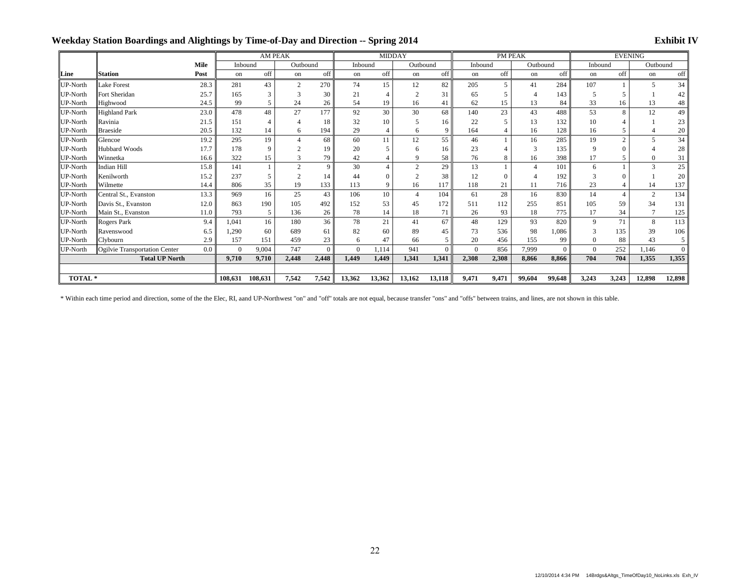## Weekday Station Boardings and Alightings by Time-of-Day and Direction -- Spring 2014

**Exhibit IV**

| | | | AM PEAK | | | | MIDDAY | | | | PM PEAK | | | | EVENING | | | |
|---|---|---|---|---|---|---|---|---|---|---|---|---|---|---|---|---|---|---|
| | | Mile | Inbound | | Outbound | | Inbound | | Outbound | | Inbound | | Outbound | | Inbound | | Outbound | |
| Line | Station | Post | on | off | on | off | on | off | on | off | on | off | on | off | on | off | on | off |
| UP-North | Lake Forest | 28.3 | 281 | 43 | 2 | 270 | 74 | 15 | 12 | 82 | 205 | 5 | 41 | 284 | 107 | 1 | 5 | 34 |
| UP-North | Fort Sheridan | 25.7 | 165 | 3 | 3 | 30 | 21 | 4 | 2 | 31 | 65 | 5 | 4 | 143 | 5 | 5 | 1 | 42 |
| UP-North | Highwood | 24.5 | 99 | 5 | 24 | 26 | 54 | 19 | 16 | 41 | 62 | 15 | 13 | 84 | 33 | 16 | 13 | 48 |
| UP-North | Highland Park | 23.0 | 478 | 48 | 27 | 177 | 92 | 30 | 30 | 68 | 140 | 23 | 43 | 488 | 53 | 8 | 12 | 49 |
| UP-North | Ravinia | 21.5 | 151 | 4 | 4 | 18 | 32 | 10 | 5 | 16 | 22 | 5 | 13 | 132 | 10 | 4 | 1 | 23 |
| UP-North | Braeside | 20.5 | 132 | 14 | 6 | 194 | 29 | 4 | 6 | 9 | 164 | 4 | 16 | 128 | 16 | 5 | 4 | 20 |
| UP-North | Glencoe | 19.2 | 295 | 19 | 4 | 68 | 60 | 11 | 12 | 55 | 46 | 1 | 16 | 285 | 19 | 2 | 5 | 34 |
| UP-North | Hubbard Woods | 17.7 | 178 | 9 | 2 | 19 | 20 | 5 | 6 | 16 | 23 | 4 | 3 | 135 | 9 | 0 | 4 | 28 |
| UP-North | Winnetka | 16.6 | 322 | 15 | 3 | 79 | 42 | 4 | 9 | 58 | 76 | 8 | 16 | 398 | 17 | 5 | 0 | 31 |
| UP-North | Indian Hill | 15.8 | 141 | 1 | 2 | 9 | 30 | 4 | 2 | 29 | 13 | 1 | 4 | 101 | 6 | 1 | 3 | 25 |
| UP-North | Kenilworth | 15.2 | 237 | 5 | 2 | 14 | 44 | 0 | 2 | 38 | 12 | 0 | 4 | 192 | 3 | 0 | 1 | 20 |
| UP-North | Wilmette | 14.4 | 806 | 35 | 19 | 133 | 113 | 9 | 16 | 117 | 118 | 21 | 11 | 716 | 23 | 4 | 14 | 137 |
| UP-North | Central St., Evanston | 13.3 | 969 | 16 | 25 | 43 | 106 | 10 | 4 | 104 | 61 | 28 | 16 | 830 | 14 | 4 | 2 | 134 |
| UP-North | Davis St., Evanston | 12.0 | 863 | 190 | 105 | 492 | 152 | 53 | 45 | 172 | 511 | 112 | 255 | 851 | 105 | 59 | 34 | 131 |
| UP-North | Main St., Evanston | 11.0 | 793 | 5 | 136 | 26 | 78 | 14 | 18 | 71 | 26 | 93 | 18 | 775 | 17 | 34 | 7 | 125 |
| UP-North | Rogers Park | 9.4 | 1,041 | 16 | 180 | 36 | 78 | 21 | 41 | 67 | 48 | 129 | 93 | 820 | 9 | 71 | 8 | 113 |
| UP-North | Ravenswood | 6.5 | 1,290 | 60 | 689 | 61 | 82 | 60 | 89 | 45 | 73 | 536 | 98 | 1,086 | 3 | 135 | 39 | 106 |
| UP-North | Clybourn | 2.9 | 157 | 151 | 459 | 23 | 6 | 47 | 66 | 5 | 20 | 456 | 155 | 99 | 0 | 88 | 43 | 5 |
| UP-North | Ogilvie Transportation Center | 0.0 | 0 | 9,004 | 747 | 0 | 0 | 1,114 | 941 | 0 | 0 | 856 | 7,999 | 0 | 0 | 252 | 1,146 | 0 |
| **Total UP North** | | | **9,710** | **9,710** | **2,448** | **2,448** | **1,449** | **1,449** | **1,341** | **1,341** | **2,308** | **2,308** | **8,866** | **8,866** | **704** | **704** | **1,355** | **1,355** |
| **TOTAL *** | | | **108,631** | **108,631** | **7,542** | **7,542** | **13,362** | **13,362** | **13,162** | **13,118** | **9,471** | **9,471** | **99,604** | **99,648** | **3,243** | **3,243** | **12,898** | **12,898** |

* Within each time period and direction, some of the the Elec, RI, aand UP-Northwest "on" and "off" totals are not equal, because transfer "ons" and "offs" between trains, and lines, are not shown in this table.

12/10/2014 4:34 PM 14Brdgs&Altgs_TimeOfDay10_NoLinks.xls Exh_IV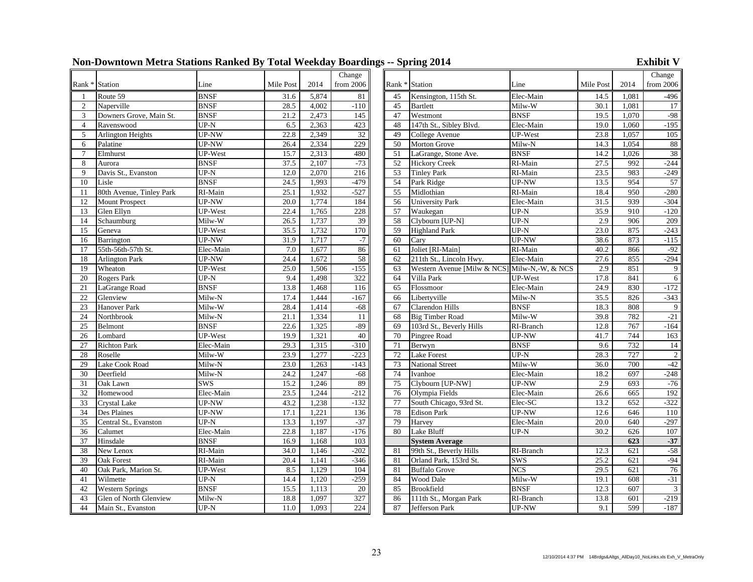## Non-Downtown Metra Stations Ranked By Total Weekday Boardings -- Spring 2014

**Exhibit V**

| Rank * | Station | Line | Mile Post | 2014 | Change from 2006 |
|---|---|---|---|---|---|
| 1 | Route 59 | BNSF | 31.6 | 5,874 | 81 |
| 2 | Naperville | BNSF | 28.5 | 4,002 | -110 |
| 3 | Downers Grove, Main St. | BNSF | 21.2 | 2,473 | 145 |
| 4 | Ravenswood | UP-N | 6.5 | 2,363 | 423 |
| 5 | Arlington Heights | UP-NW | 22.8 | 2,349 | 32 |
| 6 | Palatine | UP-NW | 26.4 | 2,334 | 229 |
| 7 | Elmhurst | UP-West | 15.7 | 2,313 | 480 |
| 8 | Aurora | BNSF | 37.5 | 2,107 | -73 |
| 9 | Davis St., Evanston | UP-N | 12.0 | 2,070 | 216 |
| 10 | Lisle | BNSF | 24.5 | 1,993 | -479 |
| 11 | 80th Avenue, Tinley Park | RI-Main | 25.1 | 1,932 | -527 |
| 12 | Mount Prospect | UP-NW | 20.0 | 1,774 | 184 |
| 13 | Glen Ellyn | UP-West | 22.4 | 1,765 | 228 |
| 14 | Schaumburg | Milw-W | 26.5 | 1,737 | 39 |
| 15 | Geneva | UP-West | 35.5 | 1,732 | 170 |
| 16 | Barrington | UP-NW | 31.9 | 1,717 | -7 |
| 17 | 55th-56th-57th St. | Elec-Main | 7.0 | 1,677 | 86 |
| 18 | Arlington Park | UP-NW | 24.4 | 1,672 | 58 |
| 19 | Wheaton | UP-West | 25.0 | 1,506 | -155 |
| 20 | Rogers Park | UP-N | 9.4 | 1,498 | 322 |
| 21 | LaGrange Road | BNSF | 13.8 | 1,468 | 116 |
| 22 | Glenview | Milw-N | 17.4 | 1,444 | -167 |
| 23 | Hanover Park | Milw-W | 28.4 | 1,414 | -68 |
| 24 | Northbrook | Milw-N | 21.1 | 1,334 | 11 |
| 25 | Belmont | BNSF | 22.6 | 1,325 | -89 |
| 26 | Lombard | UP-West | 19.9 | 1,321 | 40 |
| 27 | Richton Park | Elec-Main | 29.3 | 1,315 | -310 |
| 28 | Roselle | Milw-W | 23.9 | 1,277 | -223 |
| 29 | Lake Cook Road | Milw-N | 23.0 | 1,263 | -143 |
| 30 | Deerfield | Milw-N | 24.2 | 1,247 | -68 |
| 31 | Oak Lawn | SWS | 15.2 | 1,246 | 89 |
| 32 | Homewood | Elec-Main | 23.5 | 1,244 | -212 |
| 33 | Crystal Lake | UP-NW | 43.2 | 1,238 | -132 |
| 34 | Des Plaines | UP-NW | 17.1 | 1,221 | 136 |
| 35 | Central St., Evanston | UP-N | 13.3 | 1,197 | -37 |
| 36 | Calumet | Elec-Main | 22.8 | 1,187 | -176 |
| 37 | Hinsdale | BNSF | 16.9 | 1,168 | 103 |
| 38 | New Lenox | RI-Main | 34.0 | 1,146 | -202 |
| 39 | Oak Forest | RI-Main | 20.4 | 1,141 | -346 |
| 40 | Oak Park, Marion St. | UP-West | 8.5 | 1,129 | 104 |
| 41 | Wilmette | UP-N | 14.4 | 1,120 | -259 |
| 42 | Western Springs | BNSF | 15.5 | 1,113 | 20 |
| 43 | Glen of North Glenview | Milw-N | 18.8 | 1,097 | 327 |
| 44 | Main St., Evanston | UP-N | 11.0 | 1,093 | 224 |
| 45 | Kensington, 115th St. | Elec-Main | 14.5 | 1,081 | -496 |
| 45 | Bartlett | Milw-W | 30.1 | 1,081 | 17 |
| 47 | Westmont | BNSF | 19.5 | 1,070 | -98 |
| 48 | 147th St., Sibley Blvd. | Elec-Main | 19.0 | 1,060 | -195 |
| 49 | College Avenue | UP-West | 23.8 | 1,057 | 105 |
| 50 | Morton Grove | Milw-N | 14.3 | 1,054 | 88 |
| 51 | LaGrange, Stone Ave. | BNSF | 14.2 | 1,026 | 38 |
| 52 | Hickory Creek | RI-Main | 27.5 | 992 | -244 |
| 53 | Tinley Park | RI-Main | 23.5 | 983 | -249 |
| 54 | Park Ridge | UP-NW | 13.5 | 954 | 57 |
| 55 | Midlothian | RI-Main | 18.4 | 950 | -280 |
| 56 | University Park | Elec-Main | 31.5 | 939 | -304 |
| 57 | Waukegan | UP-N | 35.9 | 910 | -120 |
| 58 | Clybourn [UP-N] | UP-N | 2.9 | 906 | 209 |
| 59 | Highland Park | UP-N | 23.0 | 875 | -243 |
| 60 | Cary | UP-NW | 38.6 | 873 | -115 |
| 61 | Joliet [RI-Main] | RI-Main | 40.2 | 866 | -92 |
| 62 | 211th St., Lincoln Hwy. | Elec-Main | 27.6 | 855 | -294 |
| 63 | Western Avenue [Milw & NCS] | Milw-N,-W, & NCS | 2.9 | 851 | 9 |
| 64 | Villa Park | UP-West | 17.8 | 841 | 6 |
| 65 | Flossmoor | Elec-Main | 24.9 | 830 | -172 |
| 66 | Libertyville | Milw-N | 35.5 | 826 | -343 |
| 67 | Clarendon Hills | BNSF | 18.3 | 808 | 9 |
| 68 | Big Timber Road | Milw-W | 39.8 | 782 | -21 |
| 69 | 103rd St., Beverly Hills | RI-Branch | 12.8 | 767 | -164 |
| 70 | Pingree Road | UP-NW | 41.7 | 744 | 163 |
| 71 | Berwyn | BNSF | 9.6 | 732 | 14 |
| 72 | Lake Forest | UP-N | 28.3 | 727 | 2 |
| 73 | National Street | Milw-W | 36.0 | 700 | -42 |
| 74 | Ivanhoe | Elec-Main | 18.2 | 697 | -248 |
| 75 | Clybourn [UP-NW] | UP-NW | 2.9 | 693 | -76 |
| 76 | Olympia Fields | Elec-Main | 26.6 | 665 | 192 |
| 77 | South Chicago, 93rd St. | Elec-SC | 13.2 | 652 | -322 |
| 78 | Edison Park | UP-NW | 12.6 | 646 | 110 |
| 79 | Harvey | Elec-Main | 20.0 | 640 | -297 |
| 80 | Lake Bluff | UP-N | 30.2 | 626 | 107 |
| | **System Average** | | | **623** | **-37** |
| 81 | 99th St., Beverly Hills | RI-Branch | 12.3 | 621 | -58 |
| 81 | Orland Park, 153rd St. | SWS | 25.2 | 621 | -94 |
| 81 | Buffalo Grove | NCS | 29.5 | 621 | 76 |
| 84 | Wood Dale | Milw-W | 19.1 | 608 | -31 |
| 85 | Brookfield | BNSF | 12.3 | 607 | 3 |
| 86 | 111th St., Morgan Park | RI-Branch | 13.8 | 601 | -219 |
| 87 | Jefferson Park | UP-NW | 9.1 | 599 | -187 |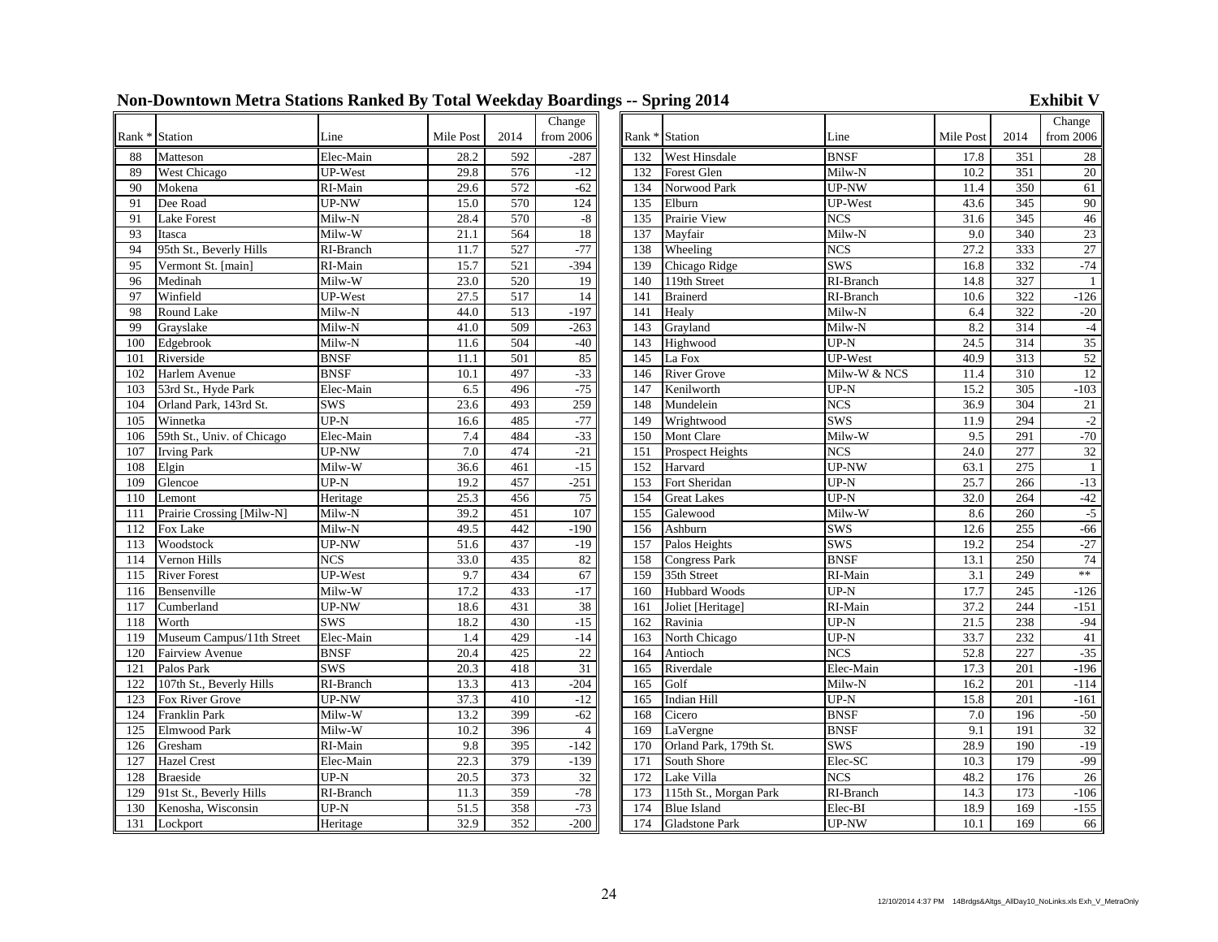## Non-Downtown Metra Stations Ranked By Total Weekday Boardings -- Spring 2014

**Exhibit V**

| Rank * | Station | Line | Mile Post | 2014 | Change from 2006 |
|---|---|---|---|---|---|
| 88 | Matteson | Elec-Main | 28.2 | 592 | -287 |
| 89 | West Chicago | UP-West | 29.8 | 576 | -12 |
| 90 | Mokena | RI-Main | 29.6 | 572 | -62 |
| 91 | Dee Road | UP-NW | 15.0 | 570 | 124 |
| 91 | Lake Forest | Milw-N | 28.4 | 570 | -8 |
| 93 | Itasca | Milw-W | 21.1 | 564 | 18 |
| 94 | 95th St., Beverly Hills | RI-Branch | 11.7 | 527 | -77 |
| 95 | Vermont St. [main] | RI-Main | 15.7 | 521 | -394 |
| 96 | Medinah | Milw-W | 23.0 | 520 | 19 |
| 97 | Winfield | UP-West | 27.5 | 517 | 14 |
| 98 | Round Lake | Milw-N | 44.0 | 513 | -197 |
| 99 | Grayslake | Milw-N | 41.0 | 509 | -263 |
| 100 | Edgebrook | Milw-N | 11.6 | 504 | -40 |
| 101 | Riverside | BNSF | 11.1 | 501 | 85 |
| 102 | Harlem Avenue | BNSF | 10.1 | 497 | -33 |
| 103 | 53rd St., Hyde Park | Elec-Main | 6.5 | 496 | -75 |
| 104 | Orland Park, 143rd St. | SWS | 23.6 | 493 | 259 |
| 105 | Winnetka | UP-N | 16.6 | 485 | -77 |
| 106 | 59th St., Univ. of Chicago | Elec-Main | 7.4 | 484 | -33 |
| 107 | Irving Park | UP-NW | 7.0 | 474 | -21 |
| 108 | Elgin | Milw-W | 36.6 | 461 | -15 |
| 109 | Glencoe | UP-N | 19.2 | 457 | -251 |
| 110 | Lemont | Heritage | 25.3 | 456 | 75 |
| 111 | Prairie Crossing [Milw-N] | Milw-N | 39.2 | 451 | 107 |
| 112 | Fox Lake | Milw-N | 49.5 | 442 | -190 |
| 113 | Woodstock | UP-NW | 51.6 | 437 | -19 |
| 114 | Vernon Hills | NCS | 33.0 | 435 | 82 |
| 115 | River Forest | UP-West | 9.7 | 434 | 67 |
| 116 | Bensenville | Milw-W | 17.2 | 433 | -17 |
| 117 | Cumberland | UP-NW | 18.6 | 431 | 38 |
| 118 | Worth | SWS | 18.2 | 430 | -15 |
| 119 | Museum Campus/11th Street | Elec-Main | 1.4 | 429 | -14 |
| 120 | Fairview Avenue | BNSF | 20.4 | 425 | 22 |
| 121 | Palos Park | SWS | 20.3 | 418 | 31 |
| 122 | 107th St., Beverly Hills | RI-Branch | 13.3 | 413 | -204 |
| 123 | Fox River Grove | UP-NW | 37.3 | 410 | -12 |
| 124 | Franklin Park | Milw-W | 13.2 | 399 | -62 |
| 125 | Elmwood Park | Milw-W | 10.2 | 396 | 4 |
| 126 | Gresham | RI-Main | 9.8 | 395 | -142 |
| 127 | Hazel Crest | Elec-Main | 22.3 | 379 | -139 |
| 128 | Braeside | UP-N | 20.5 | 373 | 32 |
| 129 | 91st St., Beverly Hills | RI-Branch | 11.3 | 359 | -78 |
| 130 | Kenosha, Wisconsin | UP-N | 51.5 | 358 | -73 |
| 131 | Lockport | Heritage | 32.9 | 352 | -200 |
| 132 | West Hinsdale | BNSF | 17.8 | 351 | 28 |
| 132 | Forest Glen | Milw-N | 10.2 | 351 | 20 |
| 134 | Norwood Park | UP-NW | 11.4 | 350 | 61 |
| 135 | Elburn | UP-West | 43.6 | 345 | 90 |
| 135 | Prairie View | NCS | 31.6 | 345 | 46 |
| 137 | Mayfair | Milw-N | 9.0 | 340 | 23 |
| 138 | Wheeling | NCS | 27.2 | 333 | 27 |
| 139 | Chicago Ridge | SWS | 16.8 | 332 | -74 |
| 140 | 119th Street | RI-Branch | 14.8 | 327 | 1 |
| 141 | Brainerd | RI-Branch | 10.6 | 322 | -126 |
| 141 | Healy | Milw-N | 6.4 | 322 | -20 |
| 143 | Grayland | Milw-N | 8.2 | 314 | -4 |
| 143 | Highwood | UP-N | 24.5 | 314 | 35 |
| 145 | La Fox | UP-West | 40.9 | 313 | 52 |
| 146 | River Grove | Milw-W & NCS | 11.4 | 310 | 12 |
| 147 | Kenilworth | UP-N | 15.2 | 305 | -103 |
| 148 | Mundelein | NCS | 36.9 | 304 | 21 |
| 149 | Wrightwood | SWS | 11.9 | 294 | -2 |
| 150 | Mont Clare | Milw-W | 9.5 | 291 | -70 |
| 151 | Prospect Heights | NCS | 24.0 | 277 | 32 |
| 152 | Harvard | UP-NW | 63.1 | 275 | 1 |
| 153 | Fort Sheridan | UP-N | 25.7 | 266 | -13 |
| 154 | Great Lakes | UP-N | 32.0 | 264 | -42 |
| 155 | Galewood | Milw-W | 8.6 | 260 | -5 |
| 156 | Ashburn | SWS | 12.6 | 255 | -66 |
| 157 | Palos Heights | SWS | 19.2 | 254 | -27 |
| 158 | Congress Park | BNSF | 13.1 | 250 | 74 |
| 159 | 35th Street | RI-Main | 3.1 | 249 | ** |
| 160 | Hubbard Woods | UP-N | 17.7 | 245 | -126 |
| 161 | Joliet [Heritage] | RI-Main | 37.2 | 244 | -151 |
| 162 | Ravinia | UP-N | 21.5 | 238 | -94 |
| 163 | North Chicago | UP-N | 33.7 | 232 | 41 |
| 164 | Antioch | NCS | 52.8 | 227 | -35 |
| 165 | Riverdale | Elec-Main | 17.3 | 201 | -196 |
| 165 | Golf | Milw-N | 16.2 | 201 | -114 |
| 165 | Indian Hill | UP-N | 15.8 | 201 | -161 |
| 168 | Cicero | BNSF | 7.0 | 196 | -50 |
| 169 | LaVergne | BNSF | 9.1 | 191 | 32 |
| 170 | Orland Park, 179th St. | SWS | 28.9 | 190 | -19 |
| 171 | South Shore | Elec-SC | 10.3 | 179 | -99 |
| 172 | Lake Villa | NCS | 48.2 | 176 | 26 |
| 173 | 115th St., Morgan Park | RI-Branch | 14.3 | 173 | -106 |
| 174 | Blue Island | Elec-BI | 18.9 | 169 | -155 |
| 174 | Gladstone Park | UP-NW | 10.1 | 169 | 66 |

12/10/2014 4:37 PM 14Brdgs&Altgs_AllDay10_NoLinks.xls Exh_V_MetraOnly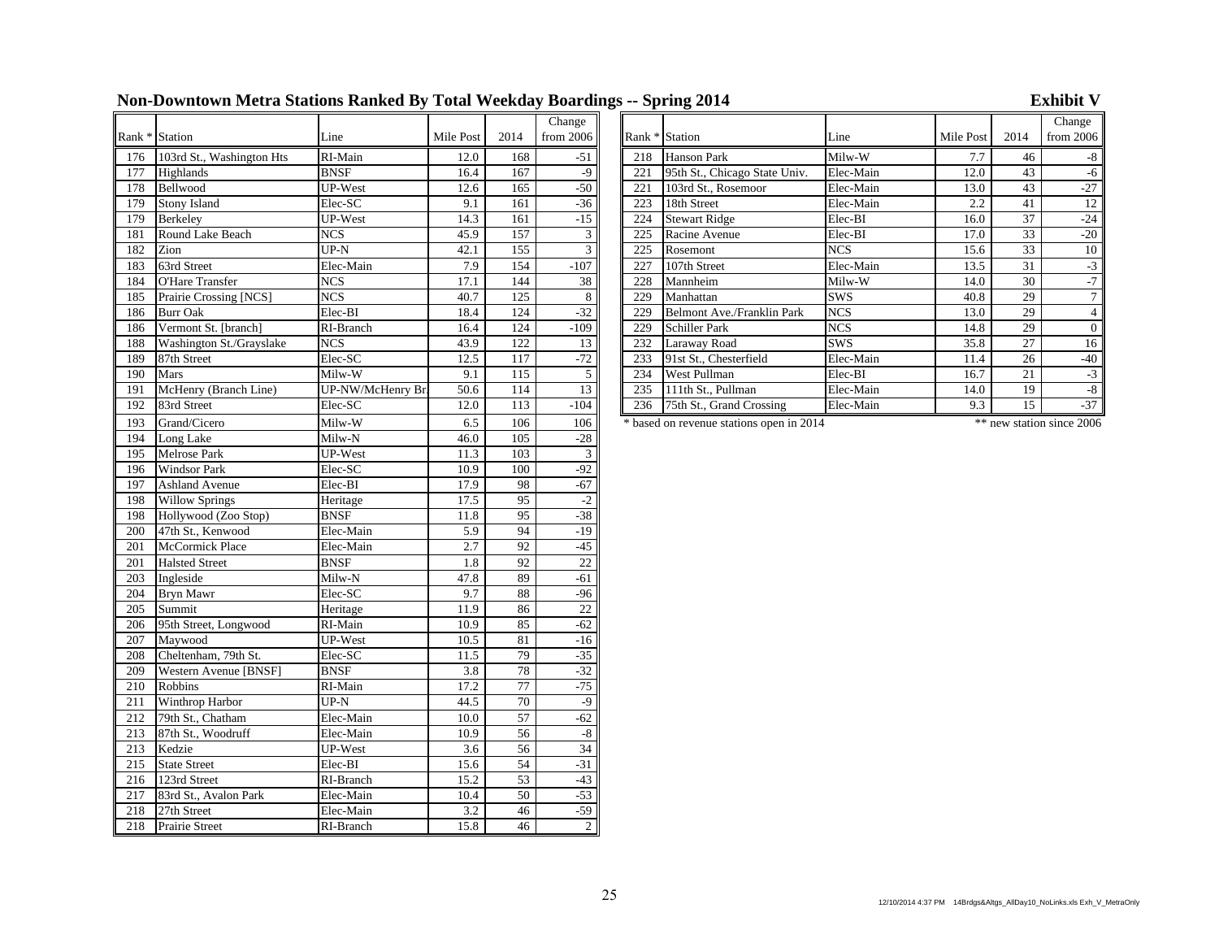## Non-Downtown Metra Stations Ranked By Total Weekday Boardings -- Spring 2014

**Exhibit V**

| Rank * | Station | Line | Mile Post | 2014 | Change from 2006 |
|---|---|---|---|---|---|
| 176 | 103rd St., Washington Hts | RI-Main | 12.0 | 168 | -51 |
| 177 | Highlands | BNSF | 16.4 | 167 | -9 |
| 178 | Bellwood | UP-West | 12.6 | 165 | -50 |
| 179 | Stony Island | Elec-SC | 9.1 | 161 | -36 |
| 179 | Berkeley | UP-West | 14.3 | 161 | -15 |
| 181 | Round Lake Beach | NCS | 45.9 | 157 | 3 |
| 182 | Zion | UP-N | 42.1 | 155 | 3 |
| 183 | 63rd Street | Elec-Main | 7.9 | 154 | -107 |
| 184 | O'Hare Transfer | NCS | 17.1 | 144 | 38 |
| 185 | Prairie Crossing [NCS] | NCS | 40.7 | 125 | 8 |
| 186 | Burr Oak | Elec-BI | 18.4 | 124 | -32 |
| 186 | Vermont St. [branch] | RI-Branch | 16.4 | 124 | -109 |
| 188 | Washington St./Grayslake | NCS | 43.9 | 122 | 13 |
| 189 | 87th Street | Elec-SC | 12.5 | 117 | -72 |
| 190 | Mars | Milw-W | 9.1 | 115 | 5 |
| 191 | McHenry (Branch Line) | UP-NW/McHenry Br | 50.6 | 114 | 13 |
| 192 | 83rd Street | Elec-SC | 12.0 | 113 | -104 |
| 193 | Grand/Cicero | Milw-W | 6.5 | 106 | 106 |
| 194 | Long Lake | Milw-N | 46.0 | 105 | -28 |
| 195 | Melrose Park | UP-West | 11.3 | 103 | 3 |
| 196 | Windsor Park | Elec-SC | 10.9 | 100 | -92 |
| 197 | Ashland Avenue | Elec-BI | 17.9 | 98 | -67 |
| 198 | Willow Springs | Heritage | 17.5 | 95 | -2 |
| 198 | Hollywood (Zoo Stop) | BNSF | 11.8 | 95 | -38 |
| 200 | 47th St., Kenwood | Elec-Main | 5.9 | 94 | -19 |
| 201 | McCormick Place | Elec-Main | 2.7 | 92 | -45 |
| 201 | Halsted Street | BNSF | 1.8 | 92 | 22 |
| 203 | Ingleside | Milw-N | 47.8 | 89 | -61 |
| 204 | Bryn Mawr | Elec-SC | 9.7 | 88 | -96 |
| 205 | Summit | Heritage | 11.9 | 86 | 22 |
| 206 | 95th Street, Longwood | RI-Main | 10.9 | 85 | -62 |
| 207 | Maywood | UP-West | 10.5 | 81 | -16 |
| 208 | Cheltenham, 79th St. | Elec-SC | 11.5 | 79 | -35 |
| 209 | Western Avenue [BNSF] | BNSF | 3.8 | 78 | -32 |
| 210 | Robbins | RI-Main | 17.2 | 77 | -75 |
| 211 | Winthrop Harbor | UP-N | 44.5 | 70 | -9 |
| 212 | 79th St., Chatham | Elec-Main | 10.0 | 57 | -62 |
| 213 | 87th St., Woodruff | Elec-Main | 10.9 | 56 | -8 |
| 213 | Kedzie | UP-West | 3.6 | 56 | 34 |
| 215 | State Street | Elec-BI | 15.6 | 54 | -31 |
| 216 | 123rd Street | RI-Branch | 15.2 | 53 | -43 |
| 217 | 83rd St., Avalon Park | Elec-Main | 10.4 | 50 | -53 |
| 218 | 27th Street | Elec-Main | 3.2 | 46 | -59 |
| 218 | Prairie Street | RI-Branch | 15.8 | 46 | 2 |
| 218 | Hanson Park | Milw-W | 7.7 | 46 | -8 |
| 221 | 95th St., Chicago State Univ. | Elec-Main | 12.0 | 43 | -6 |
| 221 | 103rd St., Rosemoor | Elec-Main | 13.0 | 43 | -27 |
| 223 | 18th Street | Elec-Main | 2.2 | 41 | 12 |
| 224 | Stewart Ridge | Elec-BI | 16.0 | 37 | -24 |
| 225 | Racine Avenue | Elec-BI | 17.0 | 33 | -20 |
| 225 | Rosemont | NCS | 15.6 | 33 | 10 |
| 227 | 107th Street | Elec-Main | 13.5 | 31 | -3 |
| 228 | Mannheim | Milw-W | 14.0 | 30 | -7 |
| 229 | Manhattan | SWS | 40.8 | 29 | 7 |
| 229 | Belmont Ave./Franklin Park | NCS | 13.0 | 29 | 4 |
| 229 | Schiller Park | NCS | 14.8 | 29 | 0 |
| 232 | Laraway Road | SWS | 35.8 | 27 | 16 |
| 233 | 91st St., Chesterfield | Elec-Main | 11.4 | 26 | -40 |
| 234 | West Pullman | Elec-BI | 16.7 | 21 | -3 |
| 235 | 111th St., Pullman | Elec-Main | 14.0 | 19 | -8 |
| 236 | 75th St., Grand Crossing | Elec-Main | 9.3 | 15 | -37 |

\* based on revenue stations open in 2014

\*\* new station since 2006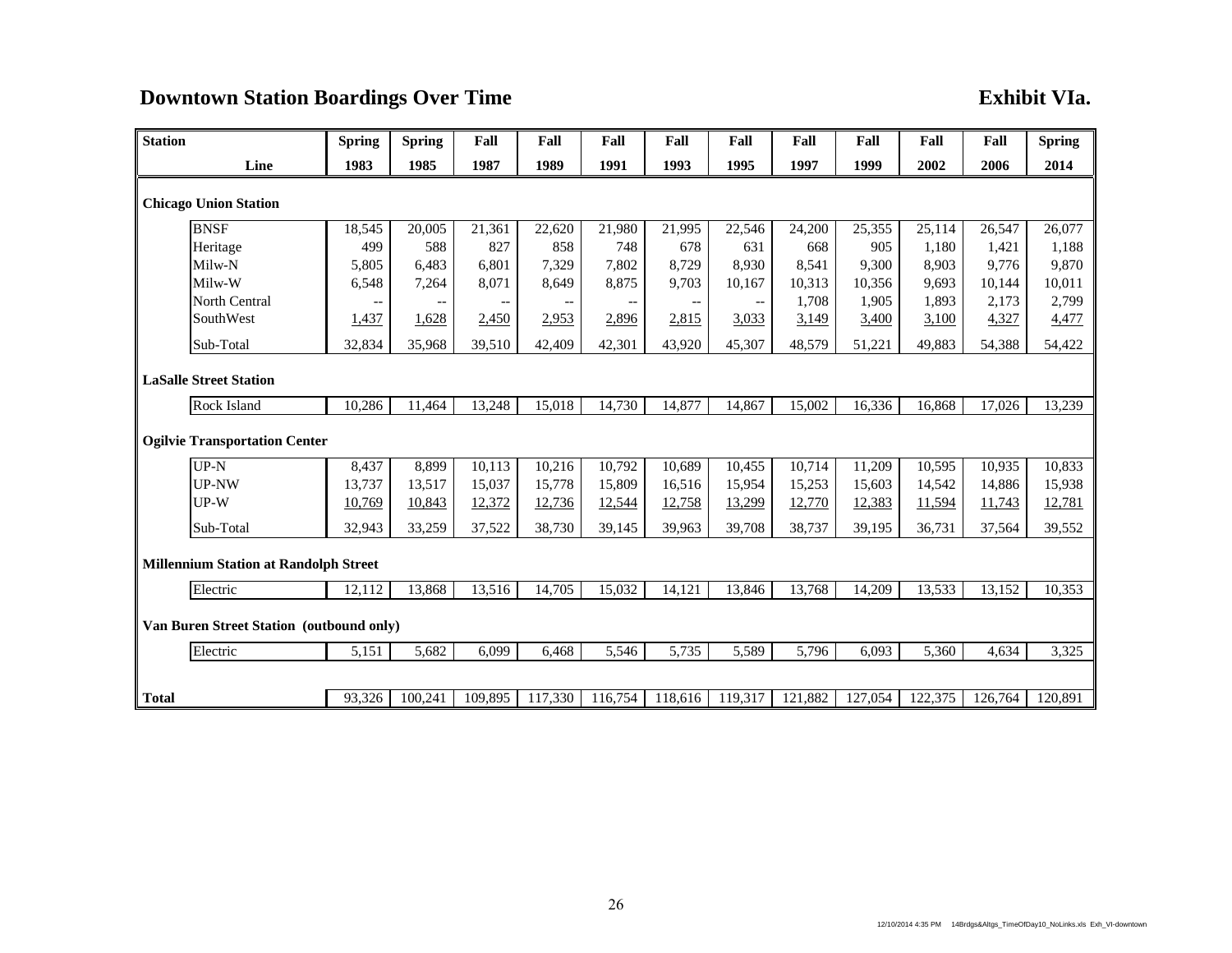## Downtown Station Boardings Over Time

**Exhibit VIa.**

| Station / Line | Spring 1983 | Spring 1985 | Fall 1987 | Fall 1989 | Fall 1991 | Fall 1993 | Fall 1995 | Fall 1997 | Fall 1999 | Fall 2002 | Fall 2006 | Spring 2014 |
|---|---|---|---|---|---|---|---|---|---|---|---|---|
| **Chicago Union Station** | | | | | | | | | | | | |
| BNSF | 18,545 | 20,005 | 21,361 | 22,620 | 21,980 | 21,995 | 22,546 | 24,200 | 25,355 | 25,114 | 26,547 | 26,077 |
| Heritage | 499 | 588 | 827 | 858 | 748 | 678 | 631 | 668 | 905 | 1,180 | 1,421 | 1,188 |
| Milw-N | 5,805 | 6,483 | 6,801 | 7,329 | 7,802 | 8,729 | 8,930 | 8,541 | 9,300 | 8,903 | 9,776 | 9,870 |
| Milw-W | 6,548 | 7,264 | 8,071 | 8,649 | 8,875 | 9,703 | 10,167 | 10,313 | 10,356 | 9,693 | 10,144 | 10,011 |
| North Central | -- | -- | -- | -- | -- | -- | -- | 1,708 | 1,905 | 1,893 | 2,173 | 2,799 |
| SouthWest | 1,437 | 1,628 | 2,450 | 2,953 | 2,896 | 2,815 | 3,033 | 3,149 | 3,400 | 3,100 | 4,327 | 4,477 |
| Sub-Total | 32,834 | 35,968 | 39,510 | 42,409 | 42,301 | 43,920 | 45,307 | 48,579 | 51,221 | 49,883 | 54,388 | 54,422 |
| **LaSalle Street Station** | | | | | | | | | | | | |
| Rock Island | 10,286 | 11,464 | 13,248 | 15,018 | 14,730 | 14,877 | 14,867 | 15,002 | 16,336 | 16,868 | 17,026 | 13,239 |
| **Ogilvie Transportation Center** | | | | | | | | | | | | |
| UP-N | 8,437 | 8,899 | 10,113 | 10,216 | 10,792 | 10,689 | 10,455 | 10,714 | 11,209 | 10,595 | 10,935 | 10,833 |
| UP-NW | 13,737 | 13,517 | 15,037 | 15,778 | 15,809 | 16,516 | 15,954 | 15,253 | 15,603 | 14,542 | 14,886 | 15,938 |
| UP-W | 10,769 | 10,843 | 12,372 | 12,736 | 12,544 | 12,758 | 13,299 | 12,770 | 12,383 | 11,594 | 11,743 | 12,781 |
| Sub-Total | 32,943 | 33,259 | 37,522 | 38,730 | 39,145 | 39,963 | 39,708 | 38,737 | 39,195 | 36,731 | 37,564 | 39,552 |
| **Millennium Station at Randolph Street** | | | | | | | | | | | | |
| Electric | 12,112 | 13,868 | 13,516 | 14,705 | 15,032 | 14,121 | 13,846 | 13,768 | 14,209 | 13,533 | 13,152 | 10,353 |
| **Van Buren Street Station (outbound only)** | | | | | | | | | | | | |
| Electric | 5,151 | 5,682 | 6,099 | 6,468 | 5,546 | 5,735 | 5,589 | 5,796 | 6,093 | 5,360 | 4,634 | 3,325 |
| **Total** | 93,326 | 100,241 | 109,895 | 117,330 | 116,754 | 118,616 | 119,317 | 121,882 | 127,054 | 122,375 | 126,764 | 120,891 |

12/10/2014 4:35 PM 14Brdgs&Altgs_TimeOfDay10_NoLinks.xls Exh_VI-downtown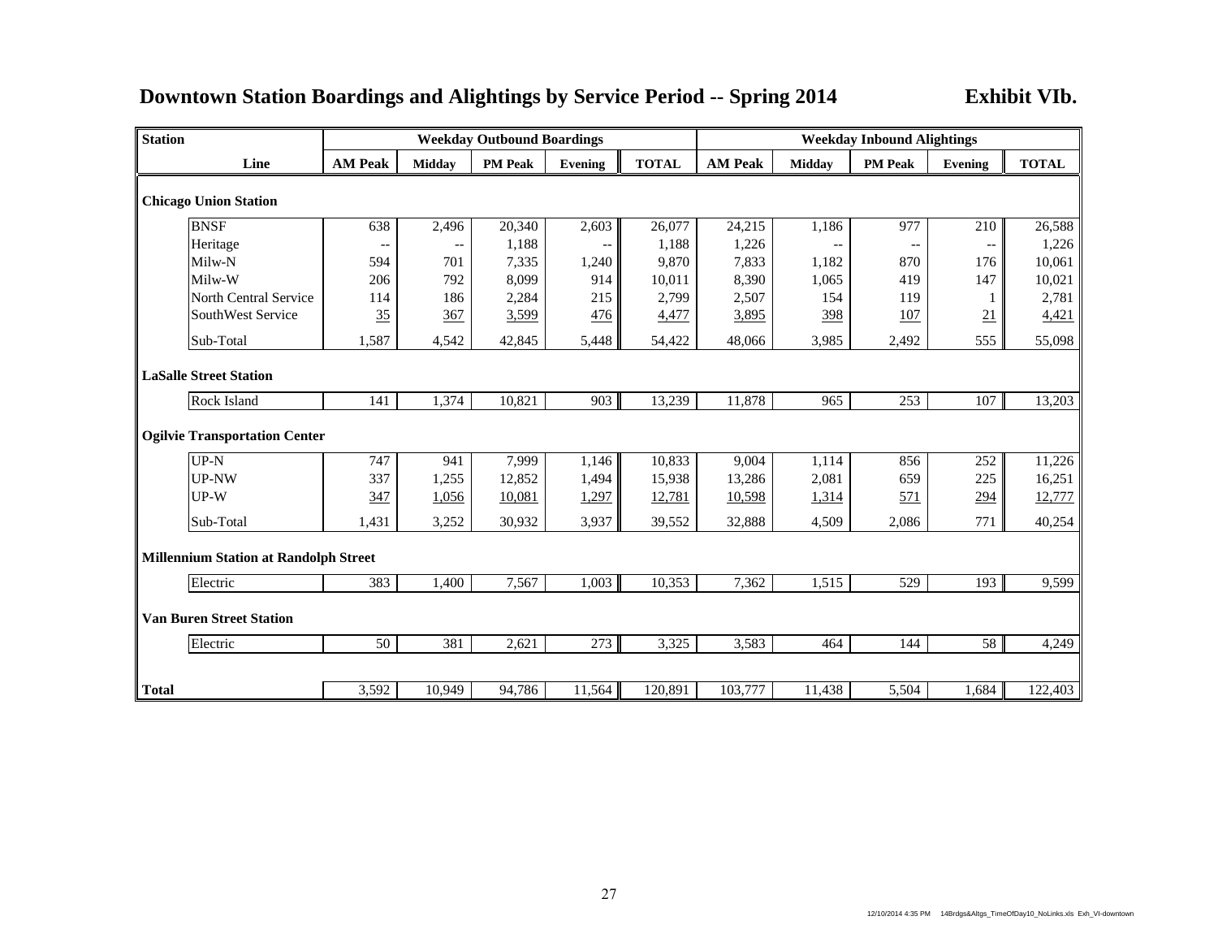# Downtown Station Boardings and Alightings by Service Period -- Spring 2014

**Exhibit VIb.**

| Station | Line | Weekday Outbound Boardings | | | | | Weekday Inbound Alightings | | | | |
|---|---|---|---|---|---|---|---|---|---|---|---|
| | | AM Peak | Midday | PM Peak | Evening | TOTAL | AM Peak | Midday | PM Peak | Evening | TOTAL |
| **Chicago Union Station** | | | | | | | | | | | |
| | BNSF | 638 | 2,496 | 20,340 | 2,603 | 26,077 | 24,215 | 1,186 | 977 | 210 | 26,588 |
| | Heritage | -- | -- | 1,188 | -- | 1,188 | 1,226 | -- | -- | -- | 1,226 |
| | Milw-N | 594 | 701 | 7,335 | 1,240 | 9,870 | 7,833 | 1,182 | 870 | 176 | 10,061 |
| | Milw-W | 206 | 792 | 8,099 | 914 | 10,011 | 8,390 | 1,065 | 419 | 147 | 10,021 |
| | North Central Service | 114 | 186 | 2,284 | 215 | 2,799 | 2,507 | 154 | 119 | 1 | 2,781 |
| | SouthWest Service | 35 | 367 | 3,599 | 476 | 4,477 | 3,895 | 398 | 107 | 21 | 4,421 |
| | Sub-Total | 1,587 | 4,542 | 42,845 | 5,448 | 54,422 | 48,066 | 3,985 | 2,492 | 555 | 55,098 |
| **LaSalle Street Station** | | | | | | | | | | | |
| | Rock Island | 141 | 1,374 | 10,821 | 903 | 13,239 | 11,878 | 965 | 253 | 107 | 13,203 |
| **Ogilvie Transportation Center** | | | | | | | | | | | |
| | UP-N | 747 | 941 | 7,999 | 1,146 | 10,833 | 9,004 | 1,114 | 856 | 252 | 11,226 |
| | UP-NW | 337 | 1,255 | 12,852 | 1,494 | 15,938 | 13,286 | 2,081 | 659 | 225 | 16,251 |
| | UP-W | 347 | 1,056 | 10,081 | 1,297 | 12,781 | 10,598 | 1,314 | 571 | 294 | 12,777 |
| | Sub-Total | 1,431 | 3,252 | 30,932 | 3,937 | 39,552 | 32,888 | 4,509 | 2,086 | 771 | 40,254 |
| **Millennium Station at Randolph Street** | | | | | | | | | | | |
| | Electric | 383 | 1,400 | 7,567 | 1,003 | 10,353 | 7,362 | 1,515 | 529 | 193 | 9,599 |
| **Van Buren Street Station** | | | | | | | | | | | |
| | Electric | 50 | 381 | 2,621 | 273 | 3,325 | 3,583 | 464 | 144 | 58 | 4,249 |
| **Total** | | 3,592 | 10,949 | 94,786 | 11,564 | 120,891 | 103,777 | 11,438 | 5,504 | 1,684 | 122,403 |

12/10/2014 4:35 PM 14Brdgs&Altgs_TimeOfDay10_NoLinks.xls Exh_VI-downtown